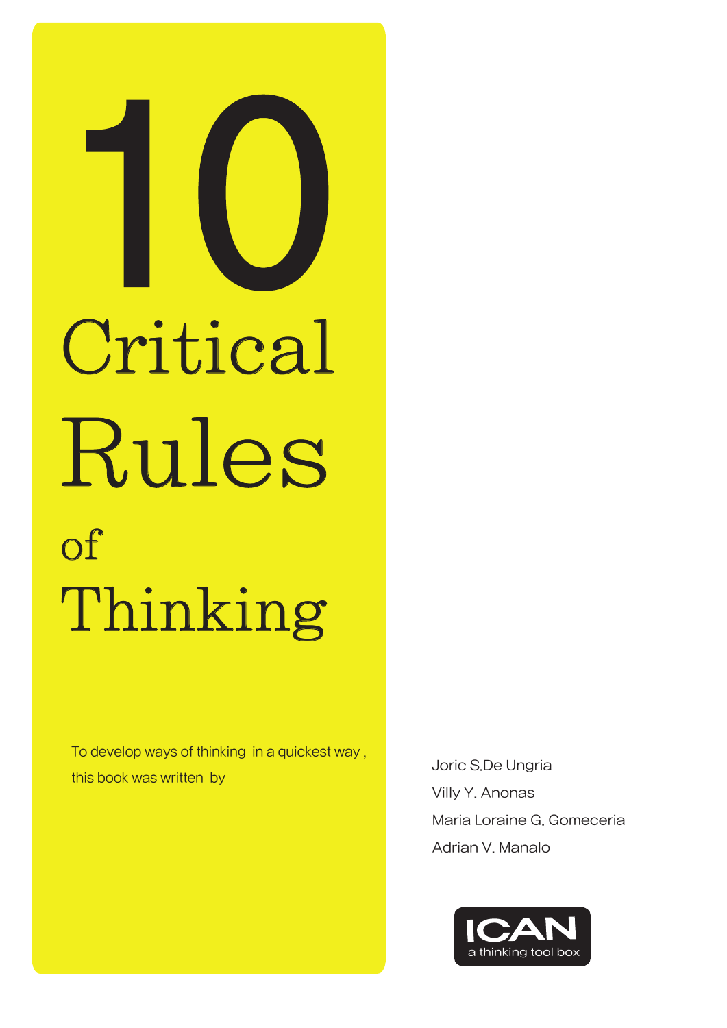# 10 Critical Rules of Thinking

To develop ways of thinking in a quickest way , this book was written by

Joric S.De Ungria
Villy Y. Anonas
Maria Loraine G. Gomeceria
Adrian V. Manalo

ICAN
a thinking tool box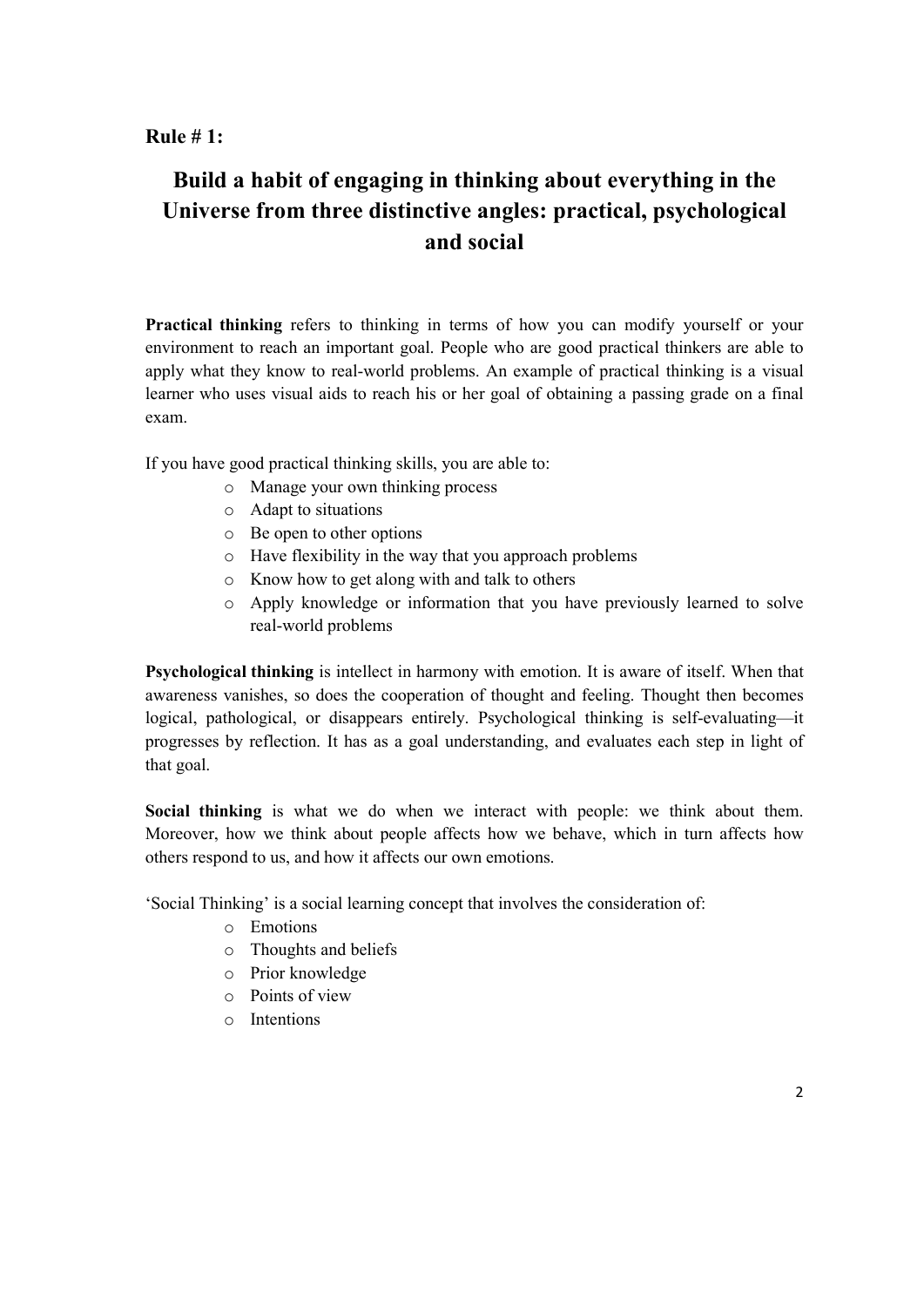**Rule # 1:**

# Build a habit of engaging in thinking about everything in the Universe from three distinctive angles: practical, psychological and social

**Practical thinking** refers to thinking in terms of how you can modify yourself or your environment to reach an important goal. People who are good practical thinkers are able to apply what they know to real-world problems. An example of practical thinking is a visual learner who uses visual aids to reach his or her goal of obtaining a passing grade on a final exam.

If you have good practical thinking skills, you are able to:

- Manage your own thinking process
- Adapt to situations
- Be open to other options
- Have flexibility in the way that you approach problems
- Know how to get along with and talk to others
- Apply knowledge or information that you have previously learned to solve real-world problems

**Psychological thinking** is intellect in harmony with emotion. It is aware of itself. When that awareness vanishes, so does the cooperation of thought and feeling. Thought then becomes logical, pathological, or disappears entirely. Psychological thinking is self-evaluating—it progresses by reflection. It has as a goal understanding, and evaluates each step in light of that goal.

**Social thinking** is what we do when we interact with people: we think about them. Moreover, how we think about people affects how we behave, which in turn affects how others respond to us, and how it affects our own emotions.

'Social Thinking' is a social learning concept that involves the consideration of:

- Emotions
- Thoughts and beliefs
- Prior knowledge
- Points of view
- Intentions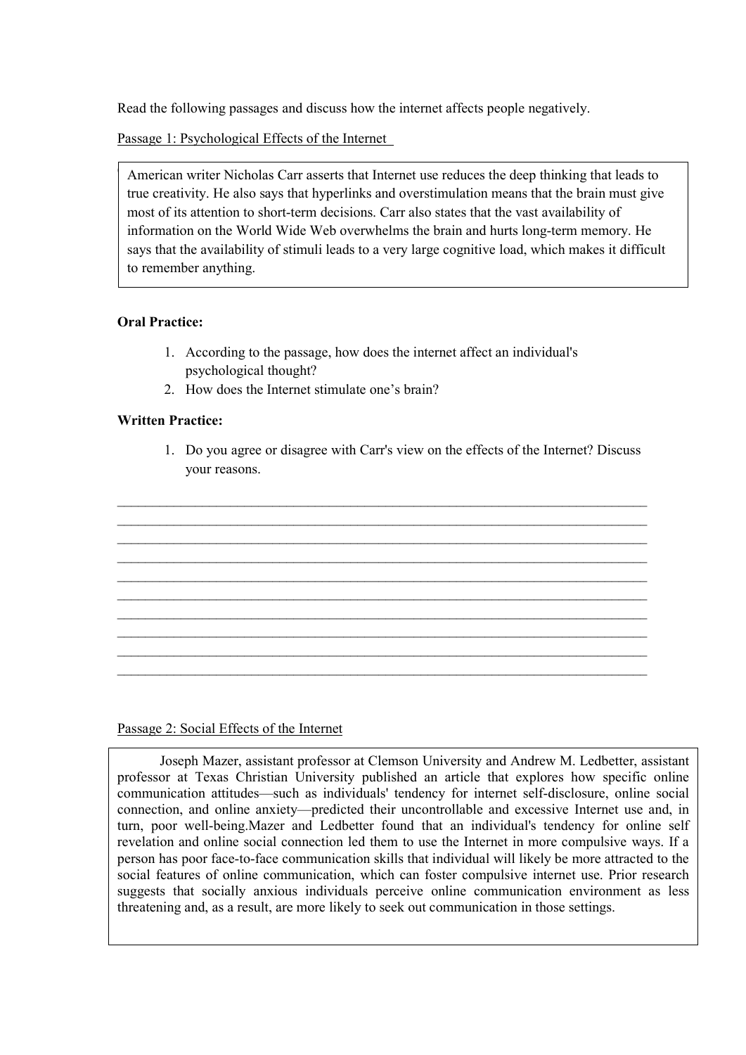Read the following passages and discuss how the internet affects people negatively.

Passage 1: Psychological Effects of the Internet

American writer Nicholas Carr asserts that Internet use reduces the deep thinking that leads to true creativity. He also says that hyperlinks and overstimulation means that the brain must give most of its attention to short-term decisions. Carr also states that the vast availability of information on the World Wide Web overwhelms the brain and hurts long-term memory. He says that the availability of stimuli leads to a very large cognitive load, which makes it difficult to remember anything.

**Oral Practice:**

1. According to the passage, how does the internet affect an individual's psychological thought?
2. How does the Internet stimulate one's brain?

**Written Practice:**

1. Do you agree or disagree with Carr's view on the effects of the Internet? Discuss your reasons.

______________________________________________________________________________
______________________________________________________________________________
______________________________________________________________________________
______________________________________________________________________________
______________________________________________________________________________
______________________________________________________________________________
______________________________________________________________________________
______________________________________________________________________________
______________________________________________________________________________
______________________________________________________________________________

Passage 2: Social Effects of the Internet

Joseph Mazer, assistant professor at Clemson University and Andrew M. Ledbetter, assistant professor at Texas Christian University published an article that explores how specific online communication attitudes—such as individuals' tendency for internet self-disclosure, online social connection, and online anxiety—predicted their uncontrollable and excessive Internet use and, in turn, poor well-being.Mazer and Ledbetter found that an individual's tendency for online self revelation and online social connection led them to use the Internet in more compulsive ways. If a person has poor face-to-face communication skills that individual will likely be more attracted to the social features of online communication, which can foster compulsive internet use. Prior research suggests that socially anxious individuals perceive online communication environment as less threatening and, as a result, are more likely to seek out communication in those settings.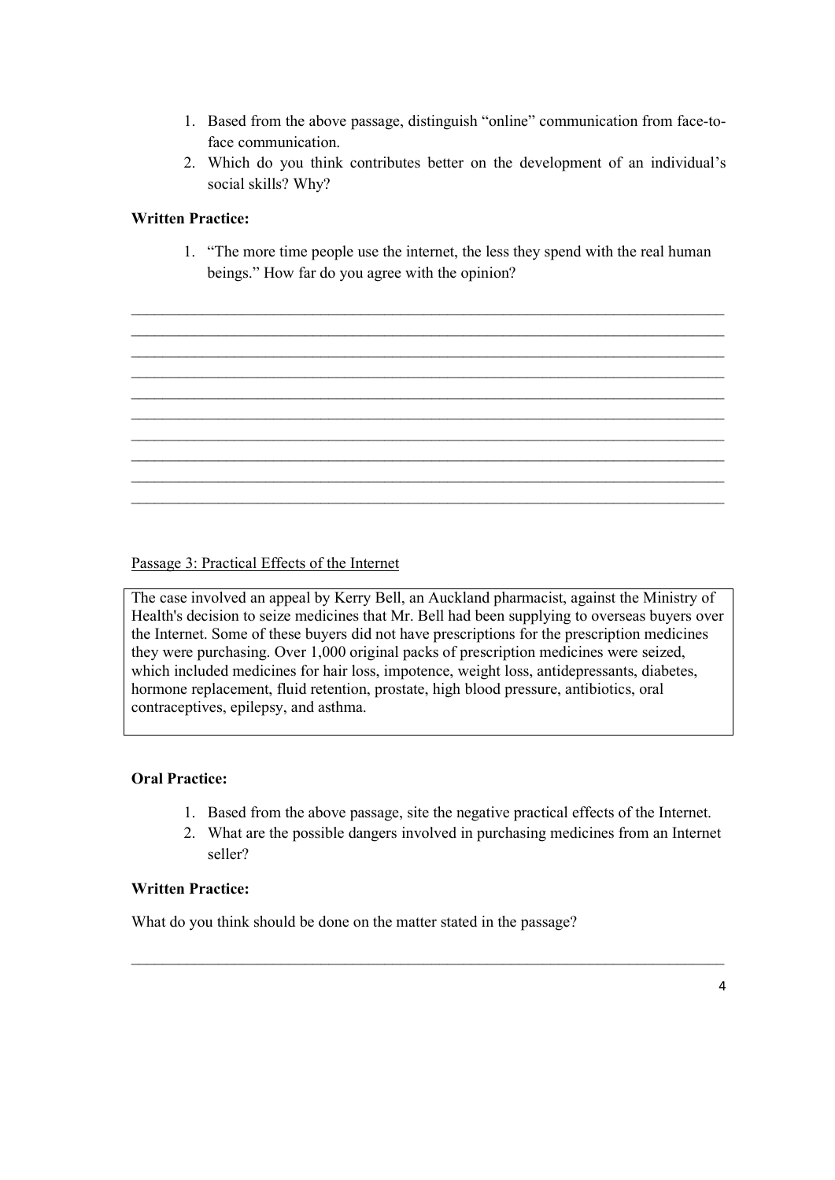1. Based from the above passage, distinguish "online" communication from face-to-face communication.
2. Which do you think contributes better on the development of an individual's social skills? Why?

**Written Practice:**

1. "The more time people use the internet, the less they spend with the real human beings." How far do you agree with the opinion?

______________________________________________________________________________
______________________________________________________________________________
______________________________________________________________________________
______________________________________________________________________________
______________________________________________________________________________
______________________________________________________________________________
______________________________________________________________________________
______________________________________________________________________________
______________________________________________________________________________
______________________________________________________________________________

Passage 3: Practical Effects of the Internet

> The case involved an appeal by Kerry Bell, an Auckland pharmacist, against the Ministry of Health's decision to seize medicines that Mr. Bell had been supplying to overseas buyers over the Internet. Some of these buyers did not have prescriptions for the prescription medicines they were purchasing. Over 1,000 original packs of prescription medicines were seized, which included medicines for hair loss, impotence, weight loss, antidepressants, diabetes, hormone replacement, fluid retention, prostate, high blood pressure, antibiotics, oral contraceptives, epilepsy, and asthma.

**Oral Practice:**

1. Based from the above passage, site the negative practical effects of the Internet.
2. What are the possible dangers involved in purchasing medicines from an Internet seller?

**Written Practice:**

What do you think should be done on the matter stated in the passage?

______________________________________________________________________________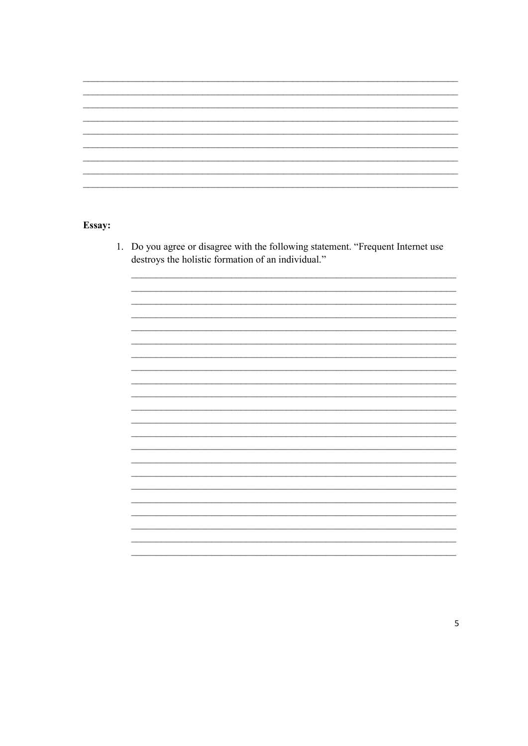**Essay:**

1. Do you agree or disagree with the following statement. "Frequent Internet use destroys the holistic formation of an individual."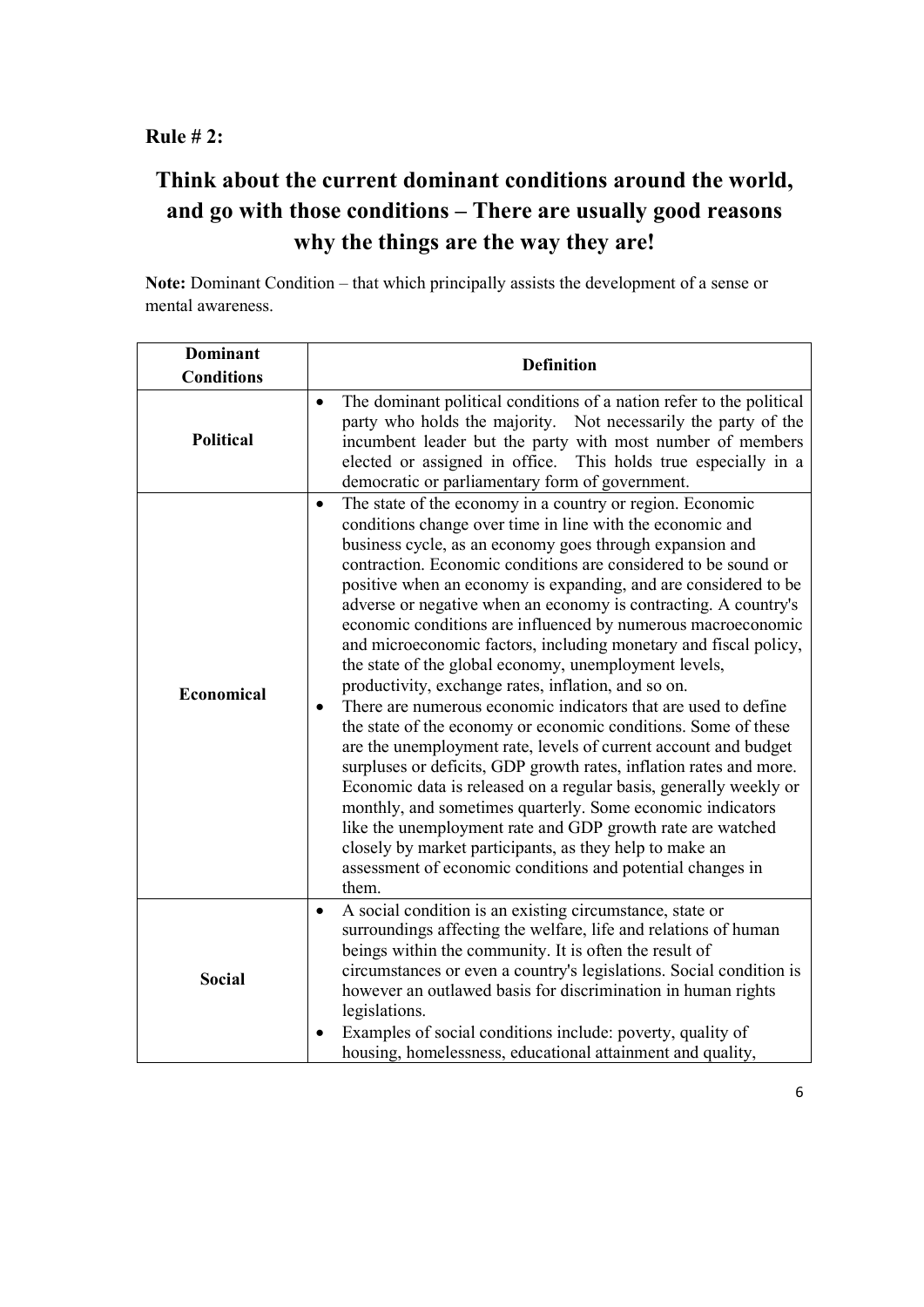**Rule # 2:**

## Think about the current dominant conditions around the world, and go with those conditions – There are usually good reasons why the things are the way they are!

**Note:** Dominant Condition – that which principally assists the development of a sense or mental awareness.

| Dominant Conditions | Definition |
|---|---|
| **Political** | • The dominant political conditions of a nation refer to the political party who holds the majority. Not necessarily the party of the incumbent leader but the party with most number of members elected or assigned in office. This holds true especially in a democratic or parliamentary form of government. |
| **Economical** | • The state of the economy in a country or region. Economic conditions change over time in line with the economic and business cycle, as an economy goes through expansion and contraction. Economic conditions are considered to be sound or positive when an economy is expanding, and are considered to be adverse or negative when an economy is contracting. A country's economic conditions are influenced by numerous macroeconomic and microeconomic factors, including monetary and fiscal policy, the state of the global economy, unemployment levels, productivity, exchange rates, inflation, and so on.<br>• There are numerous economic indicators that are used to define the state of the economy or economic conditions. Some of these are the unemployment rate, levels of current account and budget surpluses or deficits, GDP growth rates, inflation rates and more. Economic data is released on a regular basis, generally weekly or monthly, and sometimes quarterly. Some economic indicators like the unemployment rate and GDP growth rate are watched closely by market participants, as they help to make an assessment of economic conditions and potential changes in them. |
| **Social** | • A social condition is an existing circumstance, state or surroundings affecting the welfare, life and relations of human beings within the community. It is often the result of circumstances or even a country's legislations. Social condition is however an outlawed basis for discrimination in human rights legislations.<br>• Examples of social conditions include: poverty, quality of housing, homelessness, educational attainment and quality, |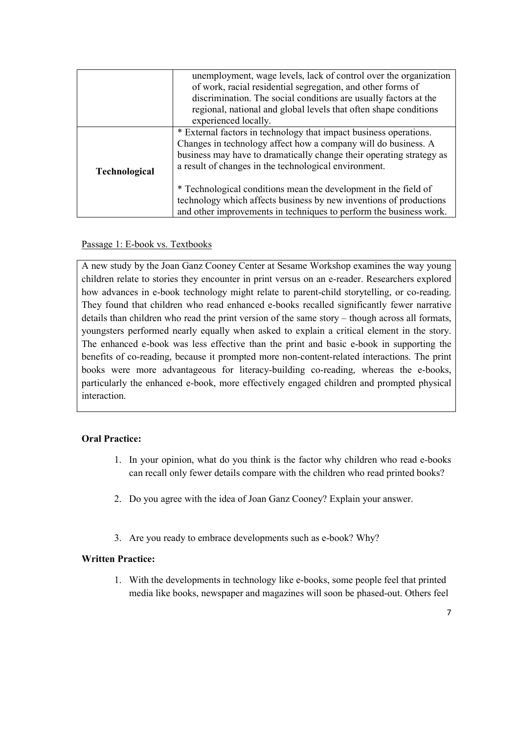| | |
|---|---|
| | unemployment, wage levels, lack of control over the organization of work, racial residential segregation, and other forms of discrimination. The social conditions are usually factors at the regional, national and global levels that often shape conditions experienced locally. |
| **Technological** | * External factors in technology that impact business operations. Changes in technology affect how a company will do business. A business may have to dramatically change their operating strategy as a result of changes in the technological environment.<br><br>* Technological conditions mean the development in the field of technology which affects business by new inventions of productions and other improvements in techniques to perform the business work. |

<u>Passage 1: E-book vs. Textbooks</u>

A new study by the Joan Ganz Cooney Center at Sesame Workshop examines the way young children relate to stories they encounter in print versus on an e-reader. Researchers explored how advances in e-book technology might relate to parent-child storytelling, or co-reading. They found that children who read enhanced e-books recalled significantly fewer narrative details than children who read the print version of the same story – though across all formats, youngsters performed nearly equally when asked to explain a critical element in the story. The enhanced e-book was less effective than the print and basic e-book in supporting the benefits of co-reading, because it prompted more non-content-related interactions. The print books were more advantageous for literacy-building co-reading, whereas the e-books, particularly the enhanced e-book, more effectively engaged children and prompted physical interaction.

**Oral Practice:**

1. In your opinion, what do you think is the factor why children who read e-books can recall only fewer details compare with the children who read printed books?
2. Do you agree with the idea of Joan Ganz Cooney? Explain your answer.
3. Are you ready to embrace developments such as e-book? Why?

**Written Practice:**

1. With the developments in technology like e-books, some people feel that printed media like books, newspaper and magazines will soon be phased-out. Others feel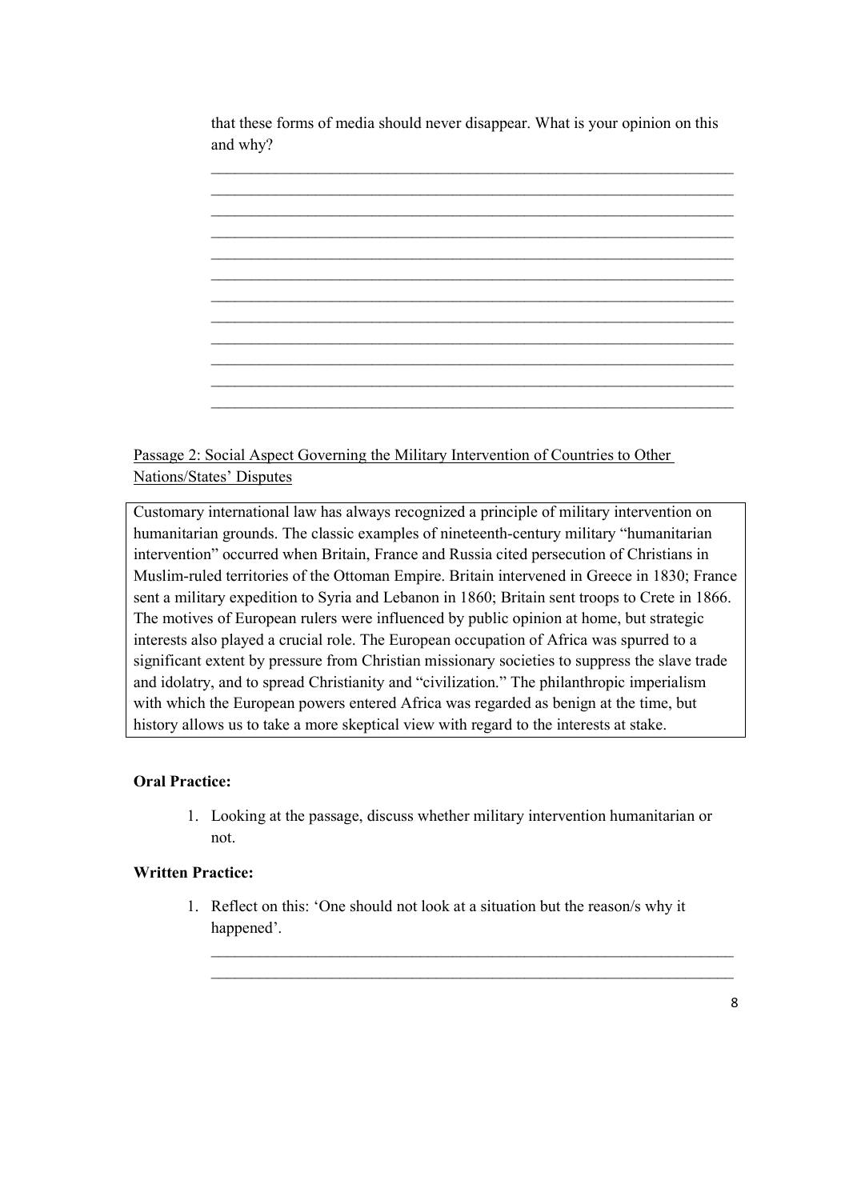that these forms of media should never disappear. What is your opinion on this and why?

______________________________________________________________________
______________________________________________________________________
______________________________________________________________________
______________________________________________________________________
______________________________________________________________________
______________________________________________________________________
______________________________________________________________________
______________________________________________________________________
______________________________________________________________________
______________________________________________________________________
______________________________________________________________________
______________________________________________________________________

Passage 2: Social Aspect Governing the Military Intervention of Countries to Other Nations/States' Disputes

Customary international law has always recognized a principle of military intervention on humanitarian grounds. The classic examples of nineteenth-century military "humanitarian intervention" occurred when Britain, France and Russia cited persecution of Christians in Muslim-ruled territories of the Ottoman Empire. Britain intervened in Greece in 1830; France sent a military expedition to Syria and Lebanon in 1860; Britain sent troops to Crete in 1866. The motives of European rulers were influenced by public opinion at home, but strategic interests also played a crucial role. The European occupation of Africa was spurred to a significant extent by pressure from Christian missionary societies to suppress the slave trade and idolatry, and to spread Christianity and "civilization." The philanthropic imperialism with which the European powers entered Africa was regarded as benign at the time, but history allows us to take a more skeptical view with regard to the interests at stake.

**Oral Practice:**

1. Looking at the passage, discuss whether military intervention humanitarian or not.

**Written Practice:**

1. Reflect on this: 'One should not look at a situation but the reason/s why it happened'.

______________________________________________________________________
______________________________________________________________________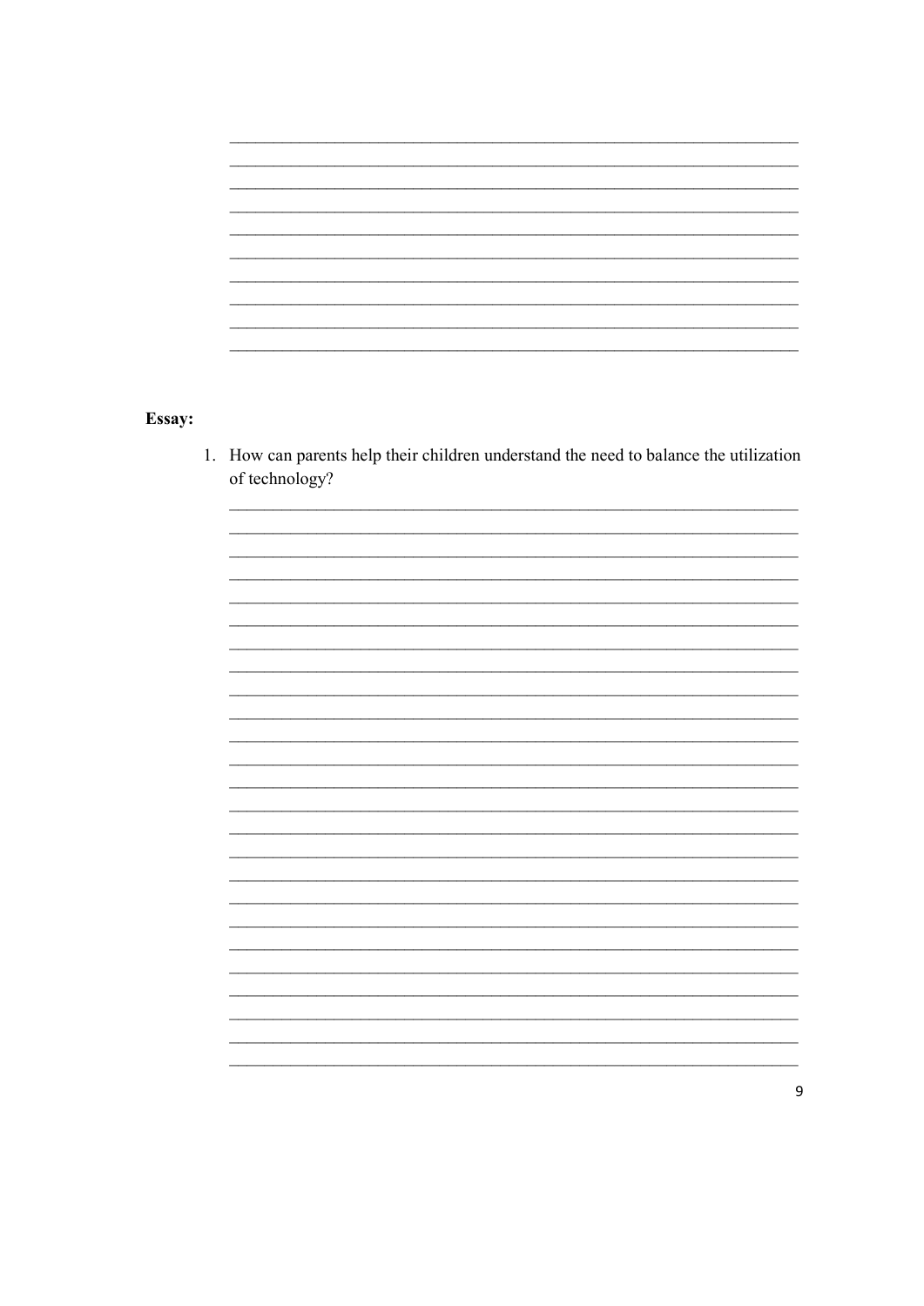**Essay:**

1. How can parents help their children understand the need to balance the utilization of technology?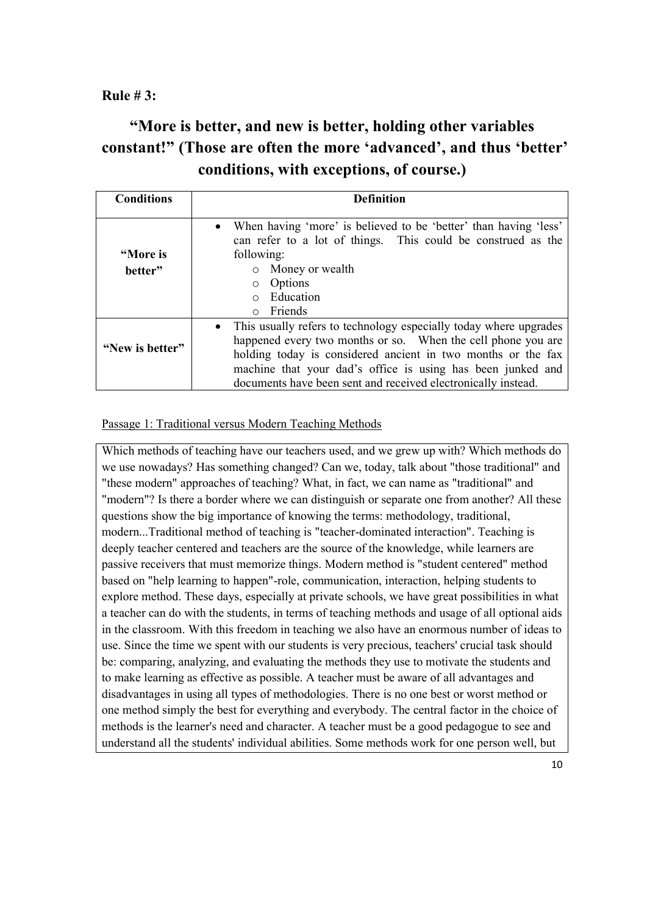**Rule # 3:**

## "More is better, and new is better, holding other variables constant!" (Those are often the more 'advanced', and thus 'better' conditions, with exceptions, of course.)

| Conditions | Definition |
|---|---|
| **"More is better"** | • When having 'more' is believed to be 'better' than having 'less' can refer to a lot of things. This could be construed as the following:<br>○ Money or wealth<br>○ Options<br>○ Education<br>○ Friends |
| **"New is better"** | • This usually refers to technology especially today where upgrades happened every two months or so. When the cell phone you are holding today is considered ancient in two months or the fax machine that your dad's office is using has been junked and documents have been sent and received electronically instead. |

<u>Passage 1: Traditional versus Modern Teaching Methods</u>

Which methods of teaching have our teachers used, and we grew up with? Which methods do we use nowadays? Has something changed? Can we, today, talk about "those traditional" and "these modern" approaches of teaching? What, in fact, we can name as "traditional" and "modern"? Is there a border where we can distinguish or separate one from another? All these questions show the big importance of knowing the terms: methodology, traditional, modern...Traditional method of teaching is "teacher-dominated interaction". Teaching is deeply teacher centered and teachers are the source of the knowledge, while learners are passive receivers that must memorize things. Modern method is "student centered" method based on "help learning to happen"-role, communication, interaction, helping students to explore method. These days, especially at private schools, we have great possibilities in what a teacher can do with the students, in terms of teaching methods and usage of all optional aids in the classroom. With this freedom in teaching we also have an enormous number of ideas to use. Since the time we spent with our students is very precious, teachers' crucial task should be: comparing, analyzing, and evaluating the methods they use to motivate the students and to make learning as effective as possible. A teacher must be aware of all advantages and disadvantages in using all types of methodologies. There is no one best or worst method or one method simply the best for everything and everybody. The central factor in the choice of methods is the learner's need and character. A teacher must be a good pedagogue to see and understand all the students' individual abilities. Some methods work for one person well, but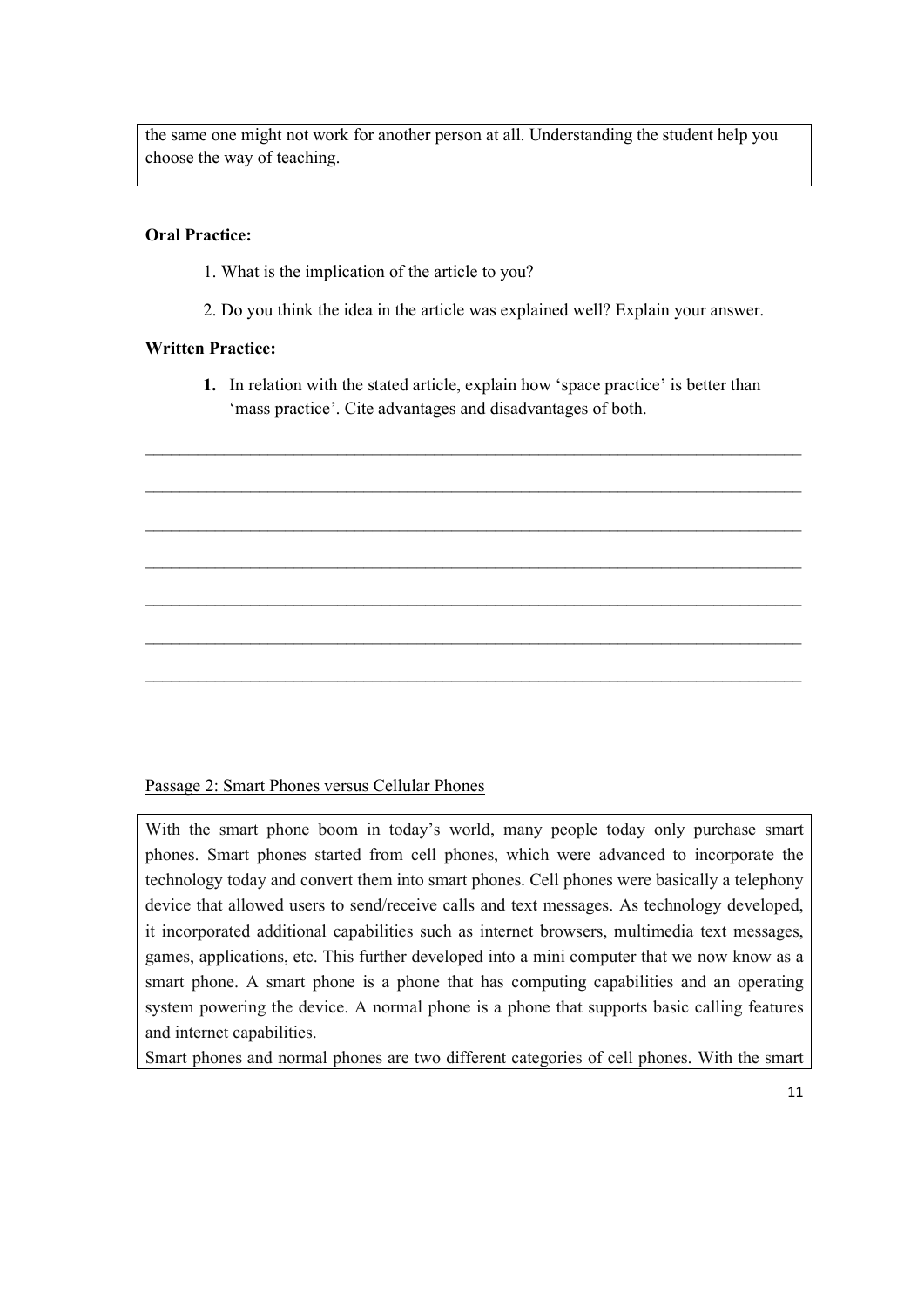the same one might not work for another person at all. Understanding the student help you choose the way of teaching.

**Oral Practice:**

1. What is the implication of the article to you?
2. Do you think the idea in the article was explained well? Explain your answer.

**Written Practice:**

1. In relation with the stated article, explain how 'space practice' is better than 'mass practice'. Cite advantages and disadvantages of both.

______________________________________________________________________________

______________________________________________________________________________

______________________________________________________________________________

______________________________________________________________________________

______________________________________________________________________________

______________________________________________________________________________

______________________________________________________________________________

Passage 2: Smart Phones versus Cellular Phones

With the smart phone boom in today's world, many people today only purchase smart phones. Smart phones started from cell phones, which were advanced to incorporate the technology today and convert them into smart phones. Cell phones were basically a telephony device that allowed users to send/receive calls and text messages. As technology developed, it incorporated additional capabilities such as internet browsers, multimedia text messages, games, applications, etc. This further developed into a mini computer that we now know as a smart phone. A smart phone is a phone that has computing capabilities and an operating system powering the device. A normal phone is a phone that supports basic calling features and internet capabilities.

Smart phones and normal phones are two different categories of cell phones. With the smart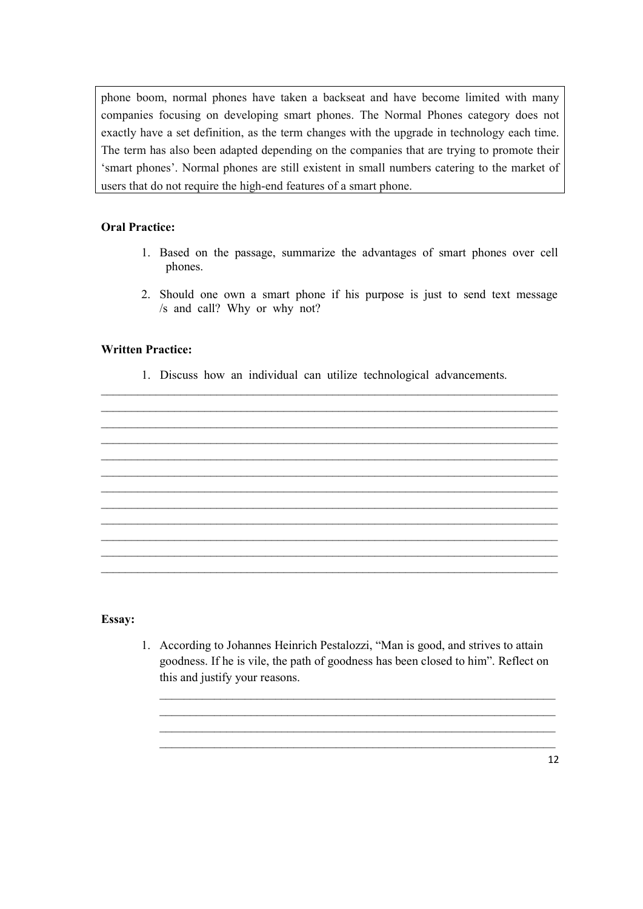phone boom, normal phones have taken a backseat and have become limited with many companies focusing on developing smart phones. The Normal Phones category does not exactly have a set definition, as the term changes with the upgrade in technology each time. The term has also been adapted depending on the companies that are trying to promote their 'smart phones'. Normal phones are still existent in small numbers catering to the market of users that do not require the high-end features of a smart phone.

**Oral Practice:**

1. Based on the passage, summarize the advantages of smart phones over cell phones.
2. Should one own a smart phone if his purpose is just to send text message /s and call? Why or why not?

**Written Practice:**

1. Discuss how an individual can utilize technological advancements.

______________________________________________________________________________
______________________________________________________________________________
______________________________________________________________________________
______________________________________________________________________________
______________________________________________________________________________
______________________________________________________________________________
______________________________________________________________________________
______________________________________________________________________________
______________________________________________________________________________
______________________________________________________________________________
______________________________________________________________________________
______________________________________________________________________________

**Essay:**

1. According to Johannes Heinrich Pestalozzi, "Man is good, and strives to attain goodness. If he is vile, the path of goodness has been closed to him". Reflect on this and justify your reasons.

______________________________________________________________________
______________________________________________________________________
______________________________________________________________________
______________________________________________________________________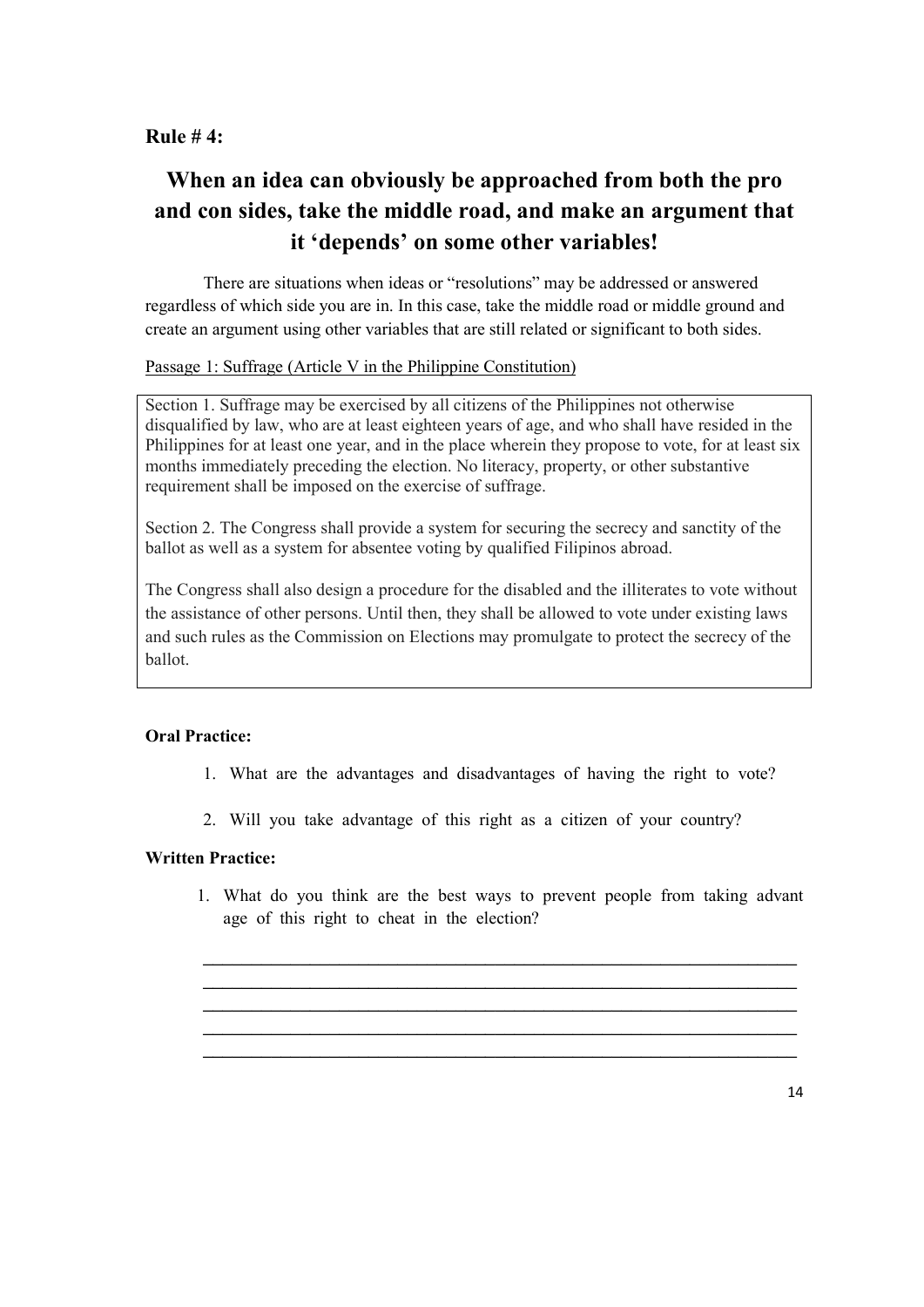**Rule # 4:**

# When an idea can obviously be approached from both the pro and con sides, take the middle road, and make an argument that it 'depends' on some other variables!

There are situations when ideas or "resolutions" may be addressed or answered regardless of which side you are in. In this case, take the middle road or middle ground and create an argument using other variables that are still related or significant to both sides.

Passage 1: Suffrage (Article V in the Philippine Constitution)

> Section 1. Suffrage may be exercised by all citizens of the Philippines not otherwise disqualified by law, who are at least eighteen years of age, and who shall have resided in the Philippines for at least one year, and in the place wherein they propose to vote, for at least six months immediately preceding the election. No literacy, property, or other substantive requirement shall be imposed on the exercise of suffrage.
>
> Section 2. The Congress shall provide a system for securing the secrecy and sanctity of the ballot as well as a system for absentee voting by qualified Filipinos abroad.
>
> The Congress shall also design a procedure for the disabled and the illiterates to vote without the assistance of other persons. Until then, they shall be allowed to vote under existing laws and such rules as the Commission on Elections may promulgate to protect the secrecy of the ballot.

**Oral Practice:**

1. What are the advantages and disadvantages of having the right to vote?
2. Will you take advantage of this right as a citizen of your country?

**Written Practice:**

1. What do you think are the best ways to prevent people from taking advant age of this right to cheat in the election?

______________________________________________________________________
______________________________________________________________________
______________________________________________________________________
______________________________________________________________________
______________________________________________________________________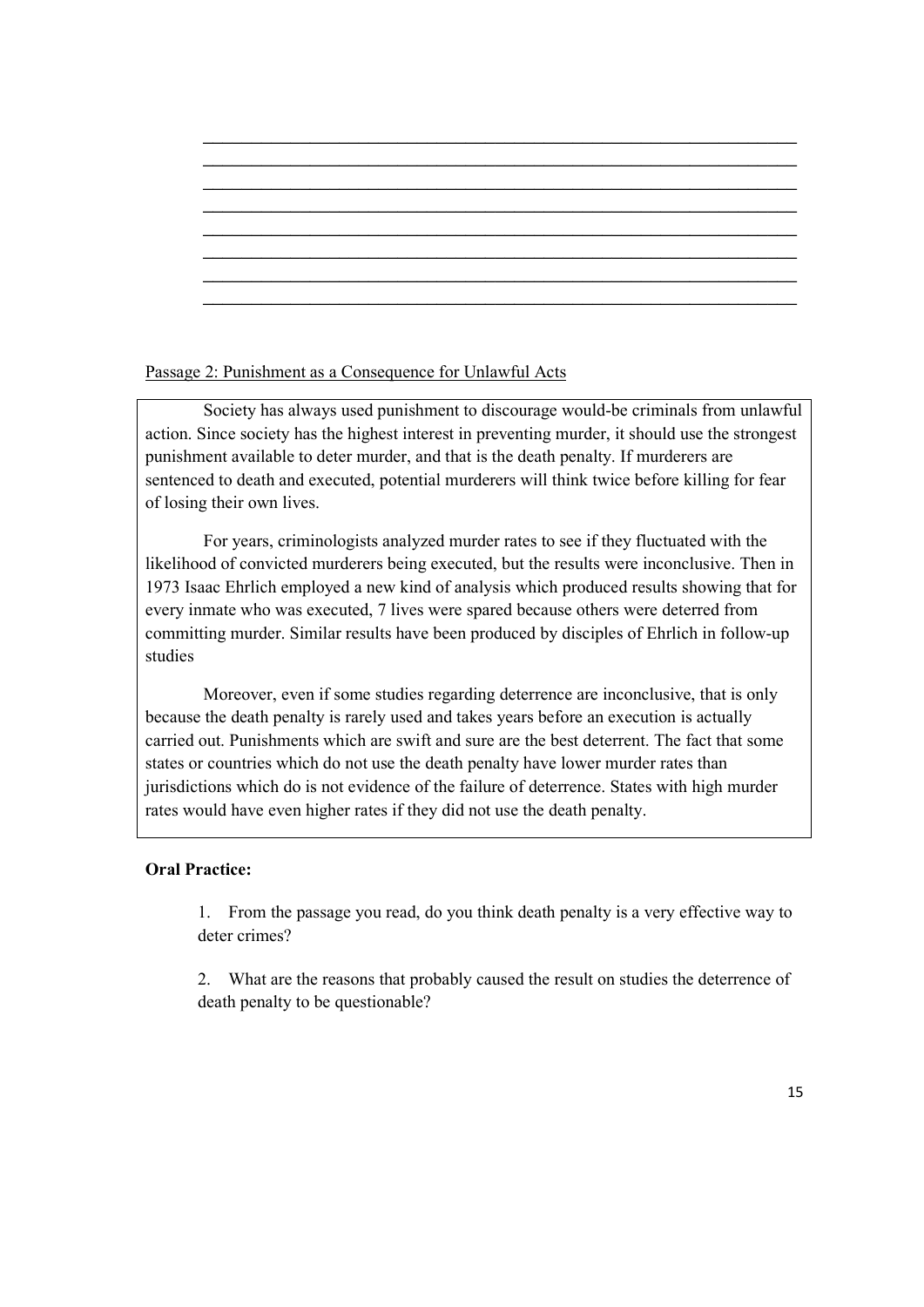\_\_\_\_\_\_\_\_\_\_\_\_\_\_\_\_\_\_\_\_\_\_\_\_\_\_\_\_\_\_\_\_\_\_\_\_\_\_\_\_\_\_\_\_\_\_\_\_\_\_\_\_\_\_\_\_\_\_\_\_\_\_\_\_\_\_\_\_\_\_
\_\_\_\_\_\_\_\_\_\_\_\_\_\_\_\_\_\_\_\_\_\_\_\_\_\_\_\_\_\_\_\_\_\_\_\_\_\_\_\_\_\_\_\_\_\_\_\_\_\_\_\_\_\_\_\_\_\_\_\_\_\_\_\_\_\_\_\_\_\_
\_\_\_\_\_\_\_\_\_\_\_\_\_\_\_\_\_\_\_\_\_\_\_\_\_\_\_\_\_\_\_\_\_\_\_\_\_\_\_\_\_\_\_\_\_\_\_\_\_\_\_\_\_\_\_\_\_\_\_\_\_\_\_\_\_\_\_\_\_\_
\_\_\_\_\_\_\_\_\_\_\_\_\_\_\_\_\_\_\_\_\_\_\_\_\_\_\_\_\_\_\_\_\_\_\_\_\_\_\_\_\_\_\_\_\_\_\_\_\_\_\_\_\_\_\_\_\_\_\_\_\_\_\_\_\_\_\_\_\_\_
\_\_\_\_\_\_\_\_\_\_\_\_\_\_\_\_\_\_\_\_\_\_\_\_\_\_\_\_\_\_\_\_\_\_\_\_\_\_\_\_\_\_\_\_\_\_\_\_\_\_\_\_\_\_\_\_\_\_\_\_\_\_\_\_\_\_\_\_\_\_
\_\_\_\_\_\_\_\_\_\_\_\_\_\_\_\_\_\_\_\_\_\_\_\_\_\_\_\_\_\_\_\_\_\_\_\_\_\_\_\_\_\_\_\_\_\_\_\_\_\_\_\_\_\_\_\_\_\_\_\_\_\_\_\_\_\_\_\_\_\_
\_\_\_\_\_\_\_\_\_\_\_\_\_\_\_\_\_\_\_\_\_\_\_\_\_\_\_\_\_\_\_\_\_\_\_\_\_\_\_\_\_\_\_\_\_\_\_\_\_\_\_\_\_\_\_\_\_\_\_\_\_\_\_\_\_\_\_\_\_\_
\_\_\_\_\_\_\_\_\_\_\_\_\_\_\_\_\_\_\_\_\_\_\_\_\_\_\_\_\_\_\_\_\_\_\_\_\_\_\_\_\_\_\_\_\_\_\_\_\_\_\_\_\_\_\_\_\_\_\_\_\_\_\_\_\_\_\_\_\_\_

Passage 2: Punishment as a Consequence for Unlawful Acts

Society has always used punishment to discourage would-be criminals from unlawful action. Since society has the highest interest in preventing murder, it should use the strongest punishment available to deter murder, and that is the death penalty. If murderers are sentenced to death and executed, potential murderers will think twice before killing for fear of losing their own lives.

For years, criminologists analyzed murder rates to see if they fluctuated with the likelihood of convicted murderers being executed, but the results were inconclusive. Then in 1973 Isaac Ehrlich employed a new kind of analysis which produced results showing that for every inmate who was executed, 7 lives were spared because others were deterred from committing murder. Similar results have been produced by disciples of Ehrlich in follow-up studies

Moreover, even if some studies regarding deterrence are inconclusive, that is only because the death penalty is rarely used and takes years before an execution is actually carried out. Punishments which are swift and sure are the best deterrent. The fact that some states or countries which do not use the death penalty have lower murder rates than jurisdictions which do is not evidence of the failure of deterrence. States with high murder rates would have even higher rates if they did not use the death penalty.

**Oral Practice:**

1. From the passage you read, do you think death penalty is a very effective way to deter crimes?

2. What are the reasons that probably caused the result on studies the deterrence of death penalty to be questionable?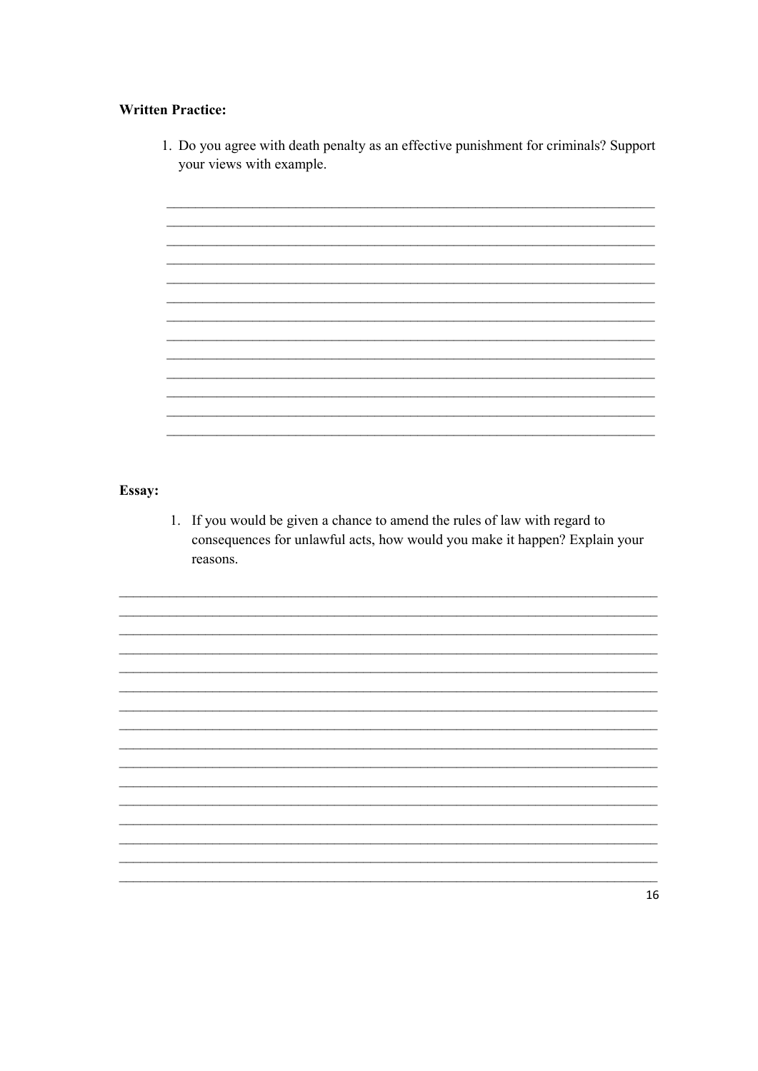**Written Practice:**

1. Do you agree with death penalty as an effective punishment for criminals? Support your views with example.

______________________________________________________________________________
______________________________________________________________________________
______________________________________________________________________________
______________________________________________________________________________
______________________________________________________________________________
______________________________________________________________________________
______________________________________________________________________________
______________________________________________________________________________
______________________________________________________________________________
______________________________________________________________________________
______________________________________________________________________________
______________________________________________________________________________
______________________________________________________________________________

**Essay:**

1. If you would be given a chance to amend the rules of law with regard to consequences for unlawful acts, how would you make it happen? Explain your reasons.

______________________________________________________________________________
______________________________________________________________________________
______________________________________________________________________________
______________________________________________________________________________
______________________________________________________________________________
______________________________________________________________________________
______________________________________________________________________________
______________________________________________________________________________
______________________________________________________________________________
______________________________________________________________________________
______________________________________________________________________________
______________________________________________________________________________
______________________________________________________________________________
______________________________________________________________________________
______________________________________________________________________________
______________________________________________________________________________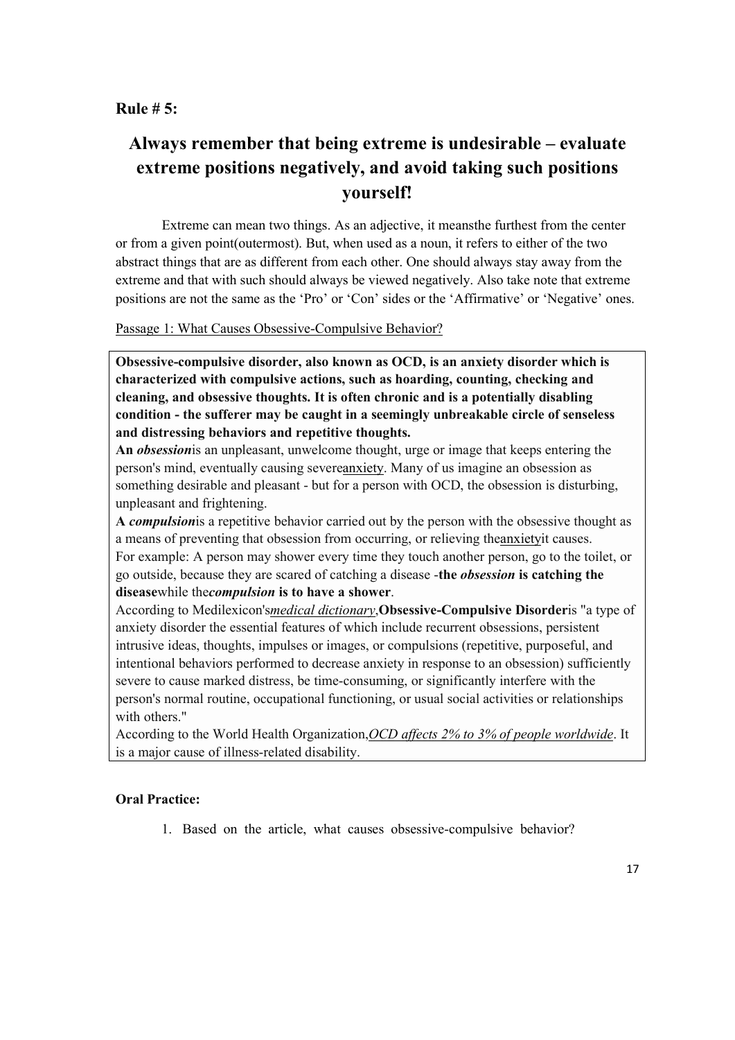**Rule # 5:**

# Always remember that being extreme is undesirable – evaluate extreme positions negatively, and avoid taking such positions yourself!

Extreme can mean two things. As an adjective, it meansthe furthest from the center or from a given point(outermost). But, when used as a noun, it refers to either of the two abstract things that are as different from each other. One should always stay away from the extreme and that with such should always be viewed negatively. Also take note that extreme positions are not the same as the 'Pro' or 'Con' sides or the 'Affirmative' or 'Negative' ones.

<u>Passage 1: What Causes Obsessive-Compulsive Behavior?</u>

**Obsessive-compulsive disorder, also known as OCD, is an anxiety disorder which is characterized with compulsive actions, such as hoarding, counting, checking and cleaning, and obsessive thoughts. It is often chronic and is a potentially disabling condition - the sufferer may be caught in a seemingly unbreakable circle of senseless and distressing behaviors and repetitive thoughts.**

**An *obsession***is an unpleasant, unwelcome thought, urge or image that keeps entering the person's mind, eventually causing severe<u>anxiety</u>. Many of us imagine an obsession as something desirable and pleasant - but for a person with OCD, the obsession is disturbing, unpleasant and frightening.

**A *compulsion***is a repetitive behavior carried out by the person with the obsessive thought as a means of preventing that obsession from occurring, or relieving the<u>anxiety</u>it causes.

For example: A person may shower every time they touch another person, go to the toilet, or go outside, because they are scared of catching a disease -**the *obsession* is catching the disease**while the***compulsion* is to have a shower**.

According to Medilexicon's*<u>medical dictionary</u>*,**Obsessive-Compulsive Disorder**is "a type of anxiety disorder the essential features of which include recurrent obsessions, persistent intrusive ideas, thoughts, impulses or images, or compulsions (repetitive, purposeful, and intentional behaviors performed to decrease anxiety in response to an obsession) sufficiently severe to cause marked distress, be time-consuming, or significantly interfere with the person's normal routine, occupational functioning, or usual social activities or relationships with others."

According to the World Health Organization,*<u>OCD affects 2% to 3% of people worldwide</u>*. It is a major cause of illness-related disability.

**Oral Practice:**

1. Based on the article, what causes obsessive-compulsive behavior?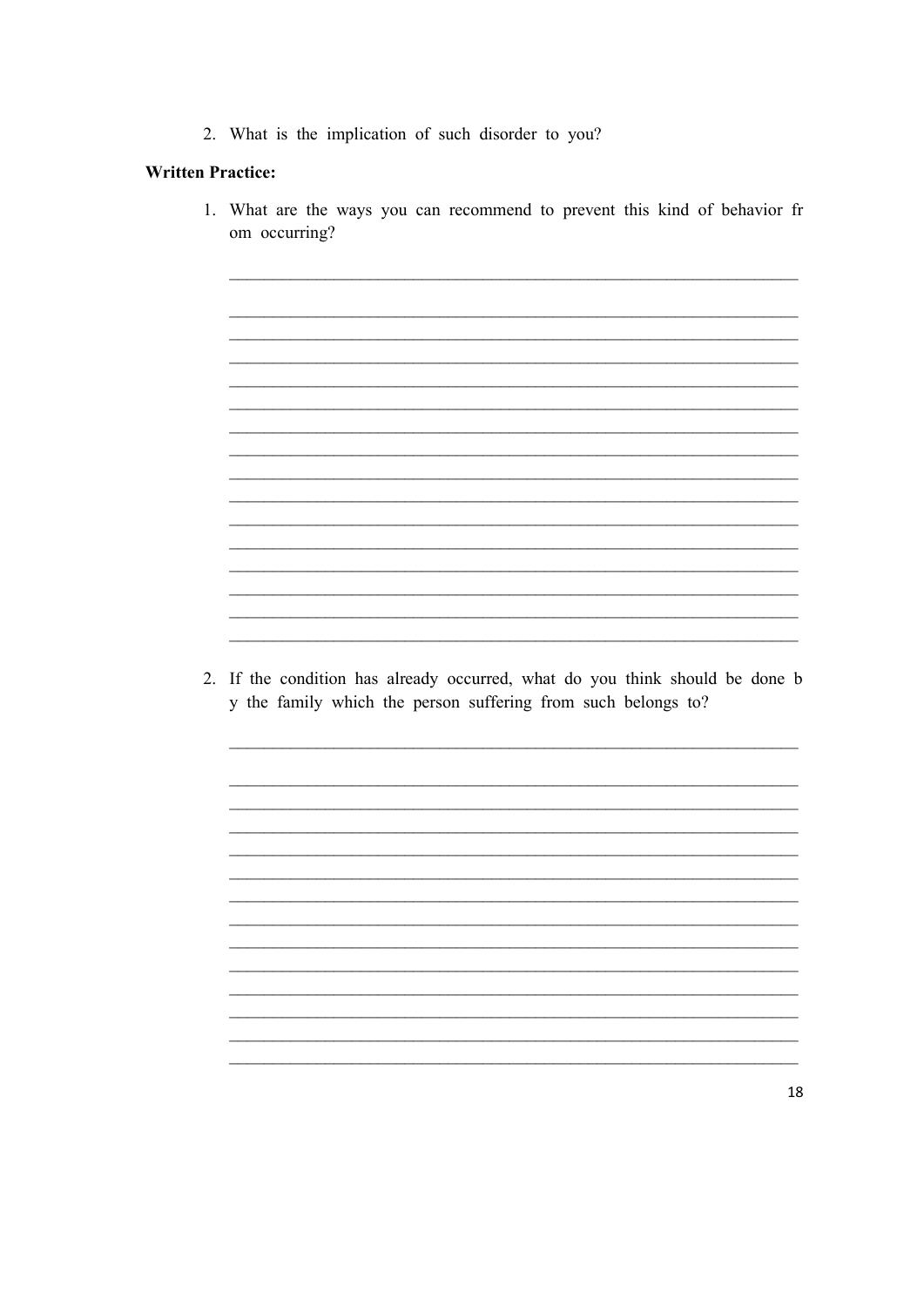2. What is the implication of such disorder to you?

**Written Practice:**

1. What are the ways you can recommend to prevent this kind of behavior fr om occurring?

_____________________________________________________________________

_____________________________________________________________________
_____________________________________________________________________
_____________________________________________________________________
_____________________________________________________________________
_____________________________________________________________________
_____________________________________________________________________
_____________________________________________________________________
_____________________________________________________________________
_____________________________________________________________________
_____________________________________________________________________
_____________________________________________________________________
_____________________________________________________________________
_____________________________________________________________________
_____________________________________________________________________
_____________________________________________________________________

2. If the condition has already occurred, what do you think should be done b y the family which the person suffering from such belongs to?

_____________________________________________________________________

_____________________________________________________________________
_____________________________________________________________________
_____________________________________________________________________
_____________________________________________________________________
_____________________________________________________________________
_____________________________________________________________________
_____________________________________________________________________
_____________________________________________________________________
_____________________________________________________________________
_____________________________________________________________________
_____________________________________________________________________
_____________________________________________________________________
_____________________________________________________________________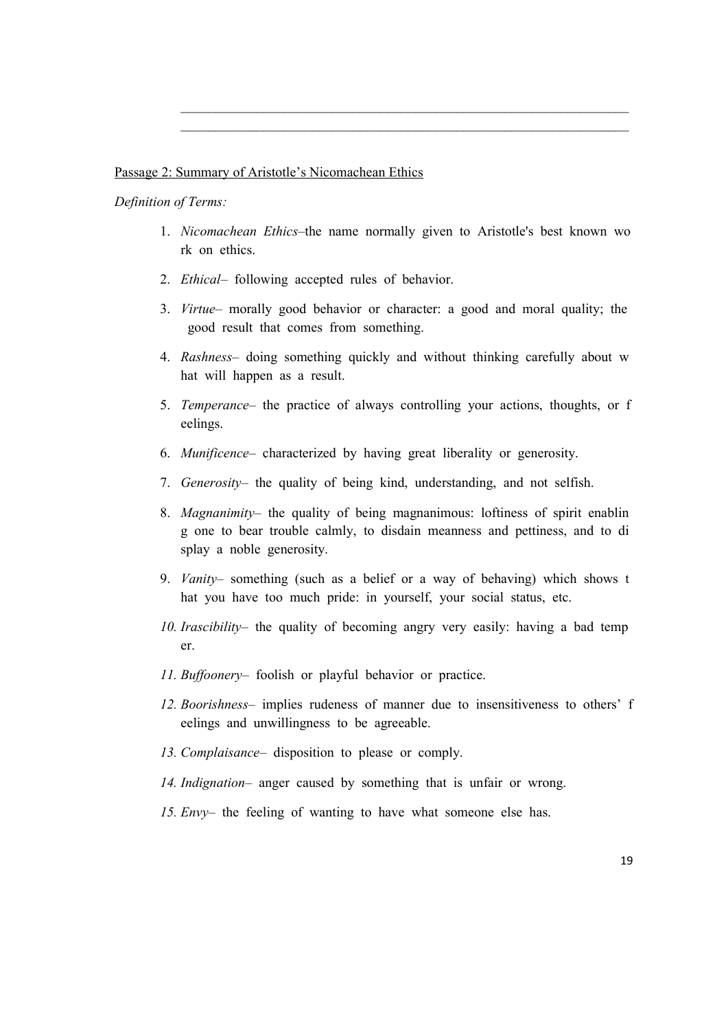Passage 2: Summary of Aristotle's Nicomachean Ethics

*Definition of Terms:*

1. *Nicomachean Ethics*–the name normally given to Aristotle's best known work on ethics.
2. *Ethical*– following accepted rules of behavior.
3. *Virtue*– morally good behavior or character: a good and moral quality; the good result that comes from something.
4. *Rashness*– doing something quickly and without thinking carefully about what will happen as a result.
5. *Temperance*– the practice of always controlling your actions, thoughts, or feelings.
6. *Munificence*– characterized by having great liberality or generosity.
7. *Generosity*– the quality of being kind, understanding, and not selfish.
8. *Magnanimity*– the quality of being magnanimous: loftiness of spirit enabling one to bear trouble calmly, to disdain meanness and pettiness, and to display a noble generosity.
9. *Vanity*– something (such as a belief or a way of behaving) which shows that you have too much pride: in yourself, your social status, etc.
10. *Irascibility*– the quality of becoming angry very easily: having a bad temper.
11. *Buffoonery*– foolish or playful behavior or practice.
12. *Boorishness*– implies rudeness of manner due to insensitiveness to others' feelings and unwillingness to be agreeable.
13. *Complaisance*– disposition to please or comply.
14. *Indignation*– anger caused by something that is unfair or wrong.
15. *Envy*– the feeling of wanting to have what someone else has.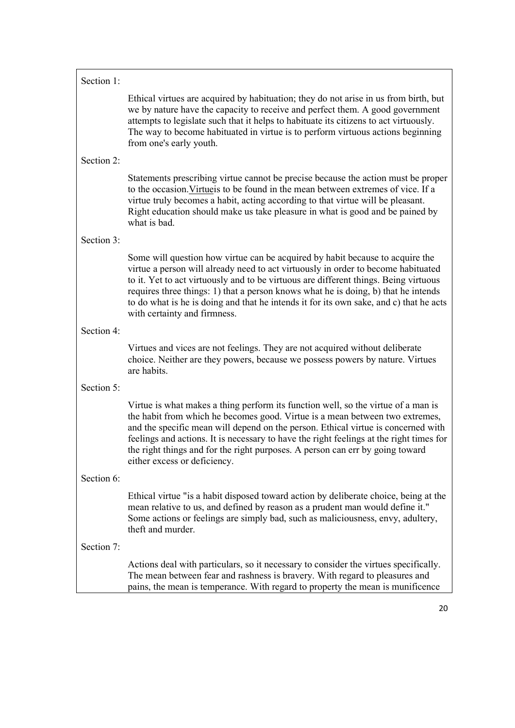Section 1:

Ethical virtues are acquired by habituation; they do not arise in us from birth, but we by nature have the capacity to receive and perfect them. A good government attempts to legislate such that it helps to habituate its citizens to act virtuously. The way to become habituated in virtue is to perform virtuous actions beginning from one's early youth.

Section 2:

Statements prescribing virtue cannot be precise because the action must be proper to the occasion.Virtueis to be found in the mean between extremes of vice. If a virtue truly becomes a habit, acting according to that virtue will be pleasant. Right education should make us take pleasure in what is good and be pained by what is bad.

Section 3:

Some will question how virtue can be acquired by habit because to acquire the virtue a person will already need to act virtuously in order to become habituated to it. Yet to act virtuously and to be virtuous are different things. Being virtuous requires three things: 1) that a person knows what he is doing, b) that he intends to do what is he is doing and that he intends it for its own sake, and c) that he acts with certainty and firmness.

Section 4:

Virtues and vices are not feelings. They are not acquired without deliberate choice. Neither are they powers, because we possess powers by nature. Virtues are habits.

Section 5:

Virtue is what makes a thing perform its function well, so the virtue of a man is the habit from which he becomes good. Virtue is a mean between two extremes, and the specific mean will depend on the person. Ethical virtue is concerned with feelings and actions. It is necessary to have the right feelings at the right times for the right things and for the right purposes. A person can err by going toward either excess or deficiency.

Section 6:

Ethical virtue "is a habit disposed toward action by deliberate choice, being at the mean relative to us, and defined by reason as a prudent man would define it." Some actions or feelings are simply bad, such as maliciousness, envy, adultery, theft and murder.

Section 7:

Actions deal with particulars, so it necessary to consider the virtues specifically. The mean between fear and rashness is bravery. With regard to pleasures and pains, the mean is temperance. With regard to property the mean is munificence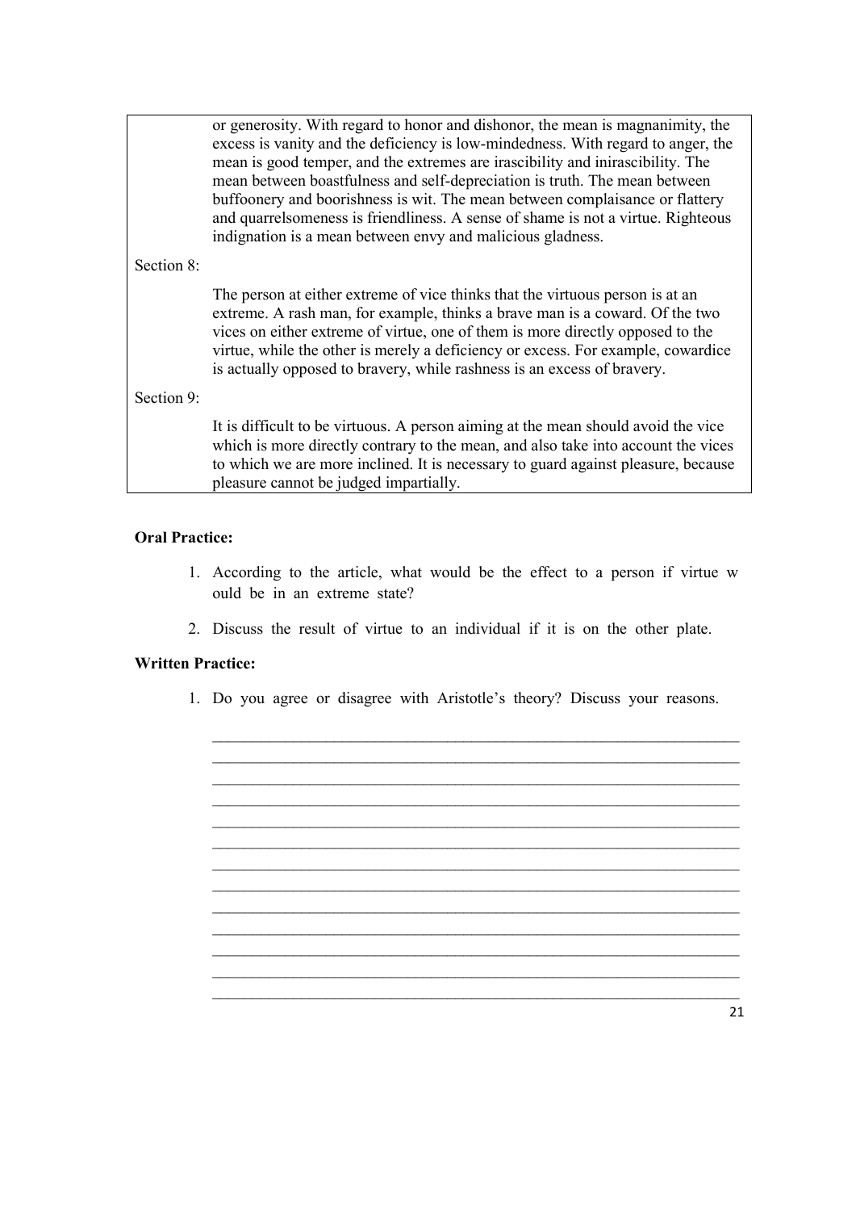| | |
|---|---|
| | or generosity. With regard to honor and dishonor, the mean is magnanimity, the excess is vanity and the deficiency is low-mindedness. With regard to anger, the mean is good temper, and the extremes are irascibility and inirascibility. The mean between boastfulness and self-depreciation is truth. The mean between buffoonery and boorishness is wit. The mean between complaisance or flattery and quarrelsomeness is friendliness. A sense of shame is not a virtue. Righteous indignation is a mean between envy and malicious gladness. |
| Section 8: | |
| | The person at either extreme of vice thinks that the virtuous person is at an extreme. A rash man, for example, thinks a brave man is a coward. Of the two vices on either extreme of virtue, one of them is more directly opposed to the virtue, while the other is merely a deficiency or excess. For example, cowardice is actually opposed to bravery, while rashness is an excess of bravery. |
| Section 9: | |
| | It is difficult to be virtuous. A person aiming at the mean should avoid the vice which is more directly contrary to the mean, and also take into account the vices to which we are more inclined. It is necessary to guard against pleasure, because pleasure cannot be judged impartially. |

**Oral Practice:**

1. According to the article, what would be the effect to a person if virtue w ould be in an extreme state?
2. Discuss the result of virtue to an individual if it is on the other plate.

**Written Practice:**

1. Do you agree or disagree with Aristotle's theory? Discuss your reasons.

____________________________________________________________________
____________________________________________________________________
____________________________________________________________________
____________________________________________________________________
____________________________________________________________________
____________________________________________________________________
____________________________________________________________________
____________________________________________________________________
____________________________________________________________________
____________________________________________________________________
____________________________________________________________________
____________________________________________________________________
____________________________________________________________________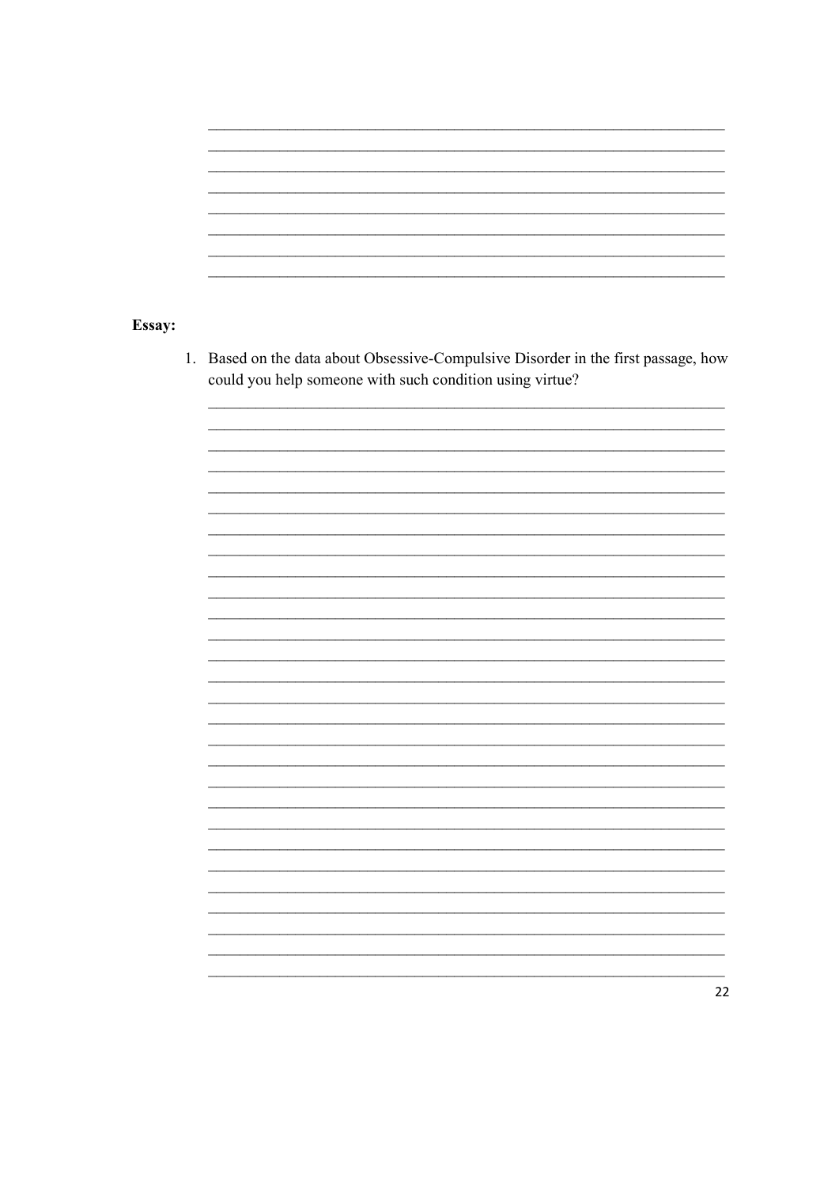**Essay:**

1. Based on the data about Obsessive-Compulsive Disorder in the first passage, how could you help someone with such condition using virtue?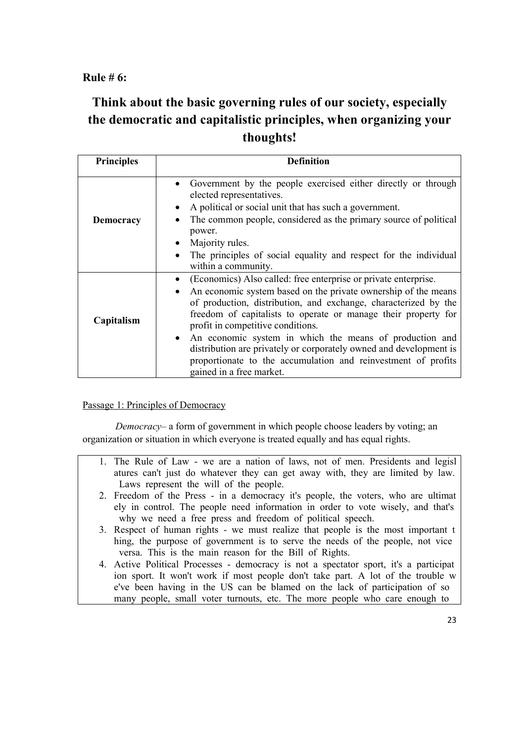**Rule # 6:**

# Think about the basic governing rules of our society, especially the democratic and capitalistic principles, when organizing your thoughts!

| Principles | Definition |
|---|---|
| **Democracy** | • Government by the people exercised either directly or through elected representatives.<br>• A political or social unit that has such a government.<br>• The common people, considered as the primary source of political power.<br>• Majority rules.<br>• The principles of social equality and respect for the individual within a community. |
| **Capitalism** | • (Economics) Also called: free enterprise or private enterprise.<br>• An economic system based on the private ownership of the means of production, distribution, and exchange, characterized by the freedom of capitalists to operate or manage their property for profit in competitive conditions.<br>• An economic system in which the means of production and distribution are privately or corporately owned and development is proportionate to the accumulation and reinvestment of profits gained in a free market. |

Passage 1: Principles of Democracy

*Democracy*– a form of government in which people choose leaders by voting; an organization or situation in which everyone is treated equally and has equal rights.

1. The Rule of Law - we are a nation of laws, not of men. Presidents and legisl atures can't just do whatever they can get away with, they are limited by law. Laws represent the will of the people.
2. Freedom of the Press - in a democracy it's people, the voters, who are ultimat ely in control. The people need information in order to vote wisely, and that's why we need a free press and freedom of political speech.
3. Respect of human rights - we must realize that people is the most important t hing, the purpose of government is to serve the needs of the people, not vice versa. This is the main reason for the Bill of Rights.
4. Active Political Processes - democracy is not a spectator sport, it's a participat ion sport. It won't work if most people don't take part. A lot of the trouble w e've been having in the US can be blamed on the lack of participation of so many people, small voter turnouts, etc. The more people who care enough to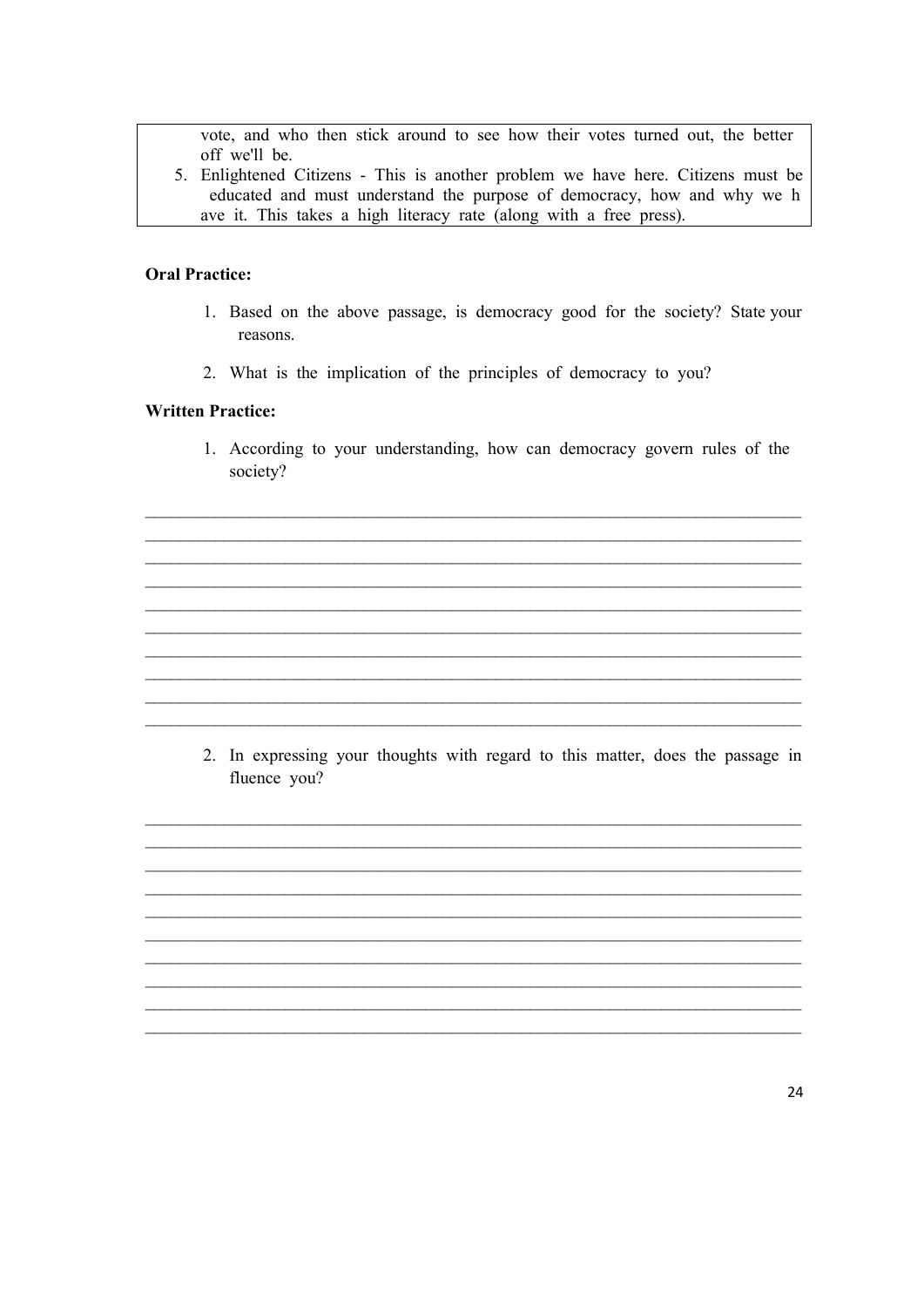vote, and who then stick around to see how their votes turned out, the better off we'll be.

5. Enlightened Citizens - This is another problem we have here. Citizens must be educated and must understand the purpose of democracy, how and why we h ave it. This takes a high literacy rate (along with a free press).

**Oral Practice:**

1. Based on the above passage, is democracy good for the society? State your reasons.

2. What is the implication of the principles of democracy to you?

**Written Practice:**

1. According to your understanding, how can democracy govern rules of the society?

______________________________________________________________________________
______________________________________________________________________________
______________________________________________________________________________
______________________________________________________________________________
______________________________________________________________________________
______________________________________________________________________________
______________________________________________________________________________
______________________________________________________________________________
______________________________________________________________________________
______________________________________________________________________________

2. In expressing your thoughts with regard to this matter, does the passage in fluence you?

______________________________________________________________________________
______________________________________________________________________________
______________________________________________________________________________
______________________________________________________________________________
______________________________________________________________________________
______________________________________________________________________________
______________________________________________________________________________
______________________________________________________________________________
______________________________________________________________________________
______________________________________________________________________________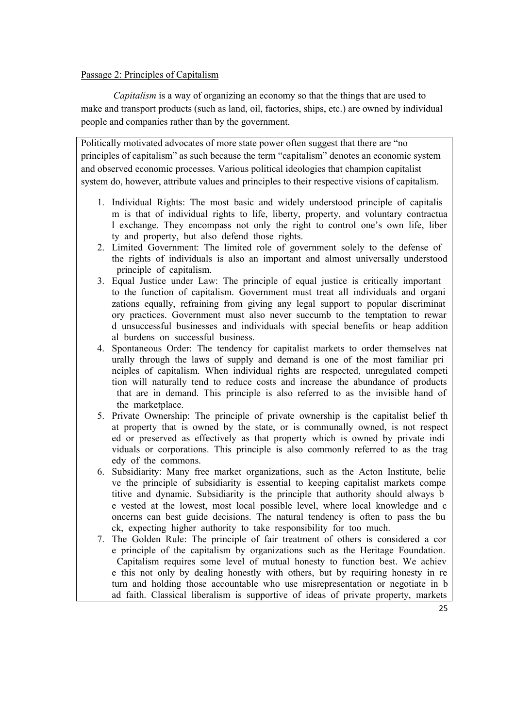Passage 2: Principles of Capitalism

*Capitalism* is a way of organizing an economy so that the things that are used to make and transport products (such as land, oil, factories, ships, etc.) are owned by individual people and companies rather than by the government.

Politically motivated advocates of more state power often suggest that there are "no principles of capitalism" as such because the term "capitalism" denotes an economic system and observed economic processes. Various political ideologies that champion capitalist system do, however, attribute values and principles to their respective visions of capitalism.

1. Individual Rights: The most basic and widely understood principle of capitalism is that of individual rights to life, liberty, property, and voluntary contractual exchange. They encompass not only the right to control one's own life, liberty and property, but also defend those rights.
2. Limited Government: The limited role of government solely to the defense of the rights of individuals is also an important and almost universally understood principle of capitalism.
3. Equal Justice under Law: The principle of equal justice is critically important to the function of capitalism. Government must treat all individuals and organizations equally, refraining from giving any legal support to popular discriminatory practices. Government must also never succumb to the temptation to reward unsuccessful businesses and individuals with special benefits or heap additional burdens on successful business.
4. Spontaneous Order: The tendency for capitalist markets to order themselves naturally through the laws of supply and demand is one of the most familiar principles of capitalism. When individual rights are respected, unregulated competition will naturally tend to reduce costs and increase the abundance of products that are in demand. This principle is also referred to as the invisible hand of the marketplace.
5. Private Ownership: The principle of private ownership is the capitalist belief that property that is owned by the state, or is communally owned, is not respected or preserved as effectively as that property which is owned by private individuals or corporations. This principle is also commonly referred to as the tragedy of the commons.
6. Subsidiarity: Many free market organizations, such as the Acton Institute, believe the principle of subsidiarity is essential to keeping capitalist markets competitive and dynamic. Subsidiarity is the principle that authority should always be vested at the lowest, most local possible level, where local knowledge and concerns can best guide decisions. The natural tendency is often to pass the buck, expecting higher authority to take responsibility for too much.
7. The Golden Rule: The principle of fair treatment of others is considered a core principle of the capitalism by organizations such as the Heritage Foundation. Capitalism requires some level of mutual honesty to function best. We achieve this not only by dealing honestly with others, but by requiring honesty in return and holding those accountable who use misrepresentation or negotiate in bad faith. Classical liberalism is supportive of ideas of private property, markets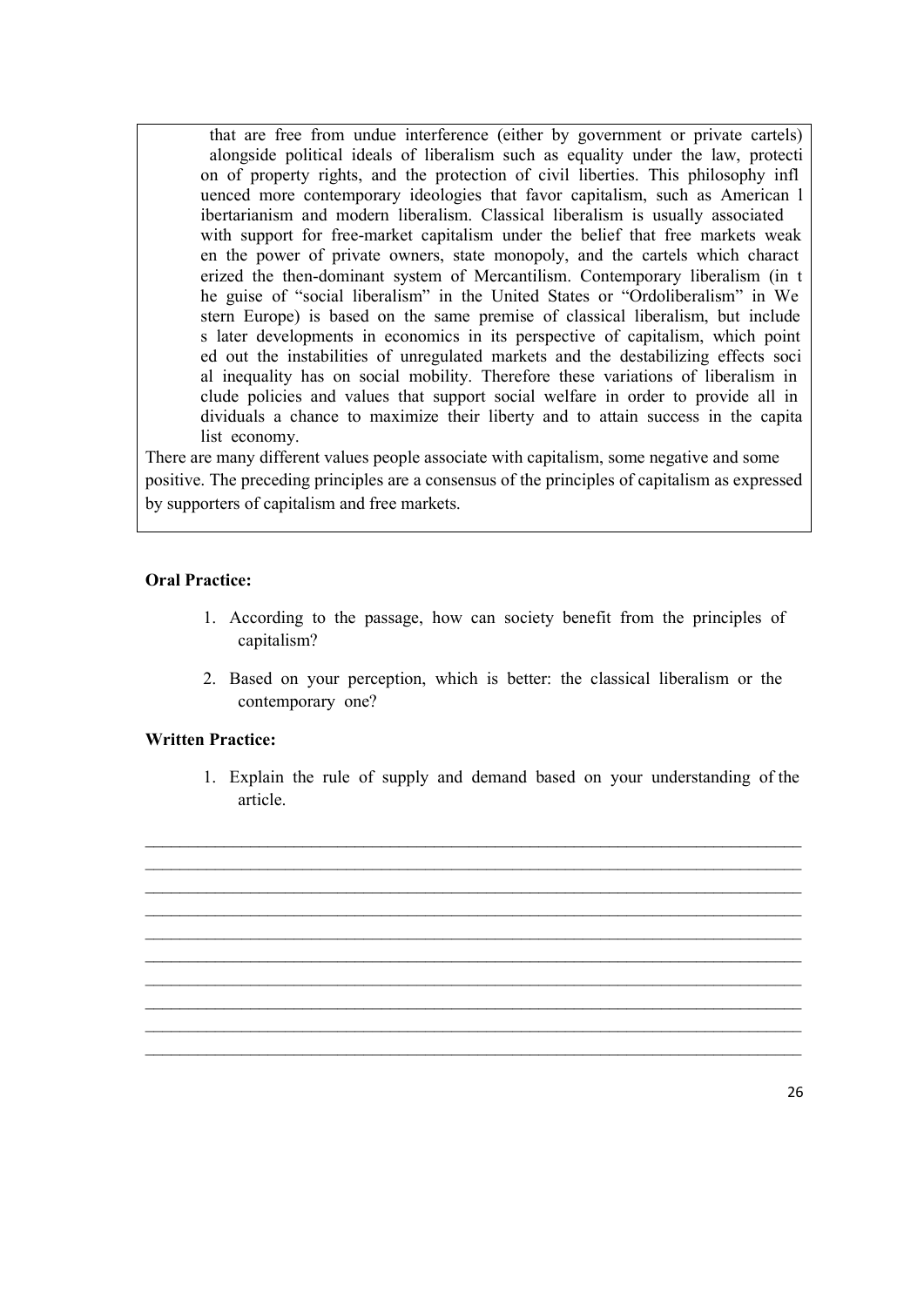that are free from undue interference (either by government or private cartels) alongside political ideals of liberalism such as equality under the law, protection of property rights, and the protection of civil liberties. This philosophy influenced more contemporary ideologies that favor capitalism, such as American libertarianism and modern liberalism. Classical liberalism is usually associated with support for free-market capitalism under the belief that free markets weaken the power of private owners, state monopoly, and the cartels which characterized the then-dominant system of Mercantilism. Contemporary liberalism (in the guise of "social liberalism" in the United States or "Ordoliberalism" in Western Europe) is based on the same premise of classical liberalism, but includes later developments in economics in its perspective of capitalism, which pointed out the instabilities of unregulated markets and the destabilizing effects social inequality has on social mobility. Therefore these variations of liberalism include policies and values that support social welfare in order to provide all individuals a chance to maximize their liberty and to attain success in the capitalist economy.

There are many different values people associate with capitalism, some negative and some positive. The preceding principles are a consensus of the principles of capitalism as expressed by supporters of capitalism and free markets.

**Oral Practice:**

1. According to the passage, how can society benefit from the principles of capitalism?
2. Based on your perception, which is better: the classical liberalism or the contemporary one?

**Written Practice:**

1. Explain the rule of supply and demand based on your understanding of the article.

______________________________________________________________________________
______________________________________________________________________________
______________________________________________________________________________
______________________________________________________________________________
______________________________________________________________________________
______________________________________________________________________________
______________________________________________________________________________
______________________________________________________________________________
______________________________________________________________________________
______________________________________________________________________________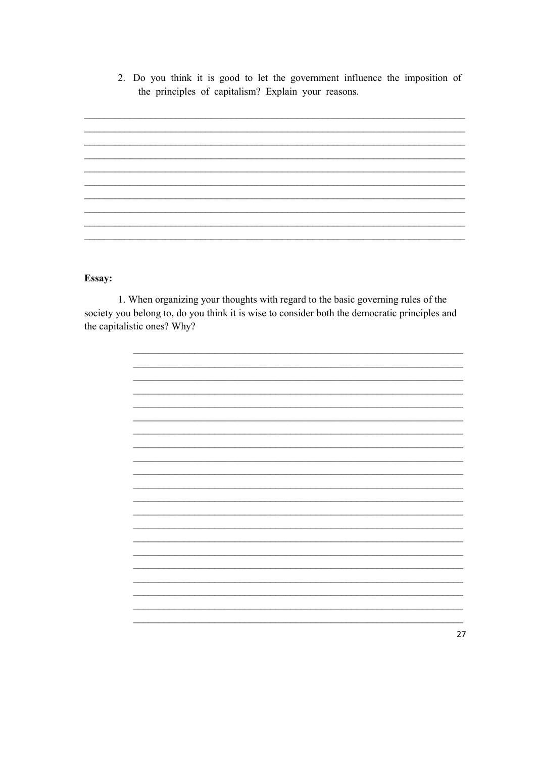2. Do you think it is good to let the government influence the imposition of the principles of capitalism? Explain your reasons.

______________________________________________________________________________
______________________________________________________________________________
______________________________________________________________________________
______________________________________________________________________________
______________________________________________________________________________
______________________________________________________________________________
______________________________________________________________________________
______________________________________________________________________________
______________________________________________________________________________
______________________________________________________________________________

**Essay:**

1. When organizing your thoughts with regard to the basic governing rules of the society you belong to, do you think it is wise to consider both the democratic principles and the capitalistic ones? Why?

_____________________________________________________________________
_____________________________________________________________________
_____________________________________________________________________
_____________________________________________________________________
_____________________________________________________________________
_____________________________________________________________________
_____________________________________________________________________
_____________________________________________________________________
_____________________________________________________________________
_____________________________________________________________________
_____________________________________________________________________
_____________________________________________________________________
_____________________________________________________________________
_____________________________________________________________________
_____________________________________________________________________
_____________________________________________________________________
_____________________________________________________________________
_____________________________________________________________________
_____________________________________________________________________
_____________________________________________________________________
_____________________________________________________________________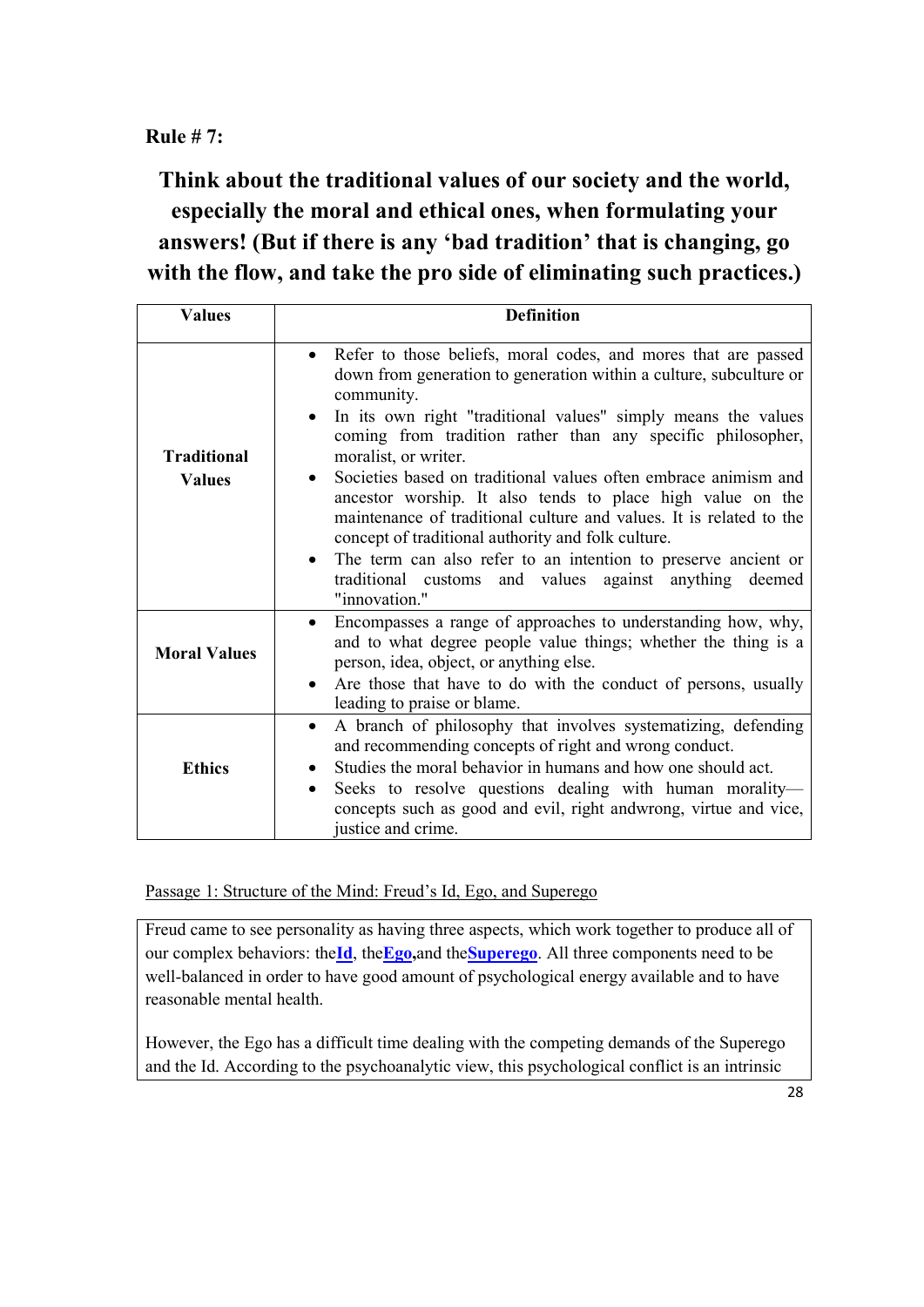**Rule # 7:**

## Think about the traditional values of our society and the world, especially the moral and ethical ones, when formulating your answers! (But if there is any 'bad tradition' that is changing, go with the flow, and take the pro side of eliminating such practices.)

| Values | Definition |
|---|---|
| **Traditional Values** | • Refer to those beliefs, moral codes, and mores that are passed down from generation to generation within a culture, subculture or community.<br>• In its own right "traditional values" simply means the values coming from tradition rather than any specific philosopher, moralist, or writer.<br>• Societies based on traditional values often embrace animism and ancestor worship. It also tends to place high value on the maintenance of traditional culture and values. It is related to the concept of traditional authority and folk culture.<br>• The term can also refer to an intention to preserve ancient or traditional customs and values against anything deemed "innovation." |
| **Moral Values** | • Encompasses a range of approaches to understanding how, why, and to what degree people value things; whether the thing is a person, idea, object, or anything else.<br>• Are those that have to do with the conduct of persons, usually leading to praise or blame. |
| **Ethics** | • A branch of philosophy that involves systematizing, defending and recommending concepts of right and wrong conduct.<br>• Studies the moral behavior in humans and how one should act.<br>• Seeks to resolve questions dealing with human morality—concepts such as good and evil, right andwrong, virtue and vice, justice and crime. |

Passage 1: Structure of the Mind: Freud's Id, Ego, and Superego

Freud came to see personality as having three aspects, which work together to produce all of our complex behaviors: the**Id**, the**Ego**,and the**Superego**. All three components need to be well-balanced in order to have good amount of psychological energy available and to have reasonable mental health.

However, the Ego has a difficult time dealing with the competing demands of the Superego and the Id. According to the psychoanalytic view, this psychological conflict is an intrinsic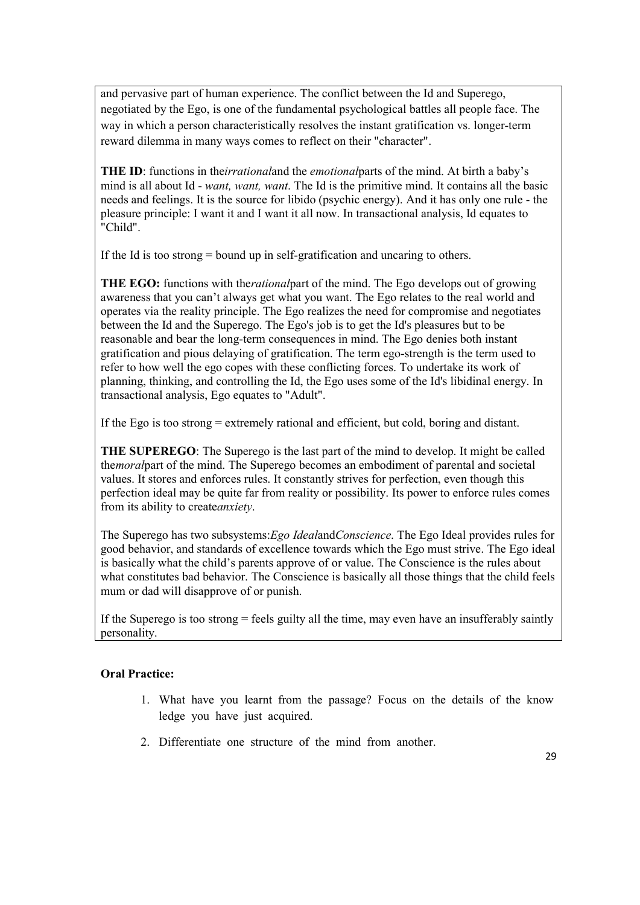and pervasive part of human experience. The conflict between the Id and Superego, negotiated by the Ego, is one of the fundamental psychological battles all people face. The way in which a person characteristically resolves the instant gratification vs. longer-term reward dilemma in many ways comes to reflect on their "character".

**THE ID**: functions in the *irrational* and the *emotional* parts of the mind. At birth a baby's mind is all about Id - *want, want, want*. The Id is the primitive mind. It contains all the basic needs and feelings. It is the source for libido (psychic energy). And it has only one rule - the pleasure principle: I want it and I want it all now. In transactional analysis, Id equates to "Child".

If the Id is too strong = bound up in self-gratification and uncaring to others.

**THE EGO:** functions with the *rational* part of the mind. The Ego develops out of growing awareness that you can't always get what you want. The Ego relates to the real world and operates via the reality principle. The Ego realizes the need for compromise and negotiates between the Id and the Superego. The Ego's job is to get the Id's pleasures but to be reasonable and bear the long-term consequences in mind. The Ego denies both instant gratification and pious delaying of gratification. The term ego-strength is the term used to refer to how well the ego copes with these conflicting forces. To undertake its work of planning, thinking, and controlling the Id, the Ego uses some of the Id's libidinal energy. In transactional analysis, Ego equates to "Adult".

If the Ego is too strong = extremely rational and efficient, but cold, boring and distant.

**THE SUPEREGO**: The Superego is the last part of the mind to develop. It might be called the *moral* part of the mind. The Superego becomes an embodiment of parental and societal values. It stores and enforces rules. It constantly strives for perfection, even though this perfection ideal may be quite far from reality or possibility. Its power to enforce rules comes from its ability to create *anxiety*.

The Superego has two subsystems: *Ego Ideal* and *Conscience*. The Ego Ideal provides rules for good behavior, and standards of excellence towards which the Ego must strive. The Ego ideal is basically what the child's parents approve of or value. The Conscience is the rules about what constitutes bad behavior. The Conscience is basically all those things that the child feels mum or dad will disapprove of or punish.

If the Superego is too strong = feels guilty all the time, may even have an insufferably saintly personality.

**Oral Practice:**

1. What have you learnt from the passage? Focus on the details of the know ledge you have just acquired.
2. Differentiate one structure of the mind from another.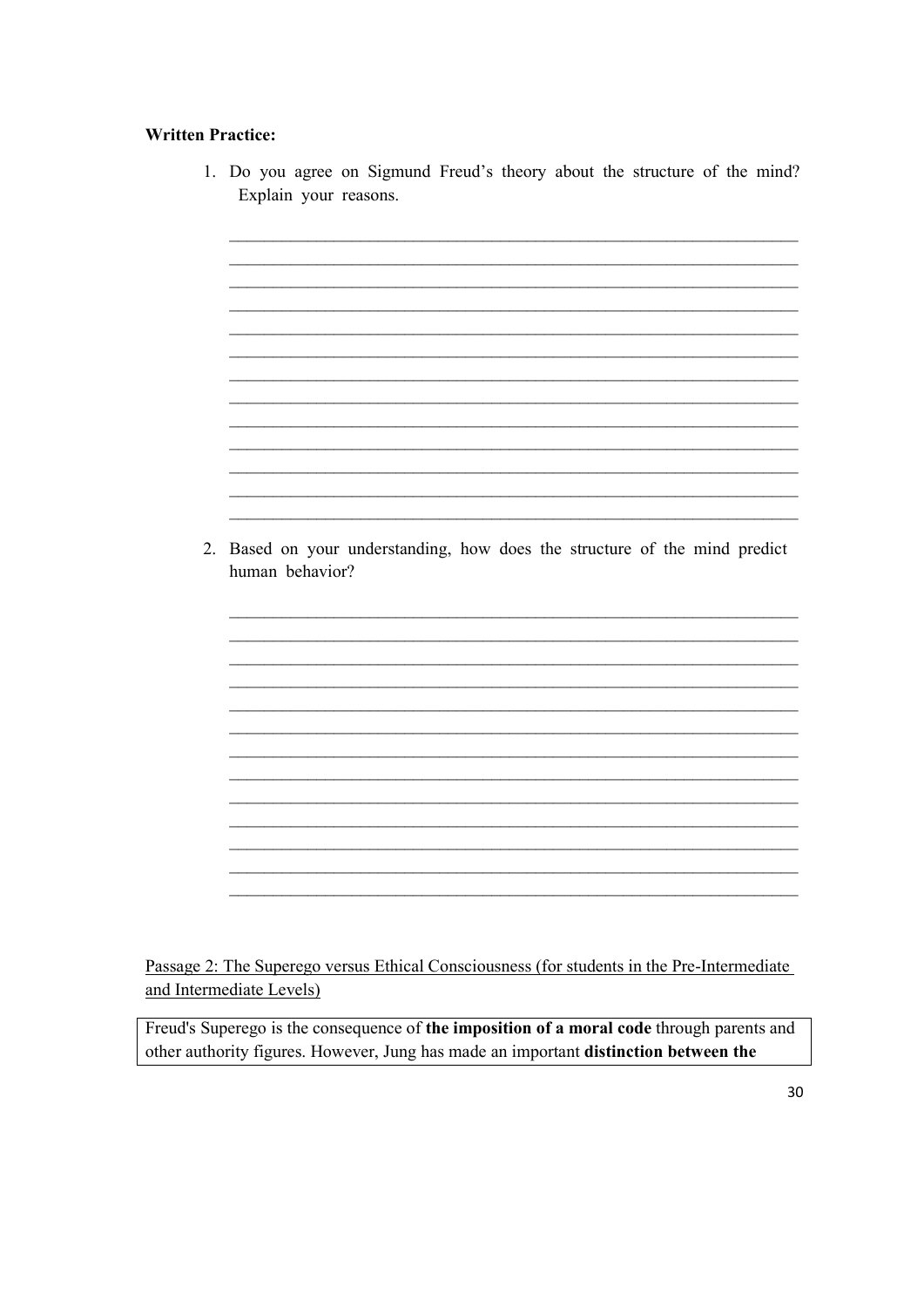**Written Practice:**

1. Do you agree on Sigmund Freud's theory about the structure of the mind? Explain your reasons.

_______________________________________________________________________
_______________________________________________________________________
_______________________________________________________________________
_______________________________________________________________________
_______________________________________________________________________
_______________________________________________________________________
_______________________________________________________________________
_______________________________________________________________________
_______________________________________________________________________
_______________________________________________________________________
_______________________________________________________________________
_______________________________________________________________________
_______________________________________________________________________

2. Based on your understanding, how does the structure of the mind predict human behavior?

_______________________________________________________________________
_______________________________________________________________________
_______________________________________________________________________
_______________________________________________________________________
_______________________________________________________________________
_______________________________________________________________________
_______________________________________________________________________
_______________________________________________________________________
_______________________________________________________________________
_______________________________________________________________________
_______________________________________________________________________
_______________________________________________________________________
_______________________________________________________________________

<u>Passage 2: The Superego versus Ethical Consciousness (for students in the Pre-Intermediate and Intermediate Levels)</u>

Freud's Superego is the consequence of **the imposition of a moral code** through parents and other authority figures. However, Jung has made an important **distinction between the**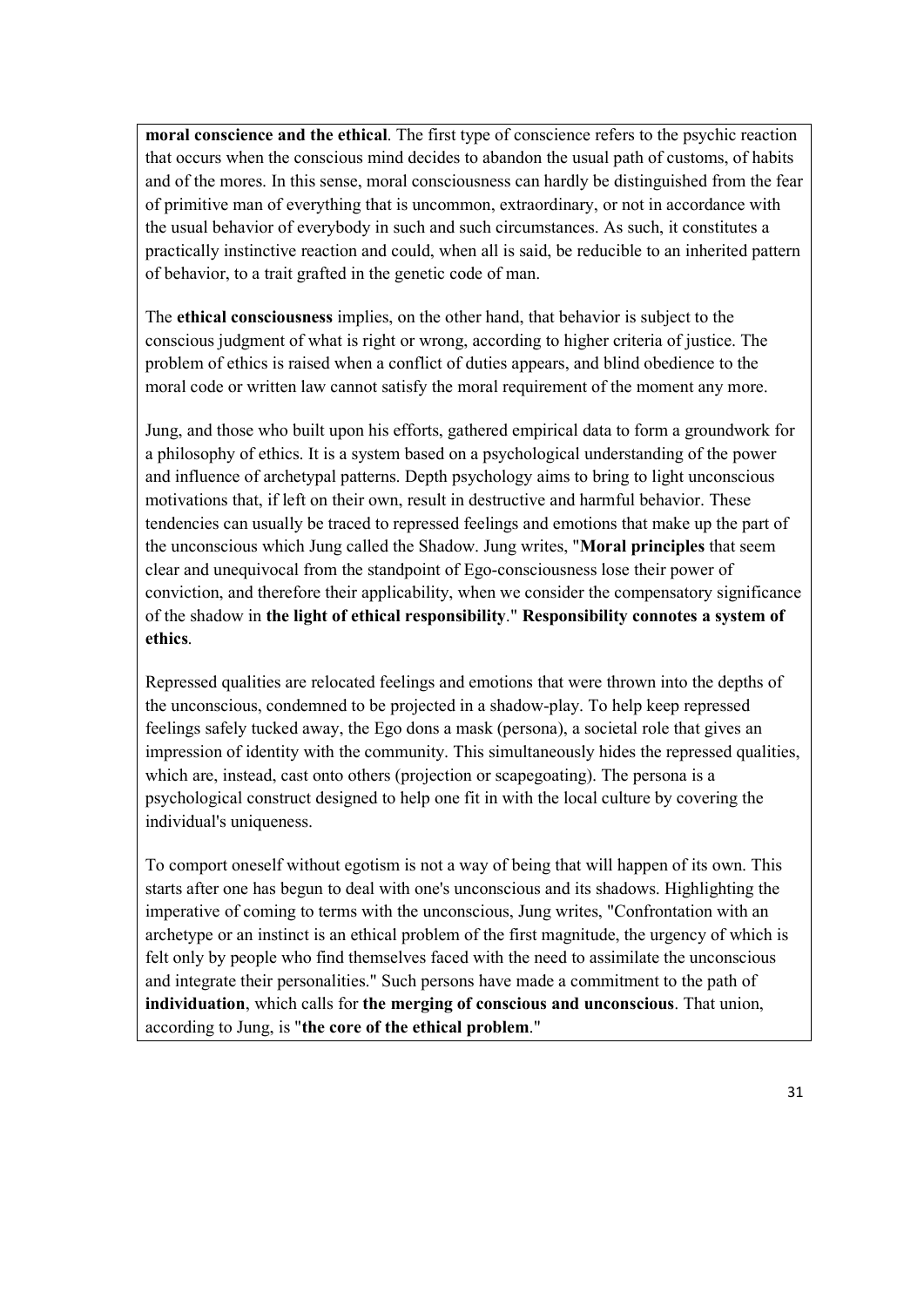**moral conscience and the ethical**. The first type of conscience refers to the psychic reaction that occurs when the conscious mind decides to abandon the usual path of customs, of habits and of the mores. In this sense, moral consciousness can hardly be distinguished from the fear of primitive man of everything that is uncommon, extraordinary, or not in accordance with the usual behavior of everybody in such and such circumstances. As such, it constitutes a practically instinctive reaction and could, when all is said, be reducible to an inherited pattern of behavior, to a trait grafted in the genetic code of man.

The **ethical consciousness** implies, on the other hand, that behavior is subject to the conscious judgment of what is right or wrong, according to higher criteria of justice. The problem of ethics is raised when a conflict of duties appears, and blind obedience to the moral code or written law cannot satisfy the moral requirement of the moment any more.

Jung, and those who built upon his efforts, gathered empirical data to form a groundwork for a philosophy of ethics. It is a system based on a psychological understanding of the power and influence of archetypal patterns. Depth psychology aims to bring to light unconscious motivations that, if left on their own, result in destructive and harmful behavior. These tendencies can usually be traced to repressed feelings and emotions that make up the part of the unconscious which Jung called the Shadow. Jung writes, "**Moral principles** that seem clear and unequivocal from the standpoint of Ego-consciousness lose their power of conviction, and therefore their applicability, when we consider the compensatory significance of the shadow in **the light of ethical responsibility**." **Responsibility connotes a system of ethics**.

Repressed qualities are relocated feelings and emotions that were thrown into the depths of the unconscious, condemned to be projected in a shadow-play. To help keep repressed feelings safely tucked away, the Ego dons a mask (persona), a societal role that gives an impression of identity with the community. This simultaneously hides the repressed qualities, which are, instead, cast onto others (projection or scapegoating). The persona is a psychological construct designed to help one fit in with the local culture by covering the individual's uniqueness.

To comport oneself without egotism is not a way of being that will happen of its own. This starts after one has begun to deal with one's unconscious and its shadows. Highlighting the imperative of coming to terms with the unconscious, Jung writes, "Confrontation with an archetype or an instinct is an ethical problem of the first magnitude, the urgency of which is felt only by people who find themselves faced with the need to assimilate the unconscious and integrate their personalities." Such persons have made a commitment to the path of **individuation**, which calls for **the merging of conscious and unconscious**. That union, according to Jung, is "**the core of the ethical problem**."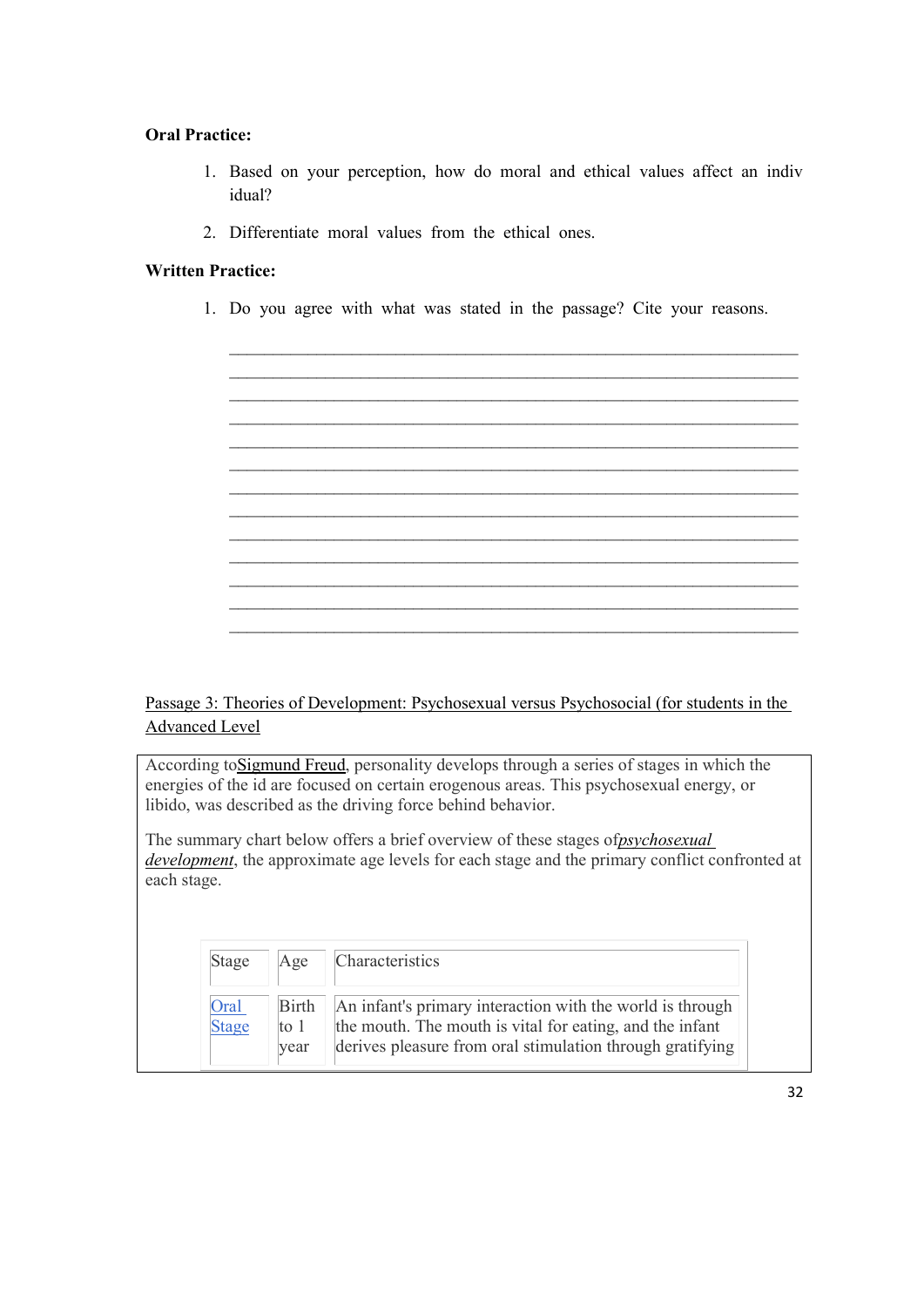**Oral Practice:**

1. Based on your perception, how do moral and ethical values affect an indiv idual?
2. Differentiate moral values from the ethical ones.

**Written Practice:**

1. Do you agree with what was stated in the passage? Cite your reasons.

_______________________________________________________________
_______________________________________________________________
_______________________________________________________________
_______________________________________________________________
_______________________________________________________________
_______________________________________________________________
_______________________________________________________________
_______________________________________________________________
_______________________________________________________________
_______________________________________________________________
_______________________________________________________________
_______________________________________________________________
_______________________________________________________________

Passage 3: Theories of Development: Psychosexual versus Psychosocial (for students in the Advanced Level

According toSigmund Freud, personality develops through a series of stages in which the energies of the id are focused on certain erogenous areas. This psychosexual energy, or libido, was described as the driving force behind behavior.

The summary chart below offers a brief overview of these stages of*psychosexual development*, the approximate age levels for each stage and the primary conflict confronted at each stage.

| Stage | Age | Characteristics |
|---|---|---|
| Oral Stage | Birth to 1 year | An infant's primary interaction with the world is through the mouth. The mouth is vital for eating, and the infant derives pleasure from oral stimulation through gratifying |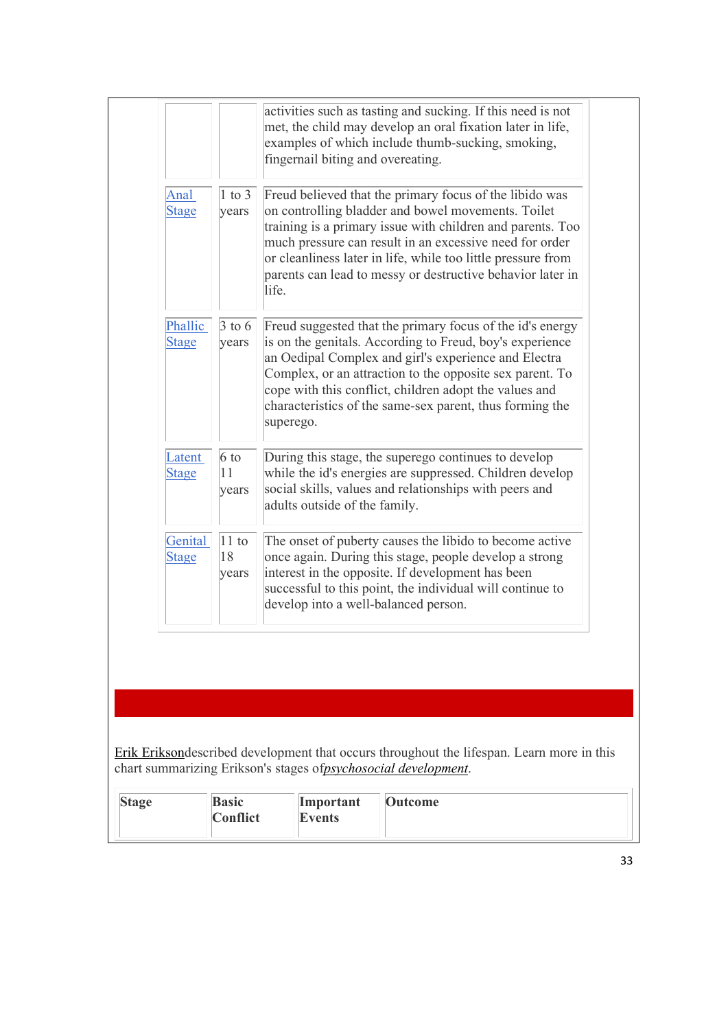| | | |
|---|---|---|
| | | activities such as tasting and sucking. If this need is not met, the child may develop an oral fixation later in life, examples of which include thumb-sucking, smoking, fingernail biting and overeating. |
| Anal Stage | 1 to 3 years | Freud believed that the primary focus of the libido was on controlling bladder and bowel movements. Toilet training is a primary issue with children and parents. Too much pressure can result in an excessive need for order or cleanliness later in life, while too little pressure from parents can lead to messy or destructive behavior later in life. |
| Phallic Stage | 3 to 6 years | Freud suggested that the primary focus of the id's energy is on the genitals. According to Freud, boy's experience an Oedipal Complex and girl's experience and Electra Complex, or an attraction to the opposite sex parent. To cope with this conflict, children adopt the values and characteristics of the same-sex parent, thus forming the superego. |
| Latent Stage | 6 to 11 years | During this stage, the superego continues to develop while the id's energies are suppressed. Children develop social skills, values and relationships with peers and adults outside of the family. |
| Genital Stage | 11 to 18 years | The onset of puberty causes the libido to become active once again. During this stage, people develop a strong interest in the opposite. If development has been successful to this point, the individual will continue to develop into a well-balanced person. |

Erik Eriksondescribed development that occurs throughout the lifespan. Learn more in this chart summarizing Erikson's stages of*psychosocial development*.

| **Stage** | **Basic Conflict** | **Important Events** | **Outcome** |
|---|---|---|---|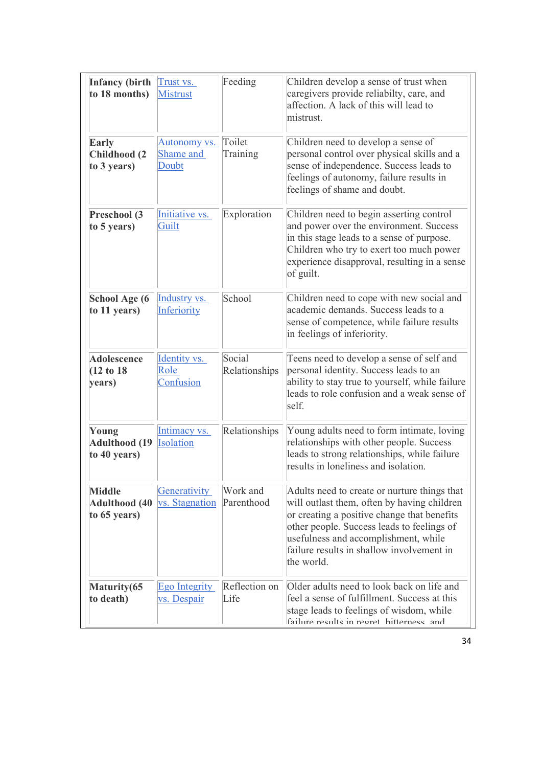| **Infancy (birth to 18 months)** | Trust vs. Mistrust | Feeding | Children develop a sense of trust when caregivers provide reliabilty, care, and affection. A lack of this will lead to mistrust. |
|---|---|---|---|
| **Early Childhood (2 to 3 years)** | Autonomy vs. Shame and Doubt | Toilet Training | Children need to develop a sense of personal control over physical skills and a sense of independence. Success leads to feelings of autonomy, failure results in feelings of shame and doubt. |
| **Preschool (3 to 5 years)** | Initiative vs. Guilt | Exploration | Children need to begin asserting control and power over the environment. Success in this stage leads to a sense of purpose. Children who try to exert too much power experience disapproval, resulting in a sense of guilt. |
| **School Age (6 to 11 years)** | Industry vs. Inferiority | School | Children need to cope with new social and academic demands. Success leads to a sense of competence, while failure results in feelings of inferiority. |
| **Adolescence (12 to 18 years)** | Identity vs. Role Confusion | Social Relationships | Teens need to develop a sense of self and personal identity. Success leads to an ability to stay true to yourself, while failure leads to role confusion and a weak sense of self. |
| **Young Adulthood (19 to 40 years)** | Intimacy vs. Isolation | Relationships | Young adults need to form intimate, loving relationships with other people. Success leads to strong relationships, while failure results in loneliness and isolation. |
| **Middle Adulthood (40 to 65 years)** | Generativity vs. Stagnation | Work and Parenthood | Adults need to create or nurture things that will outlast them, often by having children or creating a positive change that benefits other people. Success leads to feelings of usefulness and accomplishment, while failure results in shallow involvement in the world. |
| **Maturity(65 to death)** | Ego Integrity vs. Despair | Reflection on Life | Older adults need to look back on life and feel a sense of fulfillment. Success at this stage leads to feelings of wisdom, while failure results in regret, bitterness, and |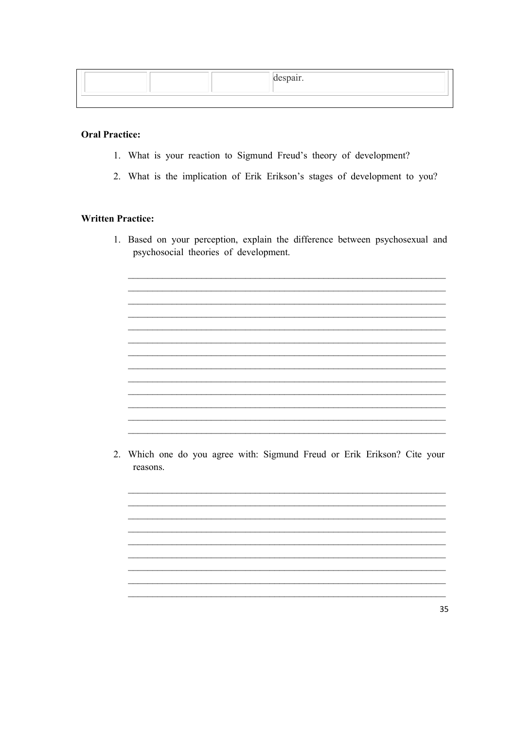|  |  |  | despair. |
|---|---|---|---|

**Oral Practice:**

1. What is your reaction to Sigmund Freud's theory of development?
2. What is the implication of Erik Erikson's stages of development to you?

**Written Practice:**

1. Based on your perception, explain the difference between psychosexual and psychosocial theories of development.

_______________________________________________________________________
_______________________________________________________________________
_______________________________________________________________________
_______________________________________________________________________
_______________________________________________________________________
_______________________________________________________________________
_______________________________________________________________________
_______________________________________________________________________
_______________________________________________________________________
_______________________________________________________________________
_______________________________________________________________________
_______________________________________________________________________
_______________________________________________________________________

2. Which one do you agree with: Sigmund Freud or Erik Erikson? Cite your reasons.

_______________________________________________________________________
_______________________________________________________________________
_______________________________________________________________________
_______________________________________________________________________
_______________________________________________________________________
_______________________________________________________________________
_______________________________________________________________________
_______________________________________________________________________
_______________________________________________________________________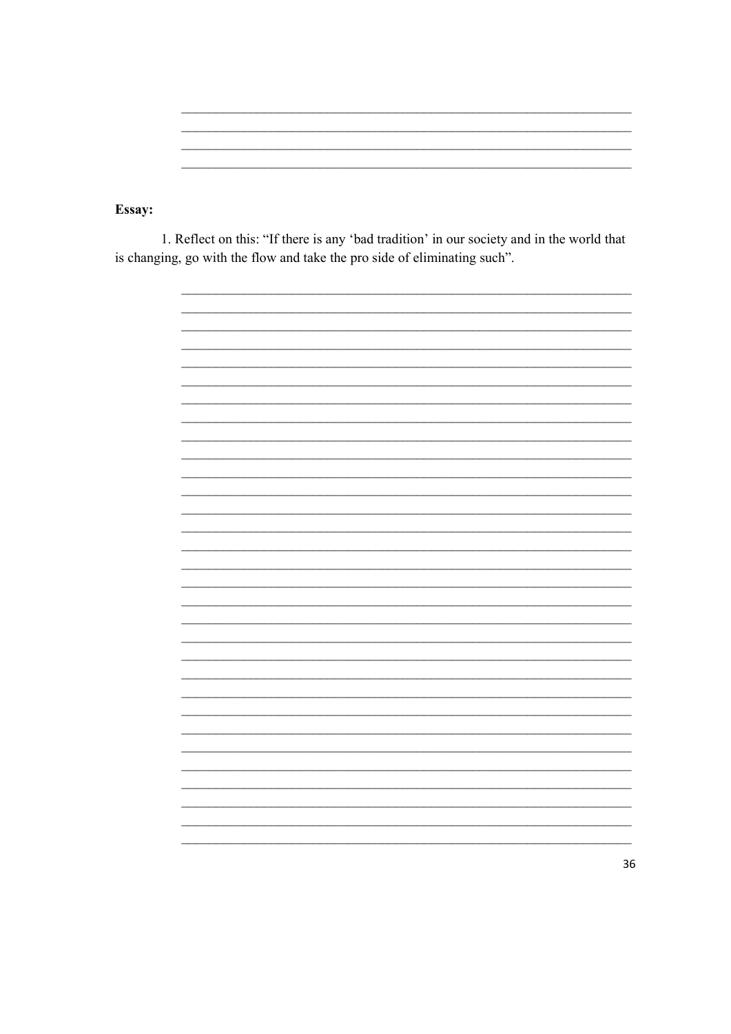**Essay:**

1. Reflect on this: "If there is any 'bad tradition' in our society and in the world that is changing, go with the flow and take the pro side of eliminating such".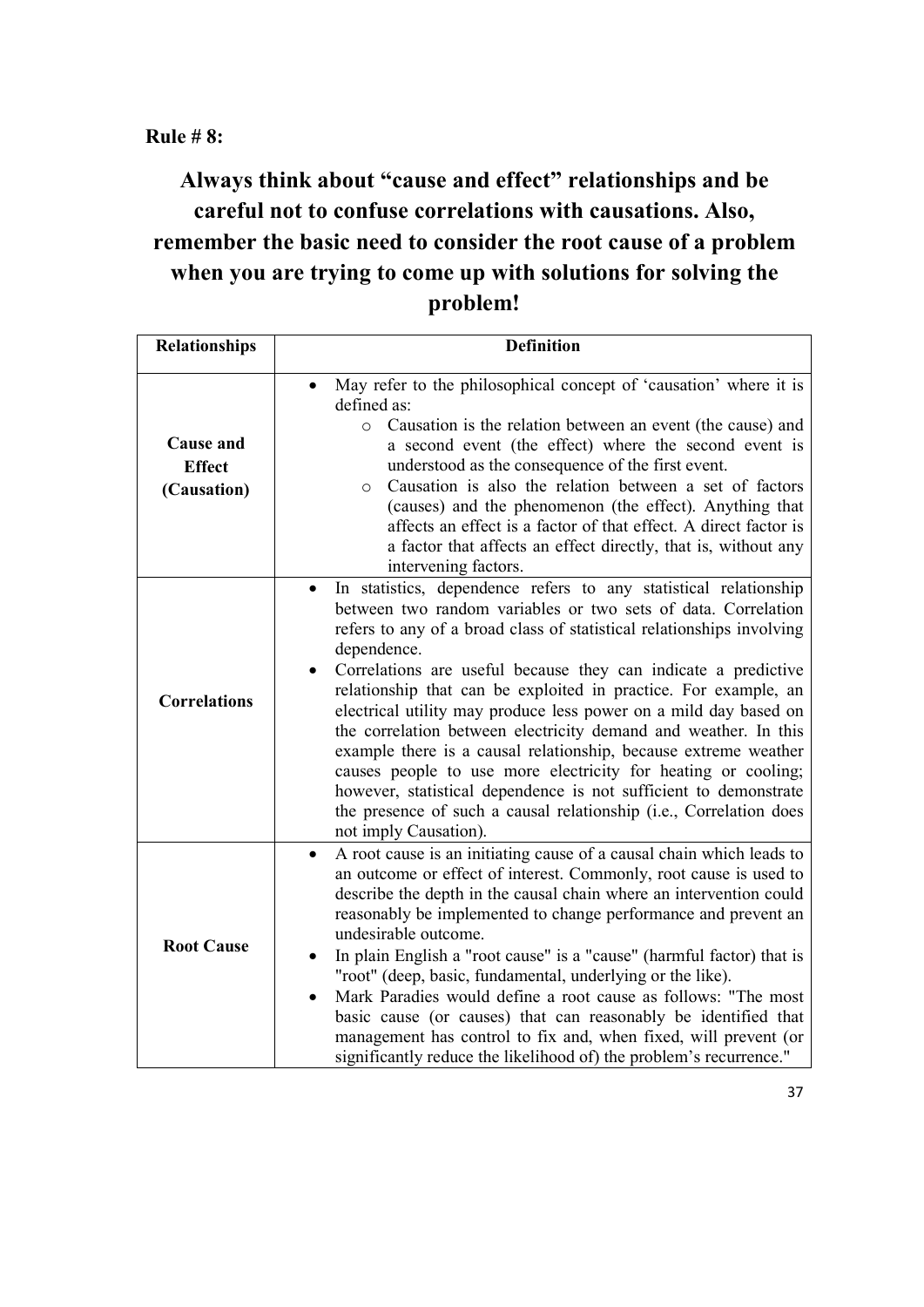**Rule # 8:**

## Always think about "cause and effect" relationships and be careful not to confuse correlations with causations. Also, remember the basic need to consider the root cause of a problem when you are trying to come up with solutions for solving the problem!

| Relationships | Definition |
|---|---|
| **Cause and Effect (Causation)** | • May refer to the philosophical concept of 'causation' where it is defined as:<br>  ○ Causation is the relation between an event (the cause) and a second event (the effect) where the second event is understood as the consequence of the first event.<br>  ○ Causation is also the relation between a set of factors (causes) and the phenomenon (the effect). Anything that affects an effect is a factor of that effect. A direct factor is a factor that affects an effect directly, that is, without any intervening factors. |
| **Correlations** | • In statistics, dependence refers to any statistical relationship between two random variables or two sets of data. Correlation refers to any of a broad class of statistical relationships involving dependence.<br>• Correlations are useful because they can indicate a predictive relationship that can be exploited in practice. For example, an electrical utility may produce less power on a mild day based on the correlation between electricity demand and weather. In this example there is a causal relationship, because extreme weather causes people to use more electricity for heating or cooling; however, statistical dependence is not sufficient to demonstrate the presence of such a causal relationship (i.e., Correlation does not imply Causation). |
| **Root Cause** | • A root cause is an initiating cause of a causal chain which leads to an outcome or effect of interest. Commonly, root cause is used to describe the depth in the causal chain where an intervention could reasonably be implemented to change performance and prevent an undesirable outcome.<br>• In plain English a "root cause" is a "cause" (harmful factor) that is "root" (deep, basic, fundamental, underlying or the like).<br>• Mark Paradies would define a root cause as follows: "The most basic cause (or causes) that can reasonably be identified that management has control to fix and, when fixed, will prevent (or significantly reduce the likelihood of) the problem's recurrence." |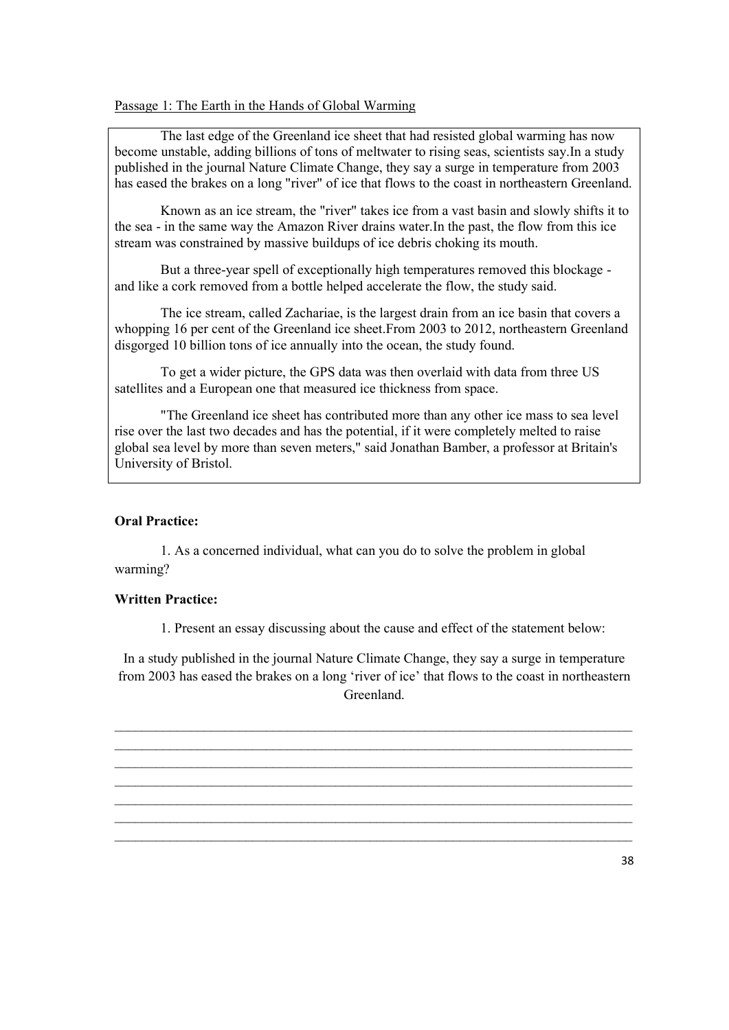Passage 1: The Earth in the Hands of Global Warming

The last edge of the Greenland ice sheet that had resisted global warming has now become unstable, adding billions of tons of meltwater to rising seas, scientists say.In a study published in the journal Nature Climate Change, they say a surge in temperature from 2003 has eased the brakes on a long "river" of ice that flows to the coast in northeastern Greenland.

Known as an ice stream, the "river" takes ice from a vast basin and slowly shifts it to the sea - in the same way the Amazon River drains water.In the past, the flow from this ice stream was constrained by massive buildups of ice debris choking its mouth.

But a three-year spell of exceptionally high temperatures removed this blockage - and like a cork removed from a bottle helped accelerate the flow, the study said.

The ice stream, called Zachariae, is the largest drain from an ice basin that covers a whopping 16 per cent of the Greenland ice sheet.From 2003 to 2012, northeastern Greenland disgorged 10 billion tons of ice annually into the ocean, the study found.

To get a wider picture, the GPS data was then overlaid with data from three US satellites and a European one that measured ice thickness from space.

"The Greenland ice sheet has contributed more than any other ice mass to sea level rise over the last two decades and has the potential, if it were completely melted to raise global sea level by more than seven meters," said Jonathan Bamber, a professor at Britain's University of Bristol.

**Oral Practice:**

1. As a concerned individual, what can you do to solve the problem in global warming?

**Written Practice:**

1. Present an essay discussing about the cause and effect of the statement below:

In a study published in the journal Nature Climate Change, they say a surge in temperature from 2003 has eased the brakes on a long 'river of ice' that flows to the coast in northeastern Greenland.

\_\_\_\_\_\_\_\_\_\_\_\_\_\_\_\_\_\_\_\_\_\_\_\_\_\_\_\_\_\_\_\_\_\_\_\_\_\_\_\_\_\_\_\_\_\_\_\_\_\_\_\_\_\_\_\_\_\_\_\_\_\_\_\_\_\_\_\_\_\_\_\_\_\_\_\_

\_\_\_\_\_\_\_\_\_\_\_\_\_\_\_\_\_\_\_\_\_\_\_\_\_\_\_\_\_\_\_\_\_\_\_\_\_\_\_\_\_\_\_\_\_\_\_\_\_\_\_\_\_\_\_\_\_\_\_\_\_\_\_\_\_\_\_\_\_\_\_\_\_\_\_\_

\_\_\_\_\_\_\_\_\_\_\_\_\_\_\_\_\_\_\_\_\_\_\_\_\_\_\_\_\_\_\_\_\_\_\_\_\_\_\_\_\_\_\_\_\_\_\_\_\_\_\_\_\_\_\_\_\_\_\_\_\_\_\_\_\_\_\_\_\_\_\_\_\_\_\_\_

\_\_\_\_\_\_\_\_\_\_\_\_\_\_\_\_\_\_\_\_\_\_\_\_\_\_\_\_\_\_\_\_\_\_\_\_\_\_\_\_\_\_\_\_\_\_\_\_\_\_\_\_\_\_\_\_\_\_\_\_\_\_\_\_\_\_\_\_\_\_\_\_\_\_\_\_

\_\_\_\_\_\_\_\_\_\_\_\_\_\_\_\_\_\_\_\_\_\_\_\_\_\_\_\_\_\_\_\_\_\_\_\_\_\_\_\_\_\_\_\_\_\_\_\_\_\_\_\_\_\_\_\_\_\_\_\_\_\_\_\_\_\_\_\_\_\_\_\_\_\_\_\_

\_\_\_\_\_\_\_\_\_\_\_\_\_\_\_\_\_\_\_\_\_\_\_\_\_\_\_\_\_\_\_\_\_\_\_\_\_\_\_\_\_\_\_\_\_\_\_\_\_\_\_\_\_\_\_\_\_\_\_\_\_\_\_\_\_\_\_\_\_\_\_\_\_\_\_\_

\_\_\_\_\_\_\_\_\_\_\_\_\_\_\_\_\_\_\_\_\_\_\_\_\_\_\_\_\_\_\_\_\_\_\_\_\_\_\_\_\_\_\_\_\_\_\_\_\_\_\_\_\_\_\_\_\_\_\_\_\_\_\_\_\_\_\_\_\_\_\_\_\_\_\_\_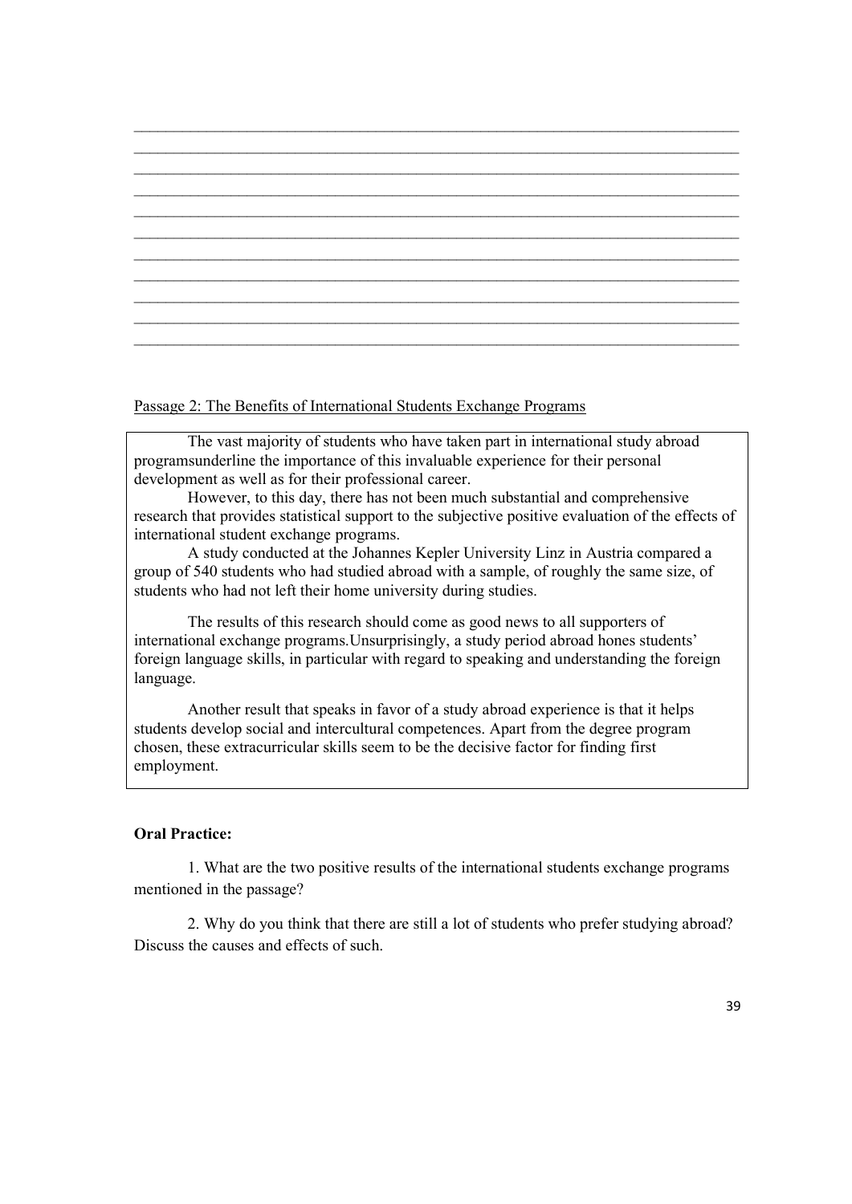\_\_\_\_\_\_\_\_\_\_\_\_\_\_\_\_\_\_\_\_\_\_\_\_\_\_\_\_\_\_\_\_\_\_\_\_\_\_\_\_\_\_\_\_\_\_\_\_\_\_\_\_\_\_\_\_\_\_\_\_\_\_\_\_\_\_\_\_\_\_\_\_\_\_\_\_
\_\_\_\_\_\_\_\_\_\_\_\_\_\_\_\_\_\_\_\_\_\_\_\_\_\_\_\_\_\_\_\_\_\_\_\_\_\_\_\_\_\_\_\_\_\_\_\_\_\_\_\_\_\_\_\_\_\_\_\_\_\_\_\_\_\_\_\_\_\_\_\_\_\_\_\_
\_\_\_\_\_\_\_\_\_\_\_\_\_\_\_\_\_\_\_\_\_\_\_\_\_\_\_\_\_\_\_\_\_\_\_\_\_\_\_\_\_\_\_\_\_\_\_\_\_\_\_\_\_\_\_\_\_\_\_\_\_\_\_\_\_\_\_\_\_\_\_\_\_\_\_\_
\_\_\_\_\_\_\_\_\_\_\_\_\_\_\_\_\_\_\_\_\_\_\_\_\_\_\_\_\_\_\_\_\_\_\_\_\_\_\_\_\_\_\_\_\_\_\_\_\_\_\_\_\_\_\_\_\_\_\_\_\_\_\_\_\_\_\_\_\_\_\_\_\_\_\_\_
\_\_\_\_\_\_\_\_\_\_\_\_\_\_\_\_\_\_\_\_\_\_\_\_\_\_\_\_\_\_\_\_\_\_\_\_\_\_\_\_\_\_\_\_\_\_\_\_\_\_\_\_\_\_\_\_\_\_\_\_\_\_\_\_\_\_\_\_\_\_\_\_\_\_\_\_
\_\_\_\_\_\_\_\_\_\_\_\_\_\_\_\_\_\_\_\_\_\_\_\_\_\_\_\_\_\_\_\_\_\_\_\_\_\_\_\_\_\_\_\_\_\_\_\_\_\_\_\_\_\_\_\_\_\_\_\_\_\_\_\_\_\_\_\_\_\_\_\_\_\_\_\_
\_\_\_\_\_\_\_\_\_\_\_\_\_\_\_\_\_\_\_\_\_\_\_\_\_\_\_\_\_\_\_\_\_\_\_\_\_\_\_\_\_\_\_\_\_\_\_\_\_\_\_\_\_\_\_\_\_\_\_\_\_\_\_\_\_\_\_\_\_\_\_\_\_\_\_\_
\_\_\_\_\_\_\_\_\_\_\_\_\_\_\_\_\_\_\_\_\_\_\_\_\_\_\_\_\_\_\_\_\_\_\_\_\_\_\_\_\_\_\_\_\_\_\_\_\_\_\_\_\_\_\_\_\_\_\_\_\_\_\_\_\_\_\_\_\_\_\_\_\_\_\_\_
\_\_\_\_\_\_\_\_\_\_\_\_\_\_\_\_\_\_\_\_\_\_\_\_\_\_\_\_\_\_\_\_\_\_\_\_\_\_\_\_\_\_\_\_\_\_\_\_\_\_\_\_\_\_\_\_\_\_\_\_\_\_\_\_\_\_\_\_\_\_\_\_\_\_\_\_
\_\_\_\_\_\_\_\_\_\_\_\_\_\_\_\_\_\_\_\_\_\_\_\_\_\_\_\_\_\_\_\_\_\_\_\_\_\_\_\_\_\_\_\_\_\_\_\_\_\_\_\_\_\_\_\_\_\_\_\_\_\_\_\_\_\_\_\_\_\_\_\_\_\_\_\_
\_\_\_\_\_\_\_\_\_\_\_\_\_\_\_\_\_\_\_\_\_\_\_\_\_\_\_\_\_\_\_\_\_\_\_\_\_\_\_\_\_\_\_\_\_\_\_\_\_\_\_\_\_\_\_\_\_\_\_\_\_\_\_\_\_\_\_\_\_\_\_\_\_\_\_\_

Passage 2: The Benefits of International Students Exchange Programs

The vast majority of students who have taken part in international study abroad programsunderline the importance of this invaluable experience for their personal development as well as for their professional career.

However, to this day, there has not been much substantial and comprehensive research that provides statistical support to the subjective positive evaluation of the effects of international student exchange programs.

A study conducted at the Johannes Kepler University Linz in Austria compared a group of 540 students who had studied abroad with a sample, of roughly the same size, of students who had not left their home university during studies.

The results of this research should come as good news to all supporters of international exchange programs.Unsurprisingly, a study period abroad hones students' foreign language skills, in particular with regard to speaking and understanding the foreign language.

Another result that speaks in favor of a study abroad experience is that it helps students develop social and intercultural competences. Apart from the degree program chosen, these extracurricular skills seem to be the decisive factor for finding first employment.

**Oral Practice:**

1. What are the two positive results of the international students exchange programs mentioned in the passage?

2. Why do you think that there are still a lot of students who prefer studying abroad? Discuss the causes and effects of such.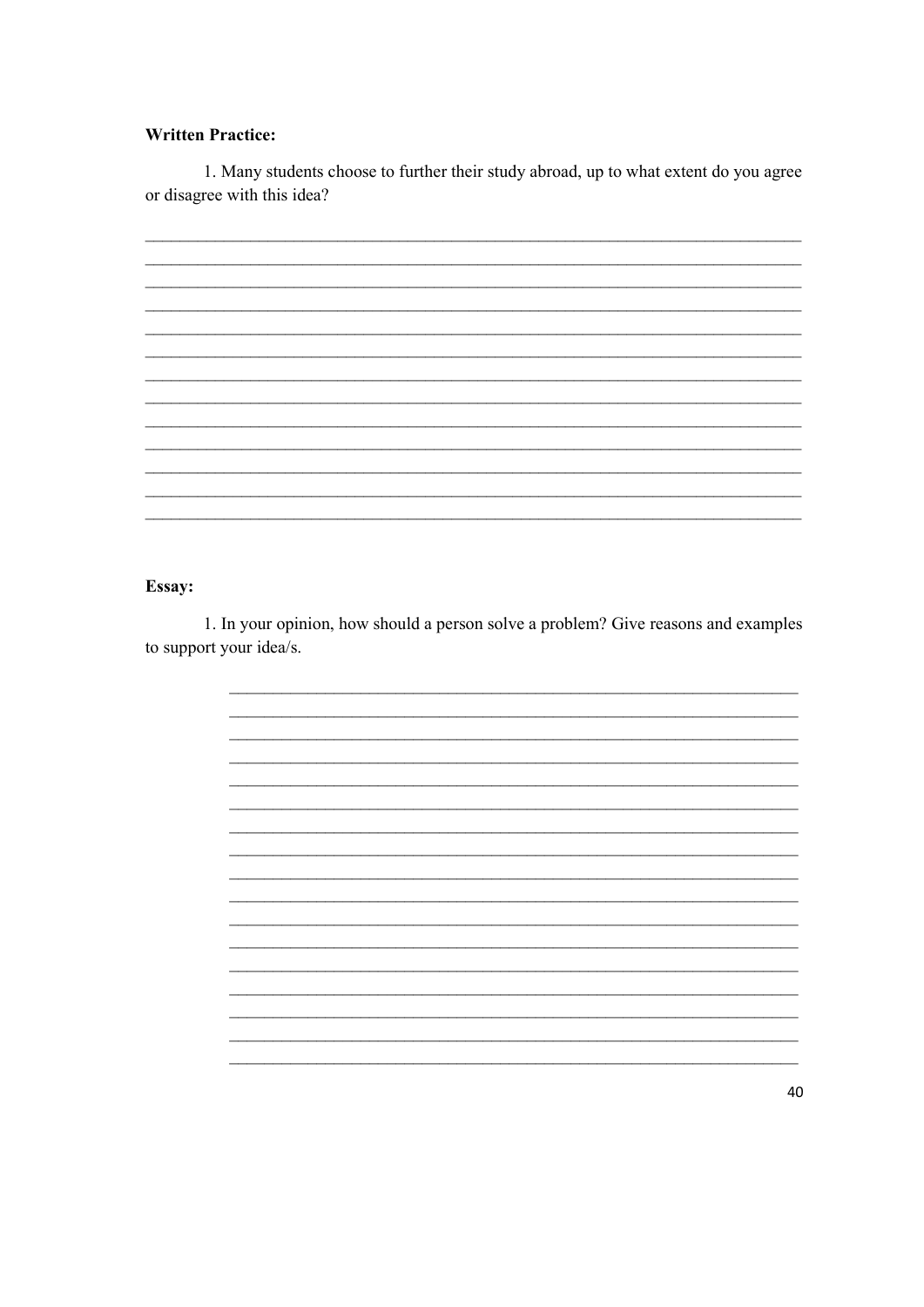**Written Practice:**

1. Many students choose to further their study abroad, up to what extent do you agree or disagree with this idea?

**Essay:**

1. In your opinion, how should a person solve a problem? Give reasons and examples to support your idea/s.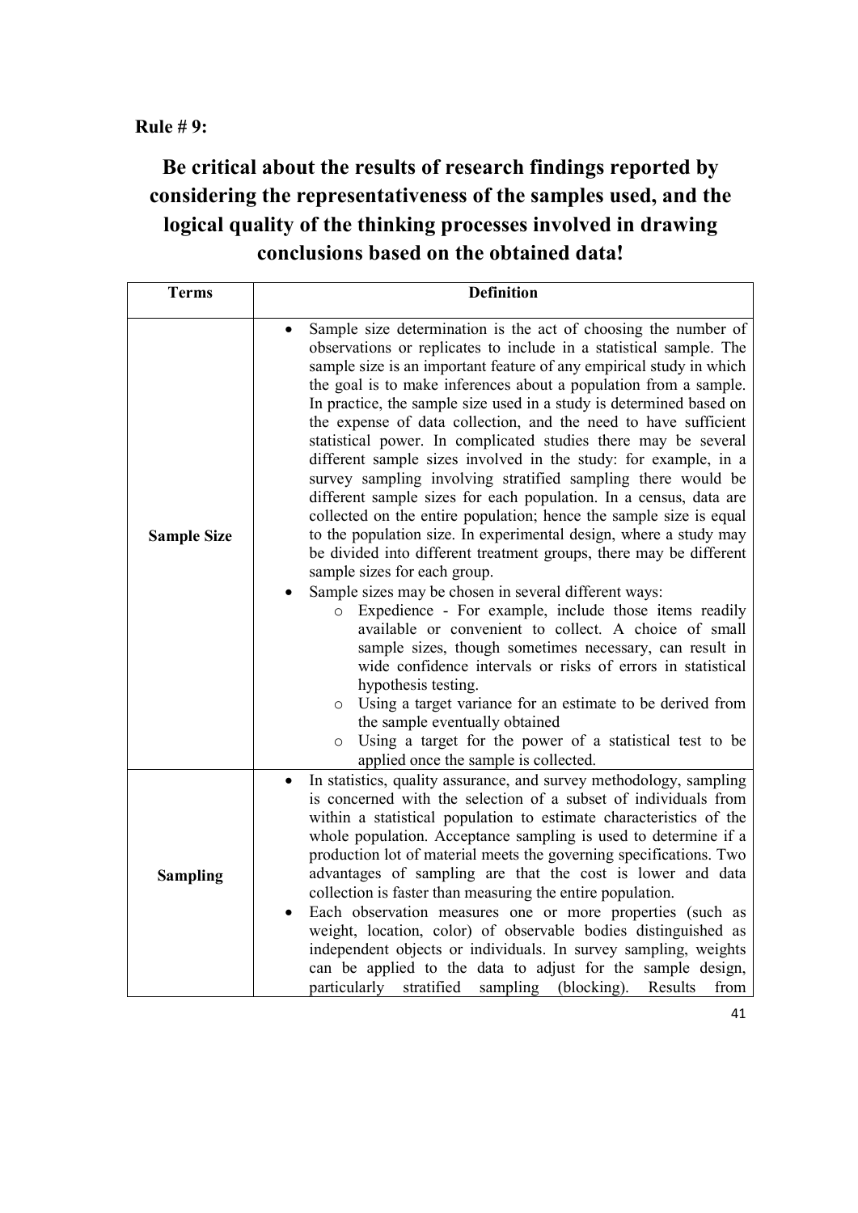**Rule # 9:**

## Be critical about the results of research findings reported by considering the representativeness of the samples used, and the logical quality of the thinking processes involved in drawing conclusions based on the obtained data!

| Terms | Definition |
| --- | --- |
| **Sample Size** | • Sample size determination is the act of choosing the number of observations or replicates to include in a statistical sample. The sample size is an important feature of any empirical study in which the goal is to make inferences about a population from a sample. In practice, the sample size used in a study is determined based on the expense of data collection, and the need to have sufficient statistical power. In complicated studies there may be several different sample sizes involved in the study: for example, in a survey sampling involving stratified sampling there would be different sample sizes for each population. In a census, data are collected on the entire population; hence the sample size is equal to the population size. In experimental design, where a study may be divided into different treatment groups, there may be different sample sizes for each group.<br>• Sample sizes may be chosen in several different ways:<br>&nbsp;&nbsp;o Expedience - For example, include those items readily available or convenient to collect. A choice of small sample sizes, though sometimes necessary, can result in wide confidence intervals or risks of errors in statistical hypothesis testing.<br>&nbsp;&nbsp;o Using a target variance for an estimate to be derived from the sample eventually obtained<br>&nbsp;&nbsp;o Using a target for the power of a statistical test to be applied once the sample is collected. |
| **Sampling** | • In statistics, quality assurance, and survey methodology, sampling is concerned with the selection of a subset of individuals from within a statistical population to estimate characteristics of the whole population. Acceptance sampling is used to determine if a production lot of material meets the governing specifications. Two advantages of sampling are that the cost is lower and data collection is faster than measuring the entire population.<br>• Each observation measures one or more properties (such as weight, location, color) of observable bodies distinguished as independent objects or individuals. In survey sampling, weights can be applied to the data to adjust for the sample design, particularly stratified sampling (blocking). Results from |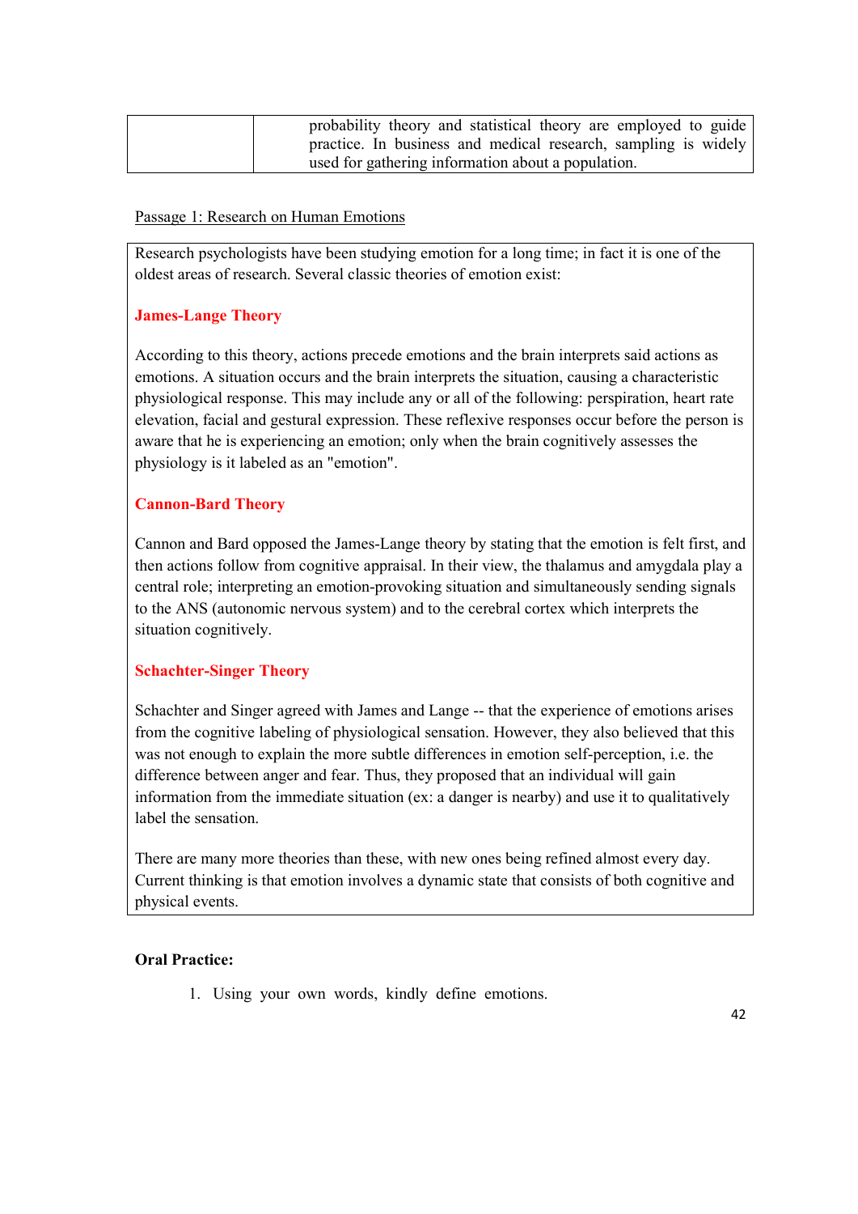| | probability theory and statistical theory are employed to guide practice. In business and medical research, sampling is widely used for gathering information about a population. |
|---|---|

Passage 1: Research on Human Emotions

Research psychologists have been studying emotion for a long time; in fact it is one of the oldest areas of research. Several classic theories of emotion exist:

**James-Lange Theory**

According to this theory, actions precede emotions and the brain interprets said actions as emotions. A situation occurs and the brain interprets the situation, causing a characteristic physiological response. This may include any or all of the following: perspiration, heart rate elevation, facial and gestural expression. These reflexive responses occur before the person is aware that he is experiencing an emotion; only when the brain cognitively assesses the physiology is it labeled as an "emotion".

**Cannon-Bard Theory**

Cannon and Bard opposed the James-Lange theory by stating that the emotion is felt first, and then actions follow from cognitive appraisal. In their view, the thalamus and amygdala play a central role; interpreting an emotion-provoking situation and simultaneously sending signals to the ANS (autonomic nervous system) and to the cerebral cortex which interprets the situation cognitively.

**Schachter-Singer Theory**

Schachter and Singer agreed with James and Lange -- that the experience of emotions arises from the cognitive labeling of physiological sensation. However, they also believed that this was not enough to explain the more subtle differences in emotion self-perception, i.e. the difference between anger and fear. Thus, they proposed that an individual will gain information from the immediate situation (ex: a danger is nearby) and use it to qualitatively label the sensation.

There are many more theories than these, with new ones being refined almost every day. Current thinking is that emotion involves a dynamic state that consists of both cognitive and physical events.

**Oral Practice:**

1. Using your own words, kindly define emotions.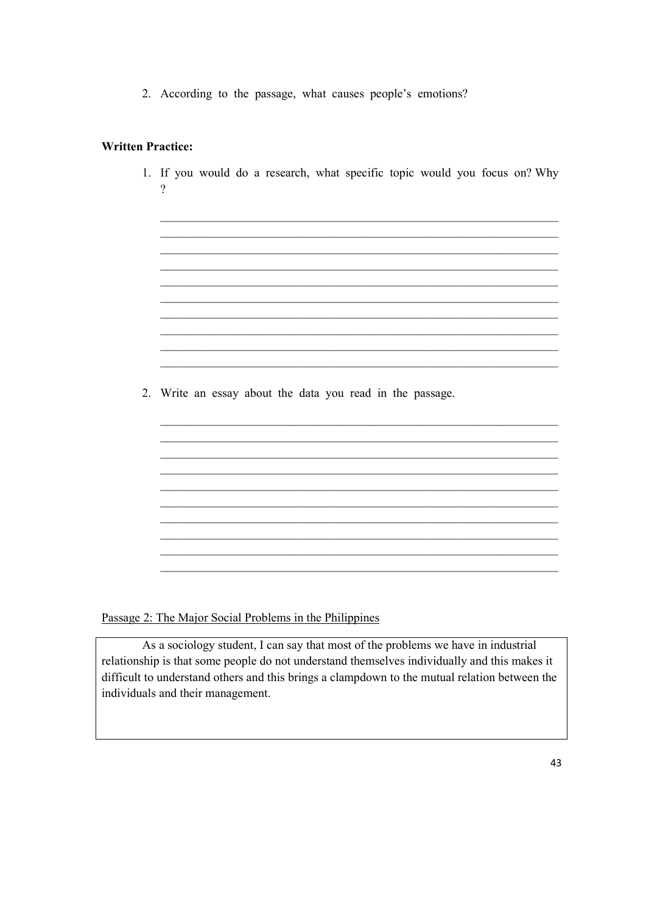2. According to the passage, what causes people's emotions?

**Written Practice:**

1. If you would do a research, what specific topic would you focus on? Why ?

___________________________________________________________________
___________________________________________________________________
___________________________________________________________________
___________________________________________________________________
___________________________________________________________________
___________________________________________________________________
___________________________________________________________________
___________________________________________________________________
___________________________________________________________________
___________________________________________________________________

2. Write an essay about the data you read in the passage.

___________________________________________________________________
___________________________________________________________________
___________________________________________________________________
___________________________________________________________________
___________________________________________________________________
___________________________________________________________________
___________________________________________________________________
___________________________________________________________________
___________________________________________________________________
___________________________________________________________________

Passage 2: The Major Social Problems in the Philippines

> As a sociology student, I can say that most of the problems we have in industrial relationship is that some people do not understand themselves individually and this makes it difficult to understand others and this brings a clampdown to the mutual relation between the individuals and their management.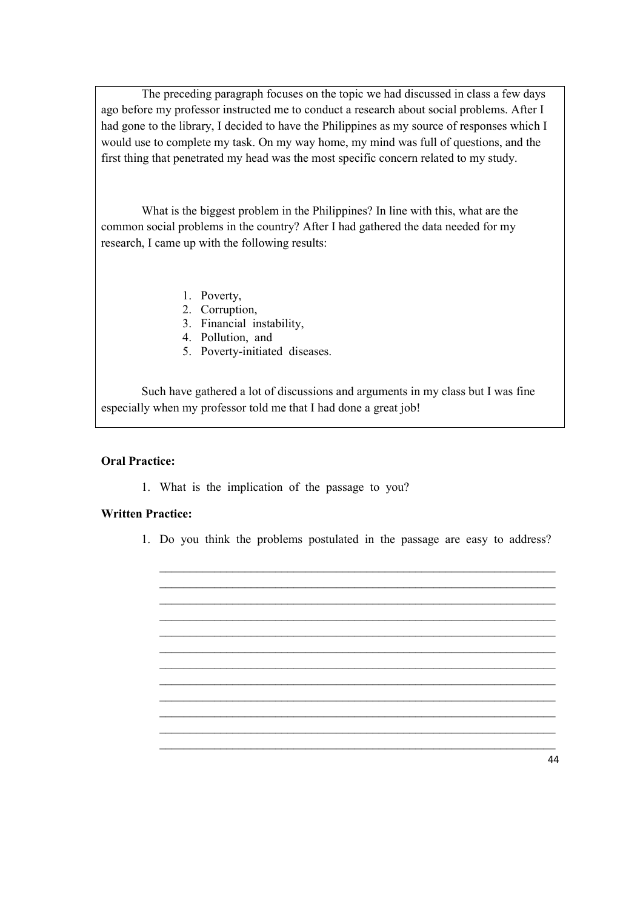The preceding paragraph focuses on the topic we had discussed in class a few days ago before my professor instructed me to conduct a research about social problems. After I had gone to the library, I decided to have the Philippines as my source of responses which I would use to complete my task. On my way home, my mind was full of questions, and the first thing that penetrated my head was the most specific concern related to my study.

What is the biggest problem in the Philippines? In line with this, what are the common social problems in the country? After I had gathered the data needed for my research, I came up with the following results:

1. Poverty,
2. Corruption,
3. Financial instability,
4. Pollution, and
5. Poverty-initiated diseases.

Such have gathered a lot of discussions and arguments in my class but I was fine especially when my professor told me that I had done a great job!

**Oral Practice:**

1. What is the implication of the passage to you?

**Written Practice:**

1. Do you think the problems postulated in the passage are easy to address?

______________________________________________________________________
______________________________________________________________________
______________________________________________________________________
______________________________________________________________________
______________________________________________________________________
______________________________________________________________________
______________________________________________________________________
______________________________________________________________________
______________________________________________________________________
______________________________________________________________________
______________________________________________________________________
______________________________________________________________________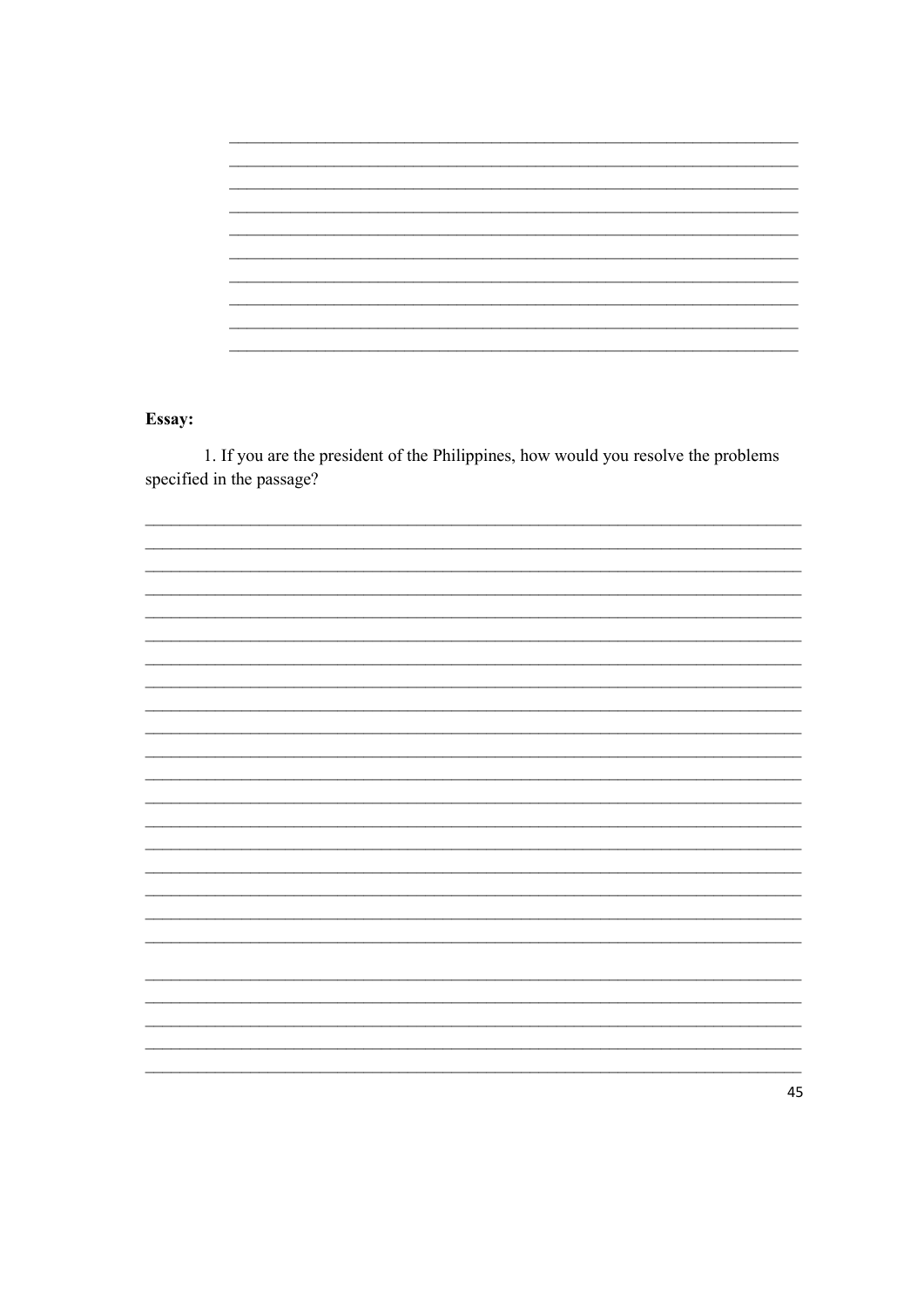**Essay:**

1. If you are the president of the Philippines, how would you resolve the problems specified in the passage?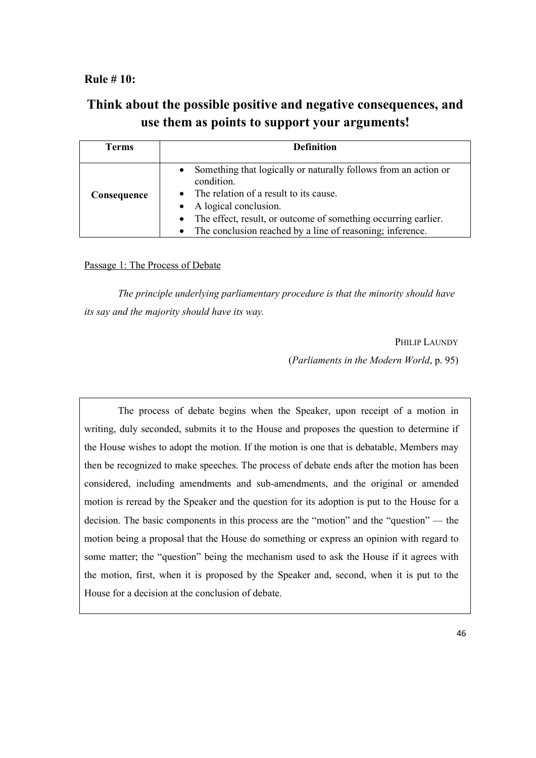**Rule # 10:**

## Think about the possible positive and negative consequences, and use them as points to support your arguments!

| Terms | Definition |
|---|---|
| **Consequence** | • Something that logically or naturally follows from an action or condition.<br>• The relation of a result to its cause.<br>• A logical conclusion.<br>• The effect, result, or outcome of something occurring earlier.<br>• The conclusion reached by a line of reasoning; inference. |

<u>Passage 1: The Process of Debate</u>

*The principle underlying parliamentary procedure is that the minority should have its say and the majority should have its way.*

PHILIP LAUNDY

(*Parliaments in the Modern World*, p. 95)

The process of debate begins when the Speaker, upon receipt of a motion in writing, duly seconded, submits it to the House and proposes the question to determine if the House wishes to adopt the motion. If the motion is one that is debatable, Members may then be recognized to make speeches. The process of debate ends after the motion has been considered, including amendments and sub-amendments, and the original or amended motion is reread by the Speaker and the question for its adoption is put to the House for a decision. The basic components in this process are the "motion" and the "question" — the motion being a proposal that the House do something or express an opinion with regard to some matter; the "question" being the mechanism used to ask the House if it agrees with the motion, first, when it is proposed by the Speaker and, second, when it is put to the House for a decision at the conclusion of debate.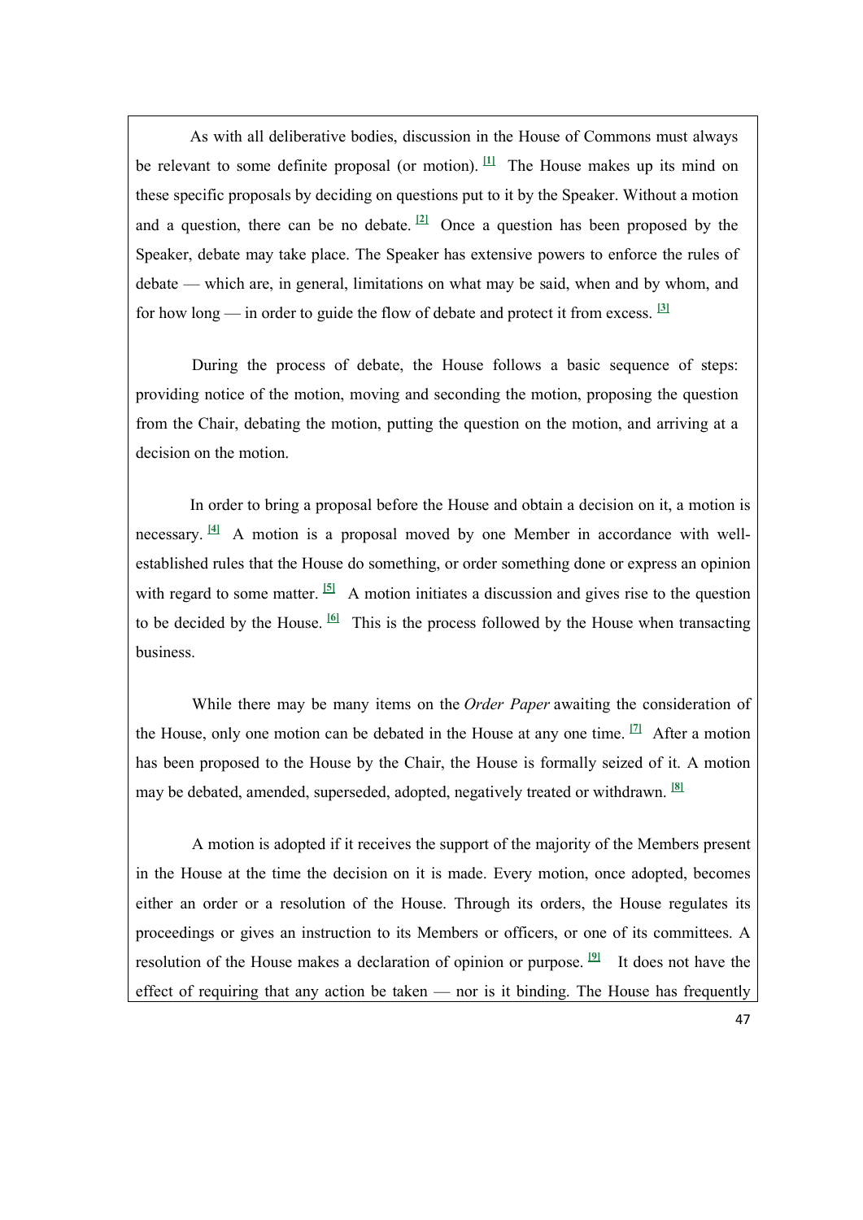As with all deliberative bodies, discussion in the House of Commons must always be relevant to some definite proposal (or motion). [1] The House makes up its mind on these specific proposals by deciding on questions put to it by the Speaker. Without a motion and a question, there can be no debate. [2] Once a question has been proposed by the Speaker, debate may take place. The Speaker has extensive powers to enforce the rules of debate — which are, in general, limitations on what may be said, when and by whom, and for how long — in order to guide the flow of debate and protect it from excess. [3]

During the process of debate, the House follows a basic sequence of steps: providing notice of the motion, moving and seconding the motion, proposing the question from the Chair, debating the motion, putting the question on the motion, and arriving at a decision on the motion.

In order to bring a proposal before the House and obtain a decision on it, a motion is necessary. [4] A motion is a proposal moved by one Member in accordance with well-established rules that the House do something, or order something done or express an opinion with regard to some matter. [5] A motion initiates a discussion and gives rise to the question to be decided by the House. [6] This is the process followed by the House when transacting business.

While there may be many items on the *Order Paper* awaiting the consideration of the House, only one motion can be debated in the House at any one time. [7] After a motion has been proposed to the House by the Chair, the House is formally seized of it. A motion may be debated, amended, superseded, adopted, negatively treated or withdrawn. [8]

A motion is adopted if it receives the support of the majority of the Members present in the House at the time the decision on it is made. Every motion, once adopted, becomes either an order or a resolution of the House. Through its orders, the House regulates its proceedings or gives an instruction to its Members or officers, or one of its committees. A resolution of the House makes a declaration of opinion or purpose. [9] It does not have the effect of requiring that any action be taken — nor is it binding. The House has frequently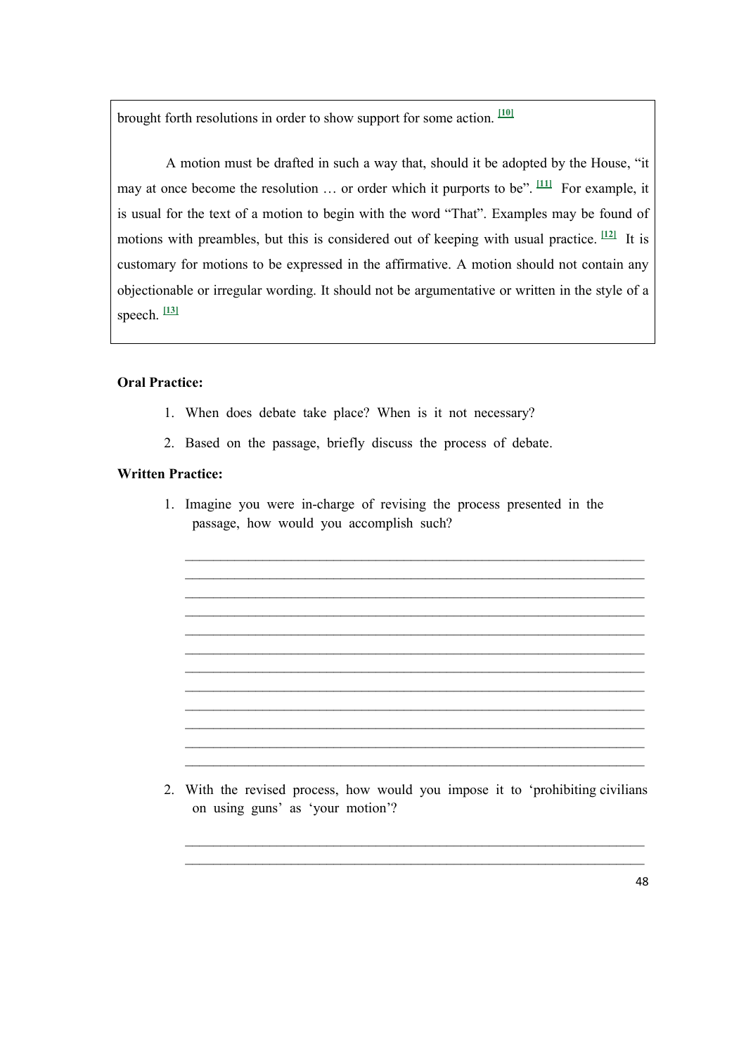brought forth resolutions in order to show support for some action. [10]

A motion must be drafted in such a way that, should it be adopted by the House, "it may at once become the resolution … or order which it purports to be". [11] For example, it is usual for the text of a motion to begin with the word "That". Examples may be found of motions with preambles, but this is considered out of keeping with usual practice. [12] It is customary for motions to be expressed in the affirmative. A motion should not contain any objectionable or irregular wording. It should not be argumentative or written in the style of a speech. [13]

**Oral Practice:**

1. When does debate take place? When is it not necessary?
2. Based on the passage, briefly discuss the process of debate.

**Written Practice:**

1. Imagine you were in-charge of revising the process presented in the passage, how would you accomplish such?

___________________________________________________________________
___________________________________________________________________
___________________________________________________________________
___________________________________________________________________
___________________________________________________________________
___________________________________________________________________
___________________________________________________________________
___________________________________________________________________
___________________________________________________________________
___________________________________________________________________
___________________________________________________________________
___________________________________________________________________

2. With the revised process, how would you impose it to 'prohibiting civilians on using guns' as 'your motion'?

___________________________________________________________________
___________________________________________________________________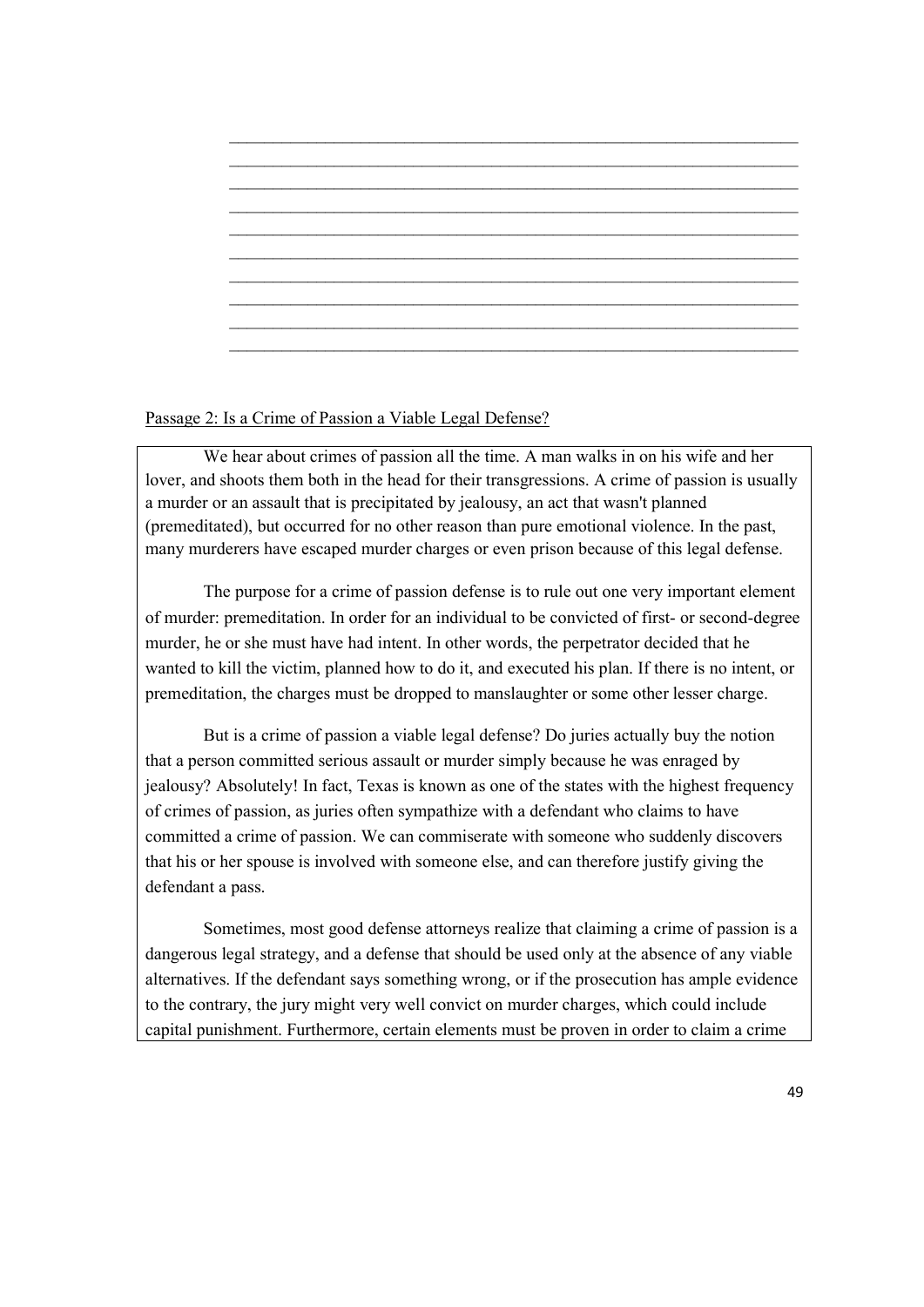______________________________________________________________________
______________________________________________________________________
______________________________________________________________________
______________________________________________________________________
______________________________________________________________________
______________________________________________________________________
______________________________________________________________________
______________________________________________________________________
______________________________________________________________________
______________________________________________________________________

Passage 2: Is a Crime of Passion a Viable Legal Defense?

We hear about crimes of passion all the time. A man walks in on his wife and her lover, and shoots them both in the head for their transgressions. A crime of passion is usually a murder or an assault that is precipitated by jealousy, an act that wasn't planned (premeditated), but occurred for no other reason than pure emotional violence. In the past, many murderers have escaped murder charges or even prison because of this legal defense.

The purpose for a crime of passion defense is to rule out one very important element of murder: premeditation. In order for an individual to be convicted of first- or second-degree murder, he or she must have had intent. In other words, the perpetrator decided that he wanted to kill the victim, planned how to do it, and executed his plan. If there is no intent, or premeditation, the charges must be dropped to manslaughter or some other lesser charge.

But is a crime of passion a viable legal defense? Do juries actually buy the notion that a person committed serious assault or murder simply because he was enraged by jealousy? Absolutely! In fact, Texas is known as one of the states with the highest frequency of crimes of passion, as juries often sympathize with a defendant who claims to have committed a crime of passion. We can commiserate with someone who suddenly discovers that his or her spouse is involved with someone else, and can therefore justify giving the defendant a pass.

Sometimes, most good defense attorneys realize that claiming a crime of passion is a dangerous legal strategy, and a defense that should be used only at the absence of any viable alternatives. If the defendant says something wrong, or if the prosecution has ample evidence to the contrary, the jury might very well convict on murder charges, which could include capital punishment. Furthermore, certain elements must be proven in order to claim a crime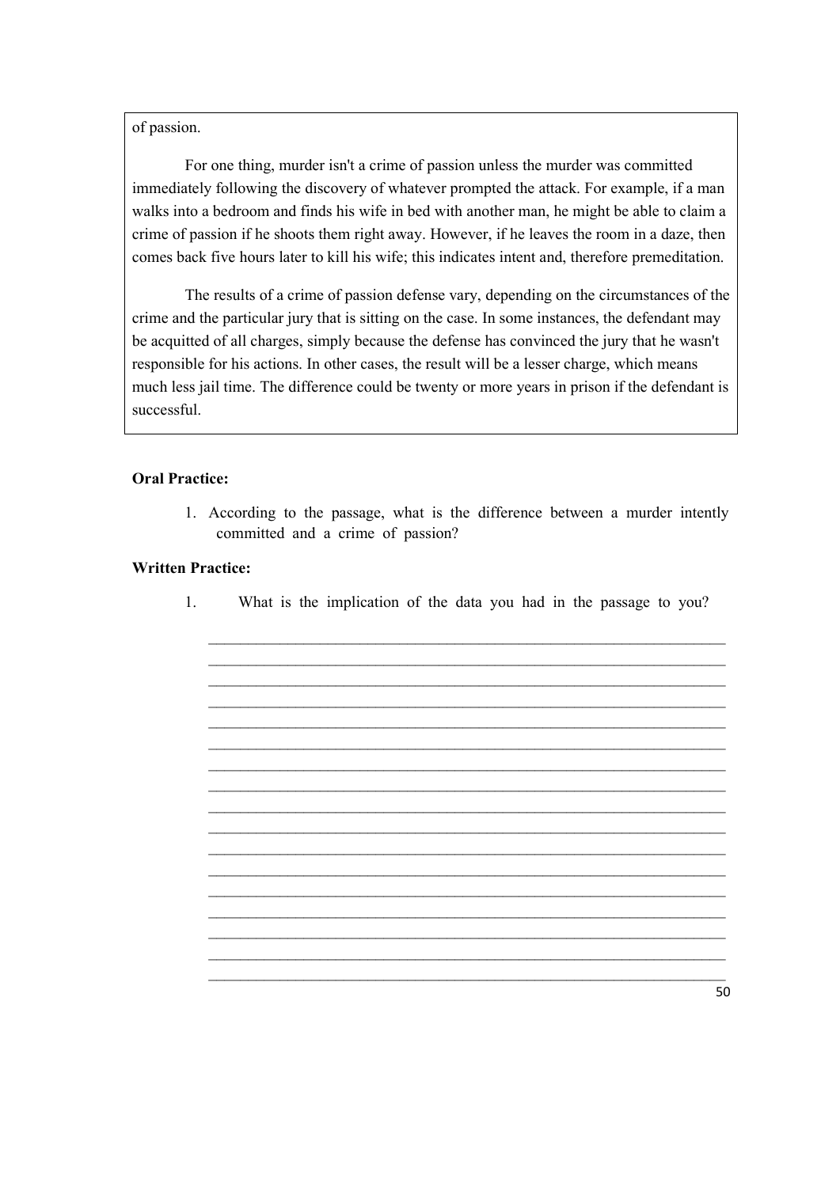of passion.

For one thing, murder isn't a crime of passion unless the murder was committed immediately following the discovery of whatever prompted the attack. For example, if a man walks into a bedroom and finds his wife in bed with another man, he might be able to claim a crime of passion if he shoots them right away. However, if he leaves the room in a daze, then comes back five hours later to kill his wife; this indicates intent and, therefore premeditation.

The results of a crime of passion defense vary, depending on the circumstances of the crime and the particular jury that is sitting on the case. In some instances, the defendant may be acquitted of all charges, simply because the defense has convinced the jury that he wasn't responsible for his actions. In other cases, the result will be a lesser charge, which means much less jail time. The difference could be twenty or more years in prison if the defendant is successful.

**Oral Practice:**

1. According to the passage, what is the difference between a murder intently committed and a crime of passion?

**Written Practice:**

1. What is the implication of the data you had in the passage to you?

_____________________________________________________________________
_____________________________________________________________________
_____________________________________________________________________
_____________________________________________________________________
_____________________________________________________________________
_____________________________________________________________________
_____________________________________________________________________
_____________________________________________________________________
_____________________________________________________________________
_____________________________________________________________________
_____________________________________________________________________
_____________________________________________________________________
_____________________________________________________________________
_____________________________________________________________________
_____________________________________________________________________
_____________________________________________________________________
_____________________________________________________________________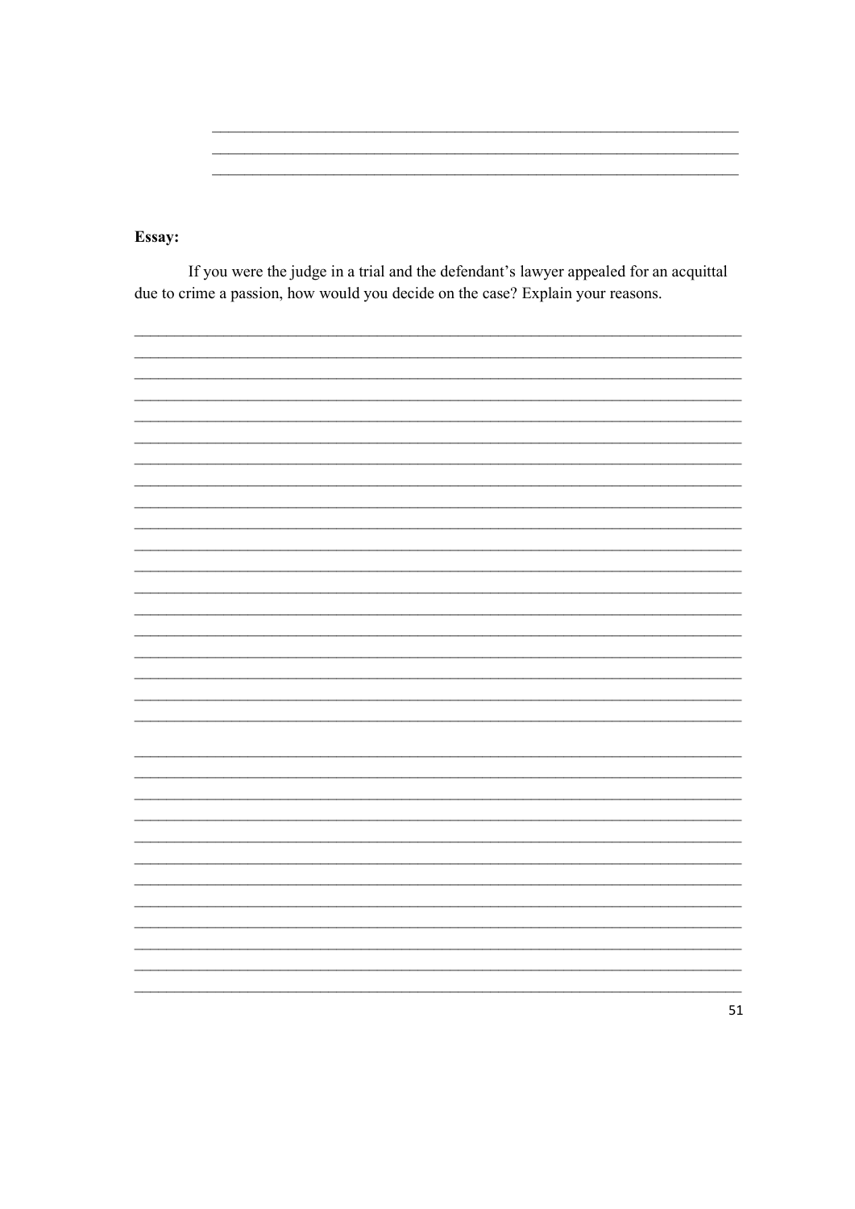**Essay:**

If you were the judge in a trial and the defendant's lawyer appealed for an acquittal due to crime a passion, how would you decide on the case? Explain your reasons.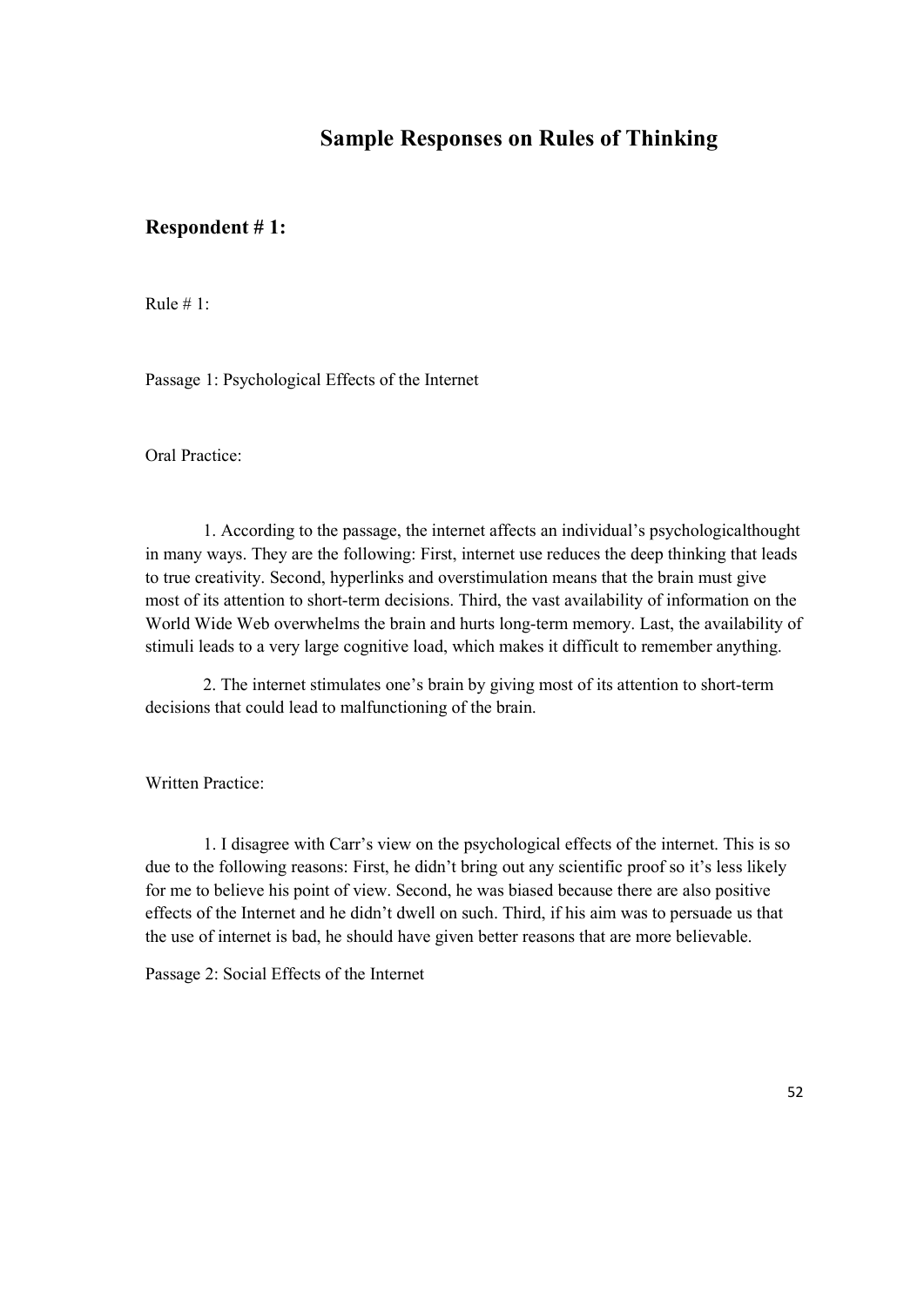## Sample Responses on Rules of Thinking

### Respondent # 1:

Rule # 1:

Passage 1: Psychological Effects of the Internet

Oral Practice:

1. According to the passage, the internet affects an individual's psychologicalthought in many ways. They are the following: First, internet use reduces the deep thinking that leads to true creativity. Second, hyperlinks and overstimulation means that the brain must give most of its attention to short-term decisions. Third, the vast availability of information on the World Wide Web overwhelms the brain and hurts long-term memory. Last, the availability of stimuli leads to a very large cognitive load, which makes it difficult to remember anything.

2. The internet stimulates one's brain by giving most of its attention to short-term decisions that could lead to malfunctioning of the brain.

Written Practice:

1. I disagree with Carr's view on the psychological effects of the internet. This is so due to the following reasons: First, he didn't bring out any scientific proof so it's less likely for me to believe his point of view. Second, he was biased because there are also positive effects of the Internet and he didn't dwell on such. Third, if his aim was to persuade us that the use of internet is bad, he should have given better reasons that are more believable.

Passage 2: Social Effects of the Internet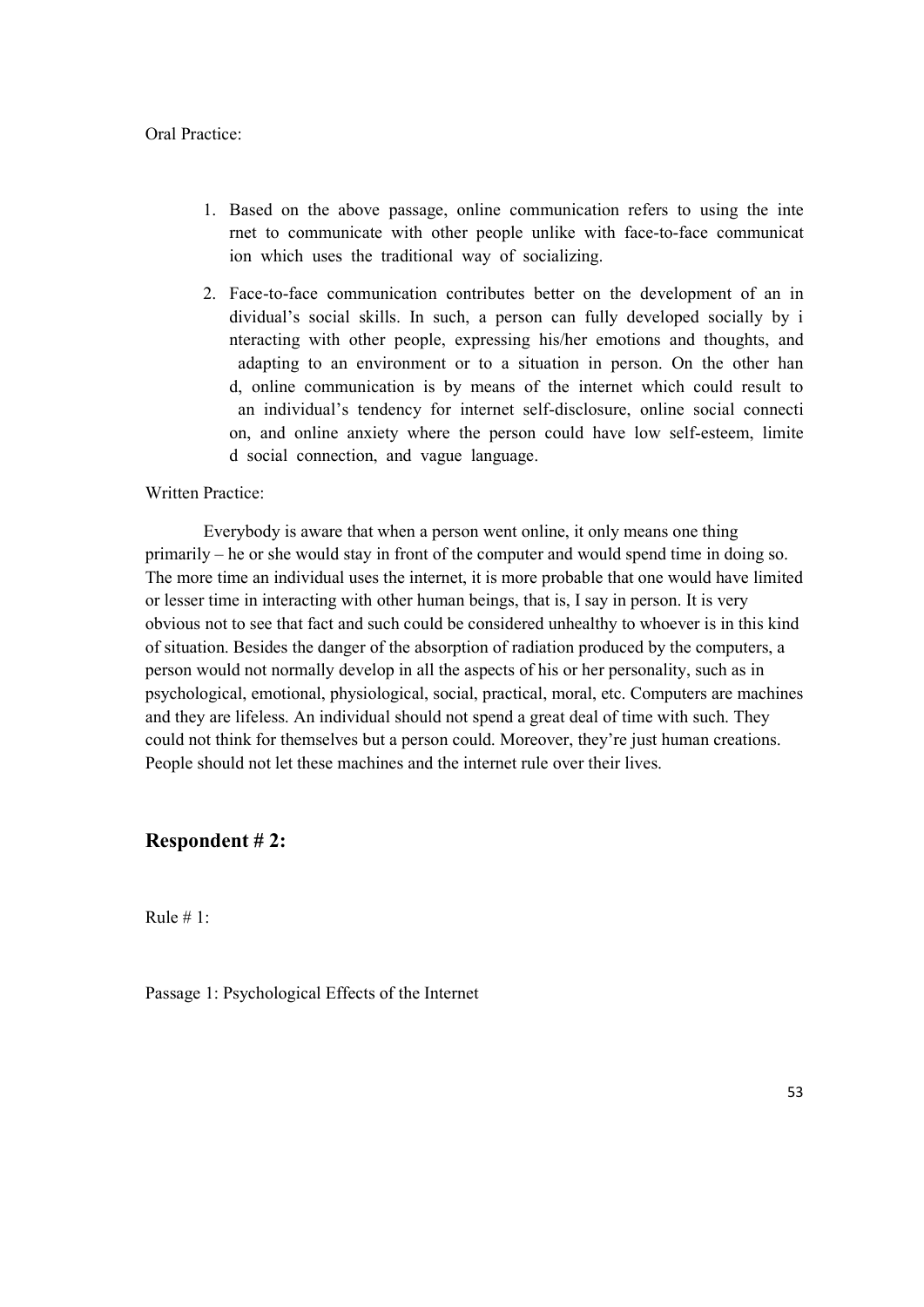Oral Practice:

1. Based on the above passage, online communication refers to using the internet to communicate with other people unlike with face-to-face communication which uses the traditional way of socializing.

2. Face-to-face communication contributes better on the development of an individual's social skills. In such, a person can fully developed socially by interacting with other people, expressing his/her emotions and thoughts, and adapting to an environment or to a situation in person. On the other hand, online communication is by means of the internet which could result to an individual's tendency for internet self-disclosure, online social connection, and online anxiety where the person could have low self-esteem, limited social connection, and vague language.

Written Practice:

Everybody is aware that when a person went online, it only means one thing primarily – he or she would stay in front of the computer and would spend time in doing so. The more time an individual uses the internet, it is more probable that one would have limited or lesser time in interacting with other human beings, that is, I say in person. It is very obvious not to see that fact and such could be considered unhealthy to whoever is in this kind of situation. Besides the danger of the absorption of radiation produced by the computers, a person would not normally develop in all the aspects of his or her personality, such as in psychological, emotional, physiological, social, practical, moral, etc. Computers are machines and they are lifeless. An individual should not spend a great deal of time with such. They could not think for themselves but a person could. Moreover, they're just human creations. People should not let these machines and the internet rule over their lives.

## Respondent # 2:

Rule # 1:

Passage 1: Psychological Effects of the Internet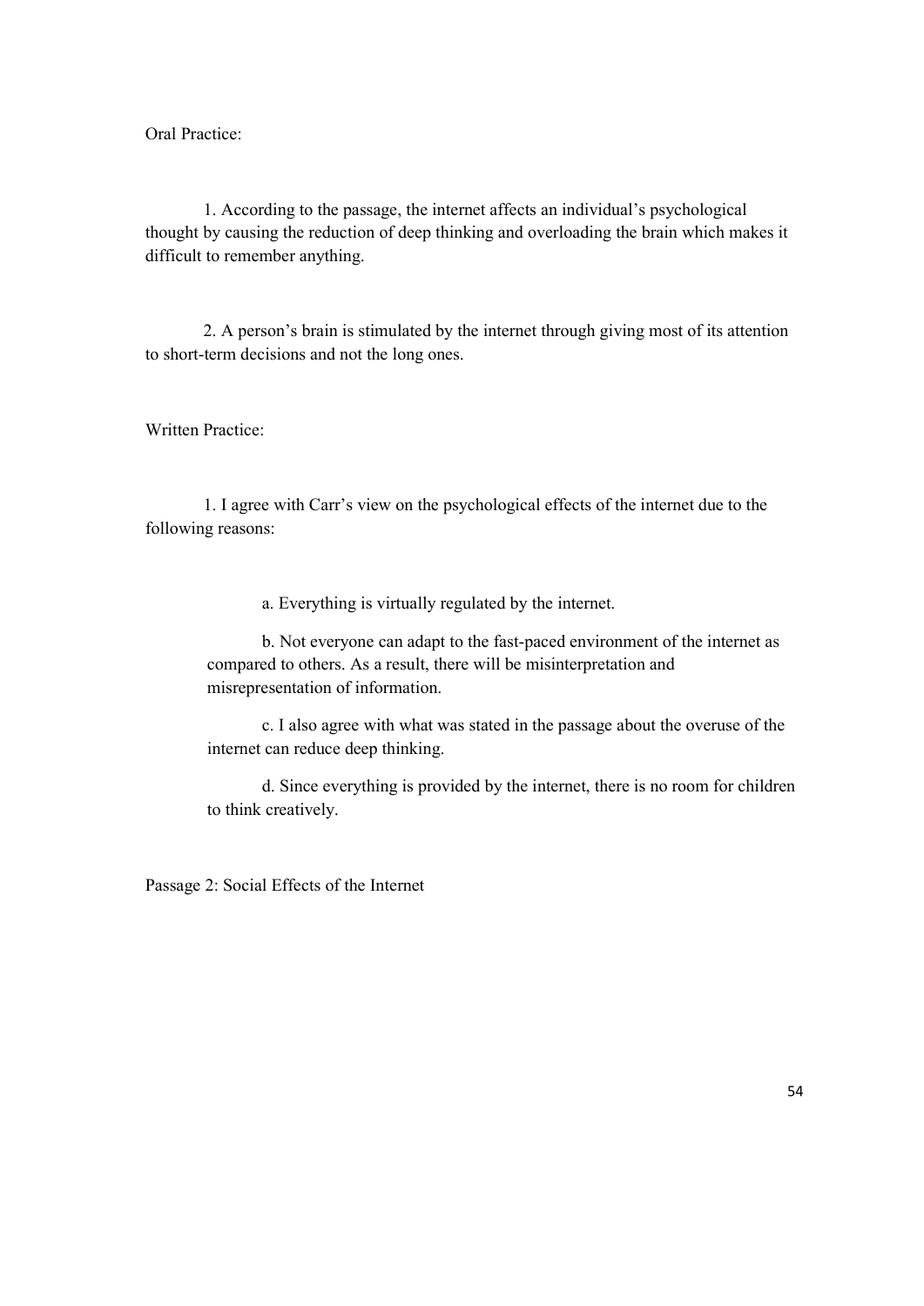Oral Practice:

1. According to the passage, the internet affects an individual's psychological thought by causing the reduction of deep thinking and overloading the brain which makes it difficult to remember anything.

2. A person's brain is stimulated by the internet through giving most of its attention to short-term decisions and not the long ones.

Written Practice:

1. I agree with Carr's view on the psychological effects of the internet due to the following reasons:

   a. Everything is virtually regulated by the internet.

   b. Not everyone can adapt to the fast-paced environment of the internet as compared to others. As a result, there will be misinterpretation and misrepresentation of information.

   c. I also agree with what was stated in the passage about the overuse of the internet can reduce deep thinking.

   d. Since everything is provided by the internet, there is no room for children to think creatively.

Passage 2: Social Effects of the Internet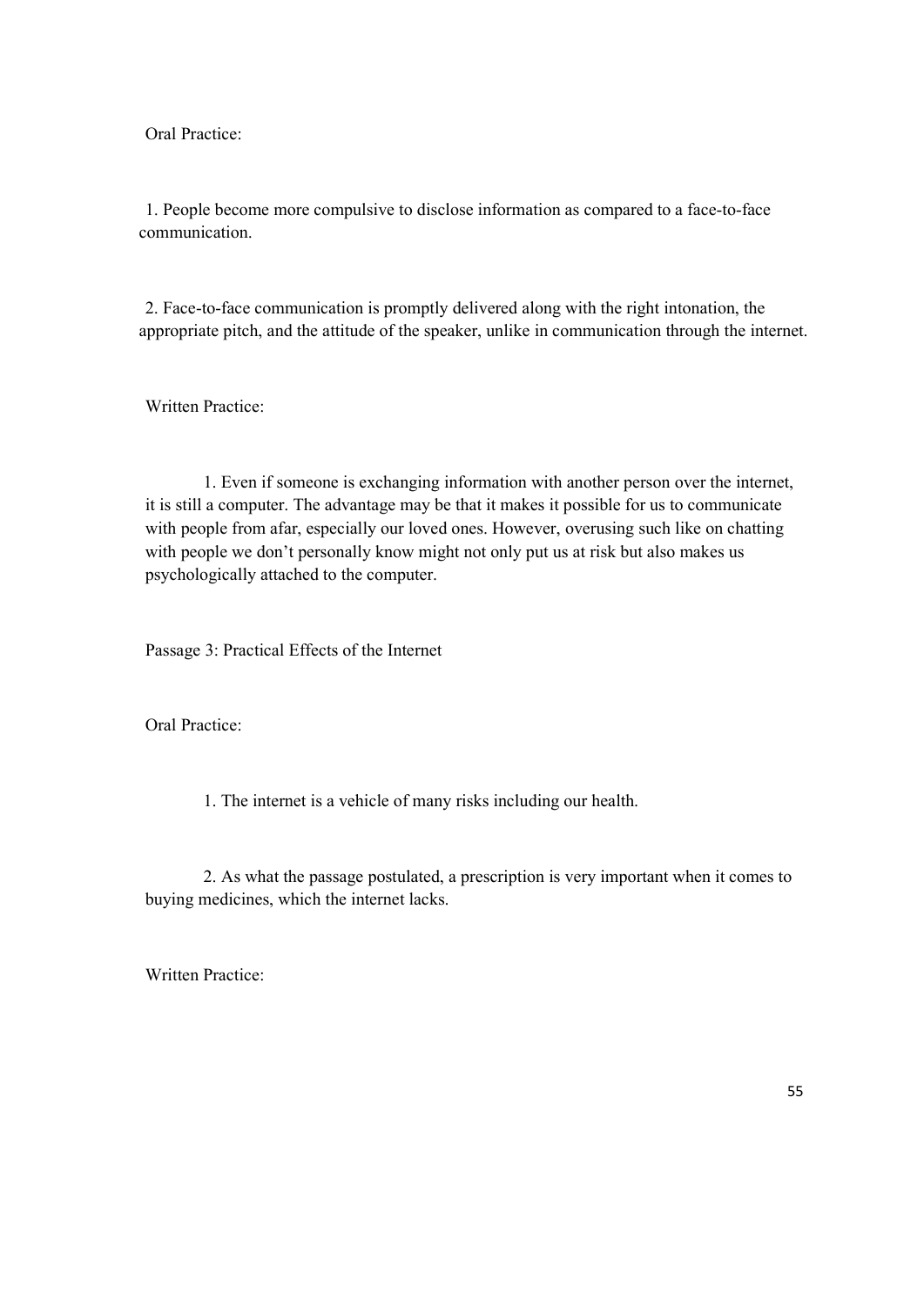Oral Practice:

1. People become more compulsive to disclose information as compared to a face-to-face communication.

2. Face-to-face communication is promptly delivered along with the right intonation, the appropriate pitch, and the attitude of the speaker, unlike in communication through the internet.

Written Practice:

1. Even if someone is exchanging information with another person over the internet, it is still a computer. The advantage may be that it makes it possible for us to communicate with people from afar, especially our loved ones. However, overusing such like on chatting with people we don't personally know might not only put us at risk but also makes us psychologically attached to the computer.

Passage 3: Practical Effects of the Internet

Oral Practice:

1. The internet is a vehicle of many risks including our health.

2. As what the passage postulated, a prescription is very important when it comes to buying medicines, which the internet lacks.

Written Practice: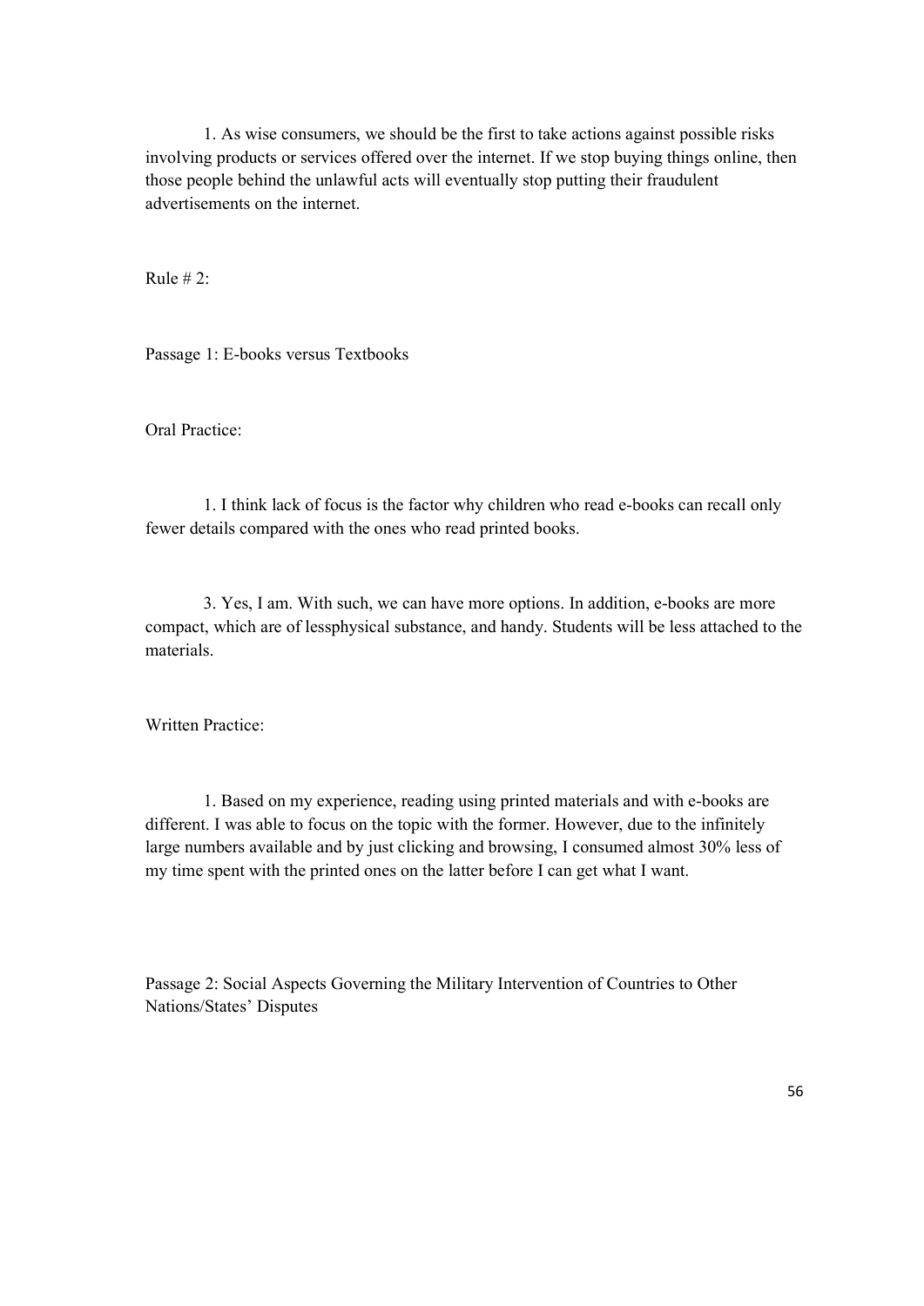1. As wise consumers, we should be the first to take actions against possible risks involving products or services offered over the internet. If we stop buying things online, then those people behind the unlawful acts will eventually stop putting their fraudulent advertisements on the internet.

Rule # 2:

Passage 1: E-books versus Textbooks

Oral Practice:

1. I think lack of focus is the factor why children who read e-books can recall only fewer details compared with the ones who read printed books.

3. Yes, I am. With such, we can have more options. In addition, e-books are more compact, which are of lessphysical substance, and handy. Students will be less attached to the materials.

Written Practice:

1. Based on my experience, reading using printed materials and with e-books are different. I was able to focus on the topic with the former. However, due to the infinitely large numbers available and by just clicking and browsing, I consumed almost 30% less of my time spent with the printed ones on the latter before I can get what I want.

Passage 2: Social Aspects Governing the Military Intervention of Countries to Other Nations/States' Disputes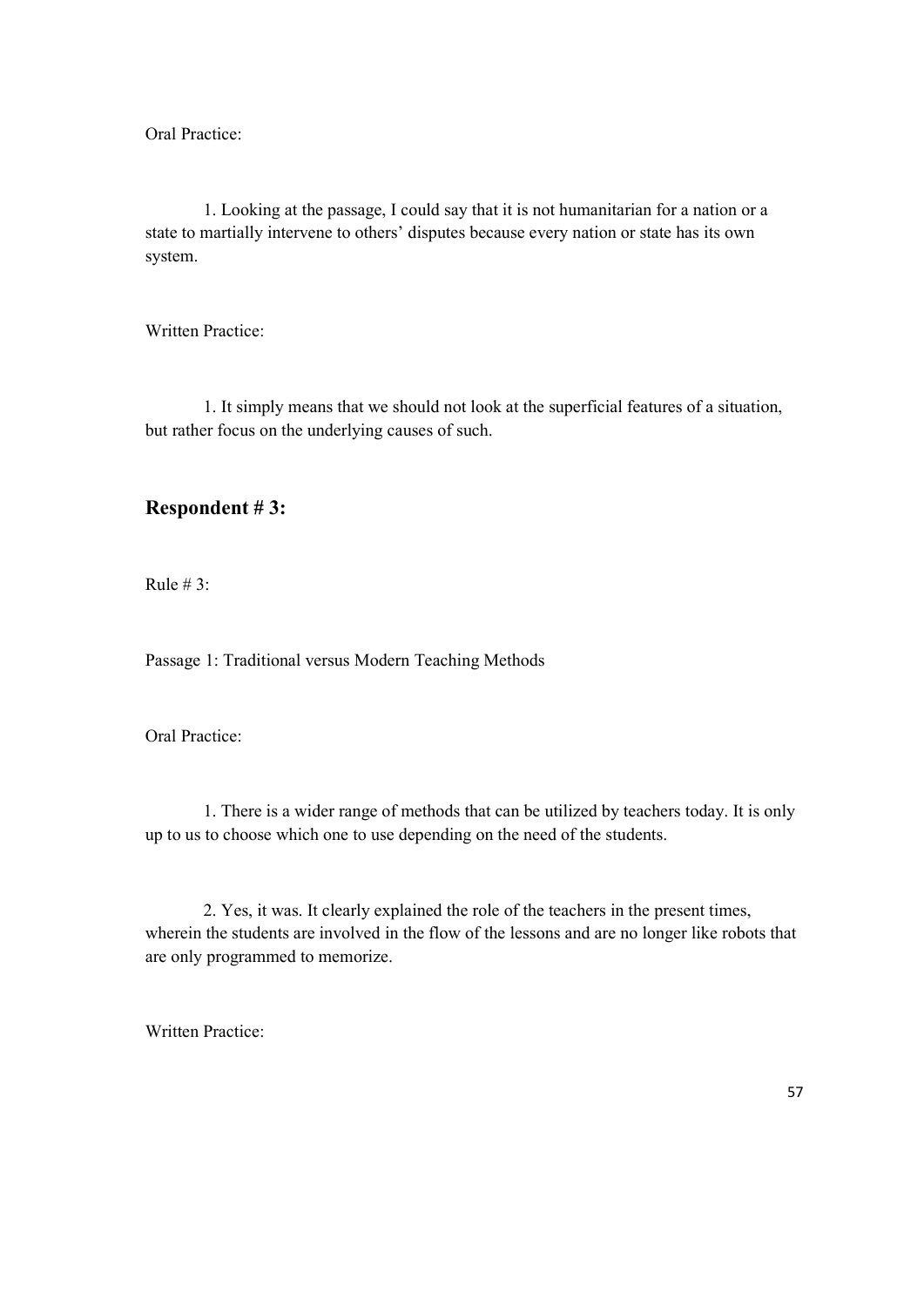Oral Practice:

1. Looking at the passage, I could say that it is not humanitarian for a nation or a state to martially intervene to others' disputes because every nation or state has its own system.

Written Practice:

1. It simply means that we should not look at the superficial features of a situation, but rather focus on the underlying causes of such.

## Respondent # 3:

Rule # 3:

Passage 1: Traditional versus Modern Teaching Methods

Oral Practice:

1. There is a wider range of methods that can be utilized by teachers today. It is only up to us to choose which one to use depending on the need of the students.

2. Yes, it was. It clearly explained the role of the teachers in the present times, wherein the students are involved in the flow of the lessons and are no longer like robots that are only programmed to memorize.

Written Practice: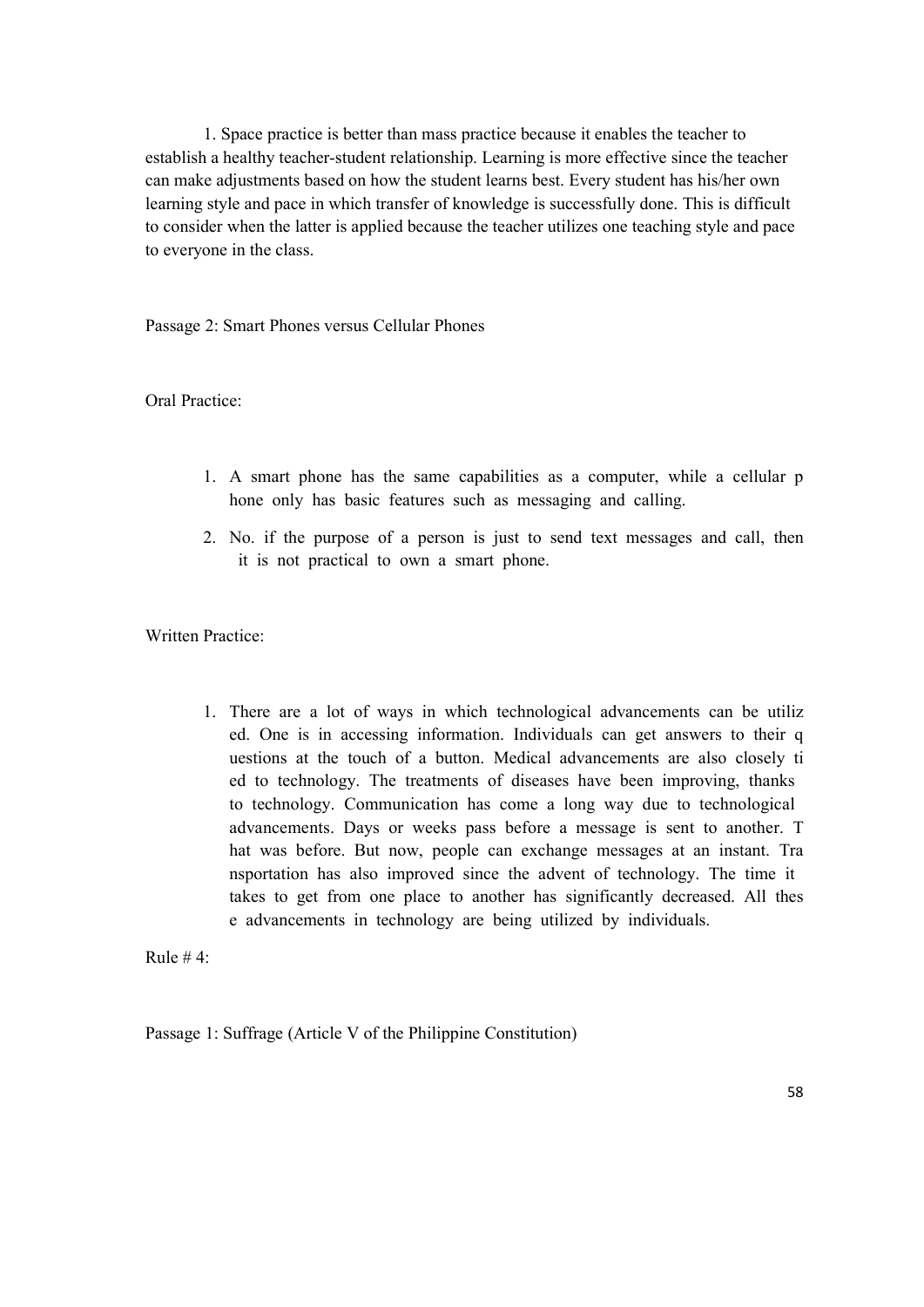1. Space practice is better than mass practice because it enables the teacher to establish a healthy teacher-student relationship. Learning is more effective since the teacher can make adjustments based on how the student learns best. Every student has his/her own learning style and pace in which transfer of knowledge is successfully done. This is difficult to consider when the latter is applied because the teacher utilizes one teaching style and pace to everyone in the class.

Passage 2: Smart Phones versus Cellular Phones

Oral Practice:

1. A smart phone has the same capabilities as a computer, while a cellular phone only has basic features such as messaging and calling.
2. No. if the purpose of a person is just to send text messages and call, then it is not practical to own a smart phone.

Written Practice:

1. There are a lot of ways in which technological advancements can be utilized. One is in accessing information. Individuals can get answers to their questions at the touch of a button. Medical advancements are also closely tied to technology. The treatments of diseases have been improving, thanks to technology. Communication has come a long way due to technological advancements. Days or weeks pass before a message is sent to another. That was before. But now, people can exchange messages at an instant. Transportation has also improved since the advent of technology. The time it takes to get from one place to another has significantly decreased. All these advancements in technology are being utilized by individuals.

Rule # 4:

Passage 1: Suffrage (Article V of the Philippine Constitution)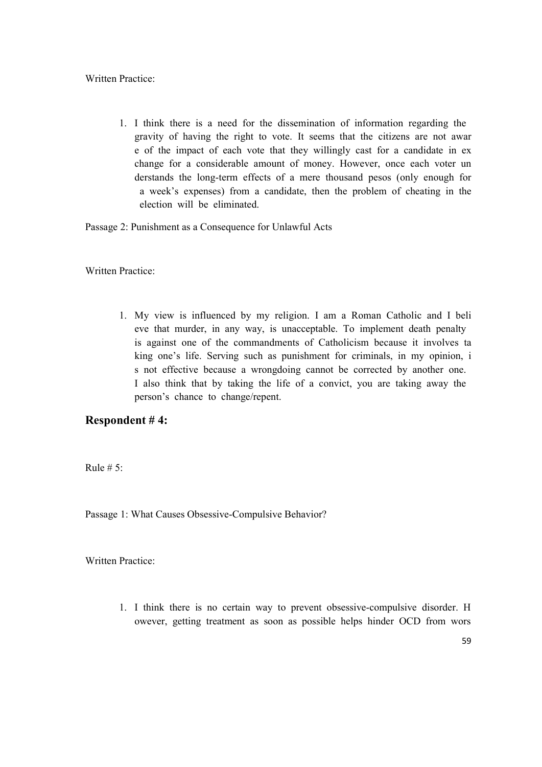Written Practice:

1. I think there is a need for the dissemination of information regarding the gravity of having the right to vote. It seems that the citizens are not aware of the impact of each vote that they willingly cast for a candidate in exchange for a considerable amount of money. However, once each voter understands the long-term effects of a mere thousand pesos (only enough for a week's expenses) from a candidate, then the problem of cheating in the election will be eliminated.

Passage 2: Punishment as a Consequence for Unlawful Acts

Written Practice:

1. My view is influenced by my religion. I am a Roman Catholic and I believe that murder, in any way, is unacceptable. To implement death penalty is against one of the commandments of Catholicism because it involves taking one's life. Serving such as punishment for criminals, in my opinion, is not effective because a wrongdoing cannot be corrected by another one. I also think that by taking the life of a convict, you are taking away the person's chance to change/repent.

## Respondent # 4:

Rule # 5:

Passage 1: What Causes Obsessive-Compulsive Behavior?

Written Practice:

1. I think there is no certain way to prevent obsessive-compulsive disorder. However, getting treatment as soon as possible helps hinder OCD from wors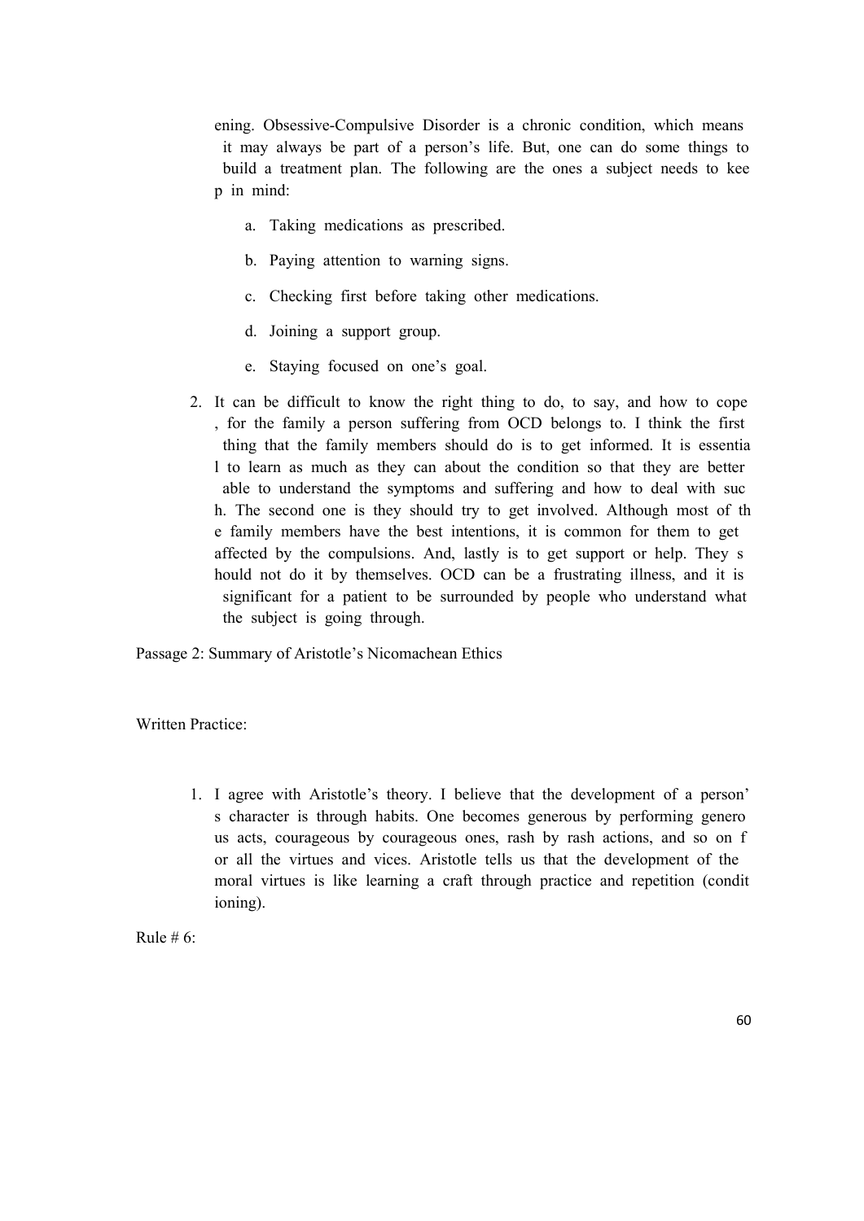ening. Obsessive-Compulsive Disorder is a chronic condition, which means it may always be part of a person's life. But, one can do some things to build a treatment plan. The following are the ones a subject needs to keep in mind:

a. Taking medications as prescribed.

b. Paying attention to warning signs.

c. Checking first before taking other medications.

d. Joining a support group.

e. Staying focused on one's goal.

2. It can be difficult to know the right thing to do, to say, and how to cope, for the family a person suffering from OCD belongs to. I think the first thing that the family members should do is to get informed. It is essential to learn as much as they can about the condition so that they are better able to understand the symptoms and suffering and how to deal with such. The second one is they should try to get involved. Although most of the family members have the best intentions, it is common for them to get affected by the compulsions. And, lastly is to get support or help. They should not do it by themselves. OCD can be a frustrating illness, and it is significant for a patient to be surrounded by people who understand what the subject is going through.

Passage 2: Summary of Aristotle's Nicomachean Ethics

Written Practice:

1. I agree with Aristotle's theory. I believe that the development of a person's character is through habits. One becomes generous by performing generous acts, courageous by courageous ones, rash by rash actions, and so on for all the virtues and vices. Aristotle tells us that the development of the moral virtues is like learning a craft through practice and repetition (conditioning).

Rule # 6: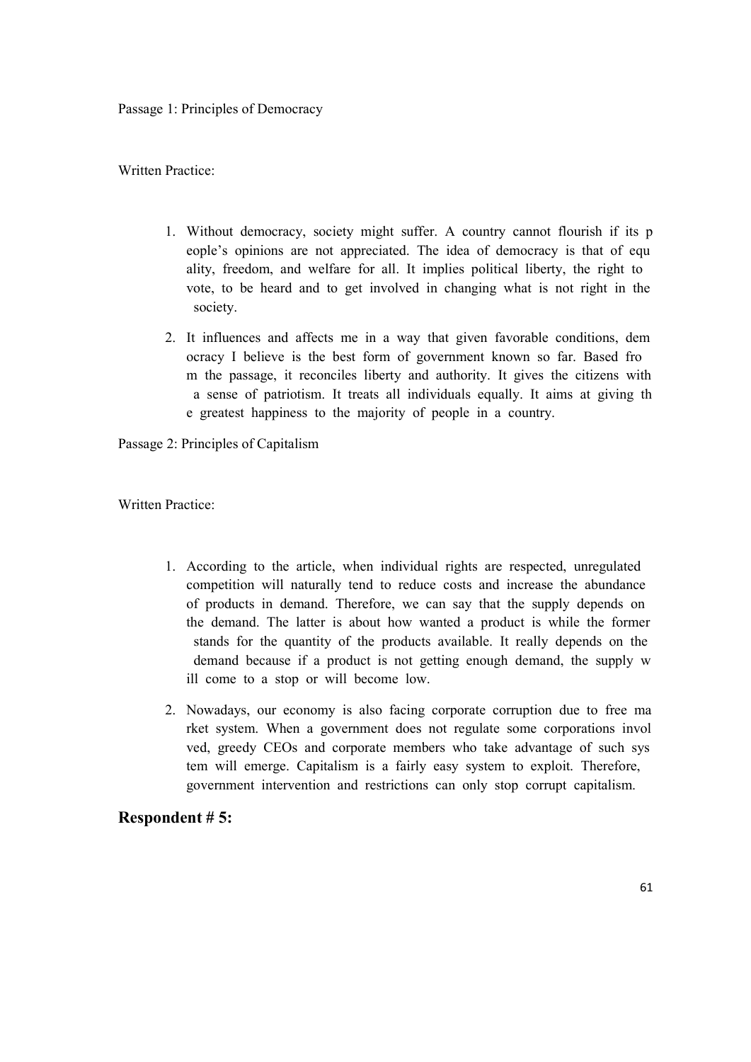Passage 1: Principles of Democracy

Written Practice:

1. Without democracy, society might suffer. A country cannot flourish if its people's opinions are not appreciated. The idea of democracy is that of equality, freedom, and welfare for all. It implies political liberty, the right to vote, to be heard and to get involved in changing what is not right in the society.

2. It influences and affects me in a way that given favorable conditions, democracy I believe is the best form of government known so far. Based from the passage, it reconciles liberty and authority. It gives the citizens with a sense of patriotism. It treats all individuals equally. It aims at giving the greatest happiness to the majority of people in a country.

Passage 2: Principles of Capitalism

Written Practice:

1. According to the article, when individual rights are respected, unregulated competition will naturally tend to reduce costs and increase the abundance of products in demand. Therefore, we can say that the supply depends on the demand. The latter is about how wanted a product is while the former stands for the quantity of the products available. It really depends on the demand because if a product is not getting enough demand, the supply will come to a stop or will become low.

2. Nowadays, our economy is also facing corporate corruption due to free market system. When a government does not regulate some corporations involved, greedy CEOs and corporate members who take advantage of such system will emerge. Capitalism is a fairly easy system to exploit. Therefore, government intervention and restrictions can only stop corrupt capitalism.

**Respondent # 5:**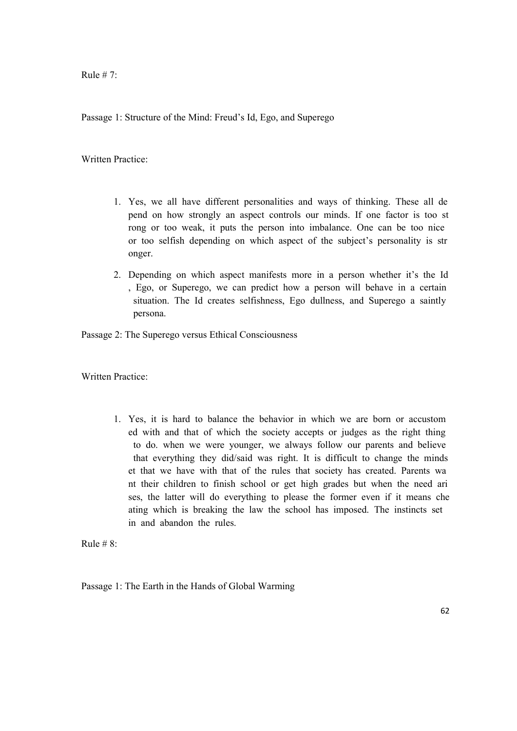Rule # 7:

Passage 1: Structure of the Mind: Freud's Id, Ego, and Superego

Written Practice:

1. Yes, we all have different personalities and ways of thinking. These all depend on how strongly an aspect controls our minds. If one factor is too strong or too weak, it puts the person into imbalance. One can be too nice or too selfish depending on which aspect of the subject's personality is stronger.
2. Depending on which aspect manifests more in a person whether it's the Id, Ego, or Superego, we can predict how a person will behave in a certain situation. The Id creates selfishness, Ego dullness, and Superego a saintly persona.

Passage 2: The Superego versus Ethical Consciousness

Written Practice:

1. Yes, it is hard to balance the behavior in which we are born or accustomed with and that of which the society accepts or judges as the right thing to do. when we were younger, we always follow our parents and believe that everything they did/said was right. It is difficult to change the mindset that we have with that of the rules that society has created. Parents want their children to finish school or get high grades but when the need arises, the latter will do everything to please the former even if it means cheating which is breaking the law the school has imposed. The instincts set in and abandon the rules.

Rule # 8:

Passage 1: The Earth in the Hands of Global Warming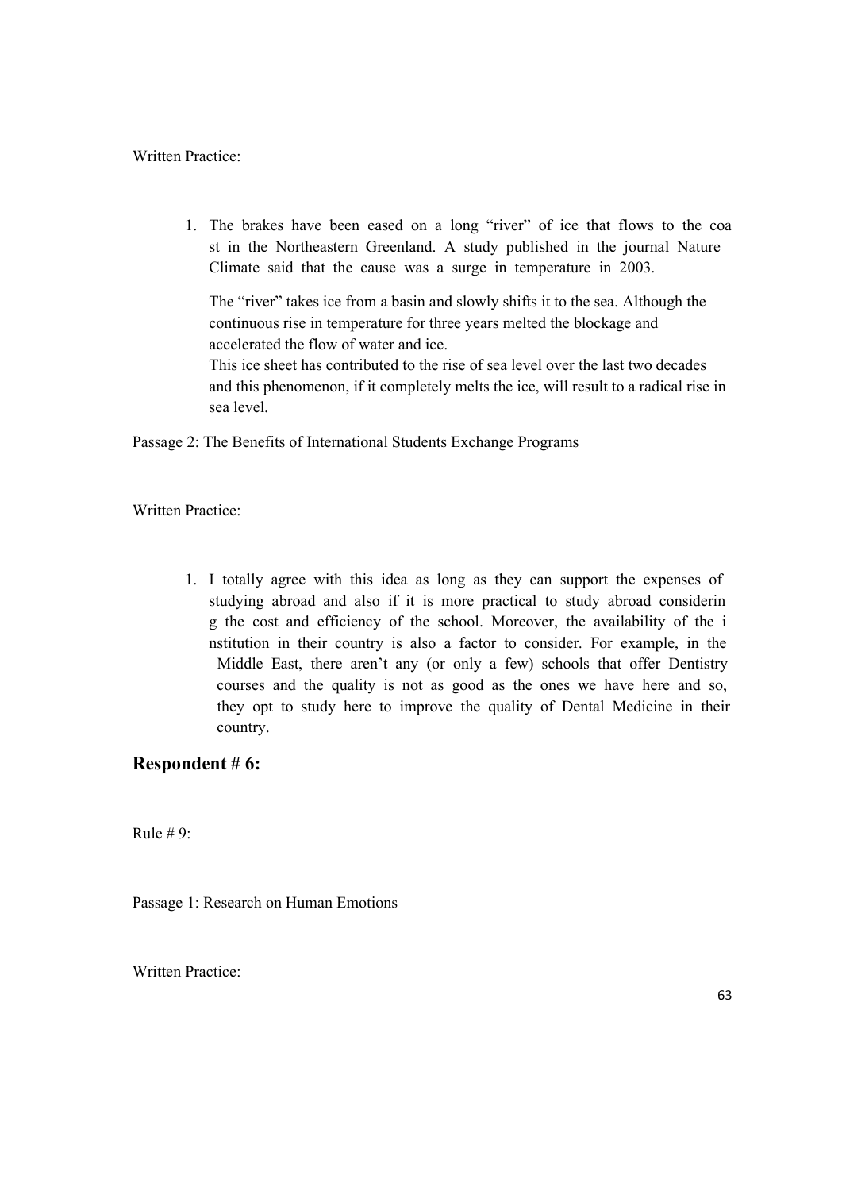Written Practice:

1. The brakes have been eased on a long "river" of ice that flows to the coast in the Northeastern Greenland. A study published in the journal Nature Climate said that the cause was a surge in temperature in 2003.

   The "river" takes ice from a basin and slowly shifts it to the sea. Although the continuous rise in temperature for three years melted the blockage and accelerated the flow of water and ice.
   This ice sheet has contributed to the rise of sea level over the last two decades and this phenomenon, if it completely melts the ice, will result to a radical rise in sea level.

Passage 2: The Benefits of International Students Exchange Programs

Written Practice:

1. I totally agree with this idea as long as they can support the expenses of studying abroad and also if it is more practical to study abroad considering the cost and efficiency of the school. Moreover, the availability of the institution in their country is also a factor to consider. For example, in the Middle East, there aren't any (or only a few) schools that offer Dentistry courses and the quality is not as good as the ones we have here and so, they opt to study here to improve the quality of Dental Medicine in their country.

## Respondent # 6:

Rule # 9:

Passage 1: Research on Human Emotions

Written Practice: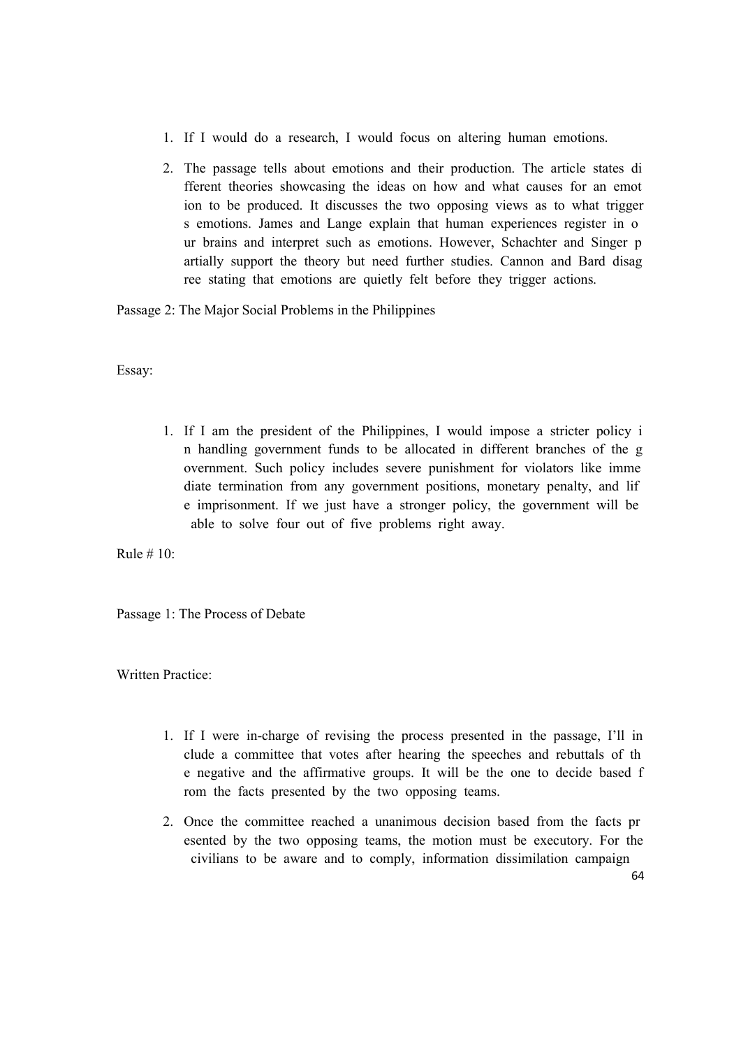1. If I would do a research, I would focus on altering human emotions.

2. The passage tells about emotions and their production. The article states different theories showcasing the ideas on how and what causes for an emotion to be produced. It discusses the two opposing views as to what triggers emotions. James and Lange explain that human experiences register in our brains and interpret such as emotions. However, Schachter and Singer partially support the theory but need further studies. Cannon and Bard disagree stating that emotions are quietly felt before they trigger actions.

Passage 2: The Major Social Problems in the Philippines

Essay:

1. If I am the president of the Philippines, I would impose a stricter policy in handling government funds to be allocated in different branches of the government. Such policy includes severe punishment for violators like immediate termination from any government positions, monetary penalty, and life imprisonment. If we just have a stronger policy, the government will be able to solve four out of five problems right away.

Rule # 10:

Passage 1: The Process of Debate

Written Practice:

1. If I were in-charge of revising the process presented in the passage, I'll include a committee that votes after hearing the speeches and rebuttals of the negative and the affirmative groups. It will be the one to decide based from the facts presented by the two opposing teams.

2. Once the committee reached a unanimous decision based from the facts presented by the two opposing teams, the motion must be executory. For the civilians to be aware and to comply, information dissimilation campaign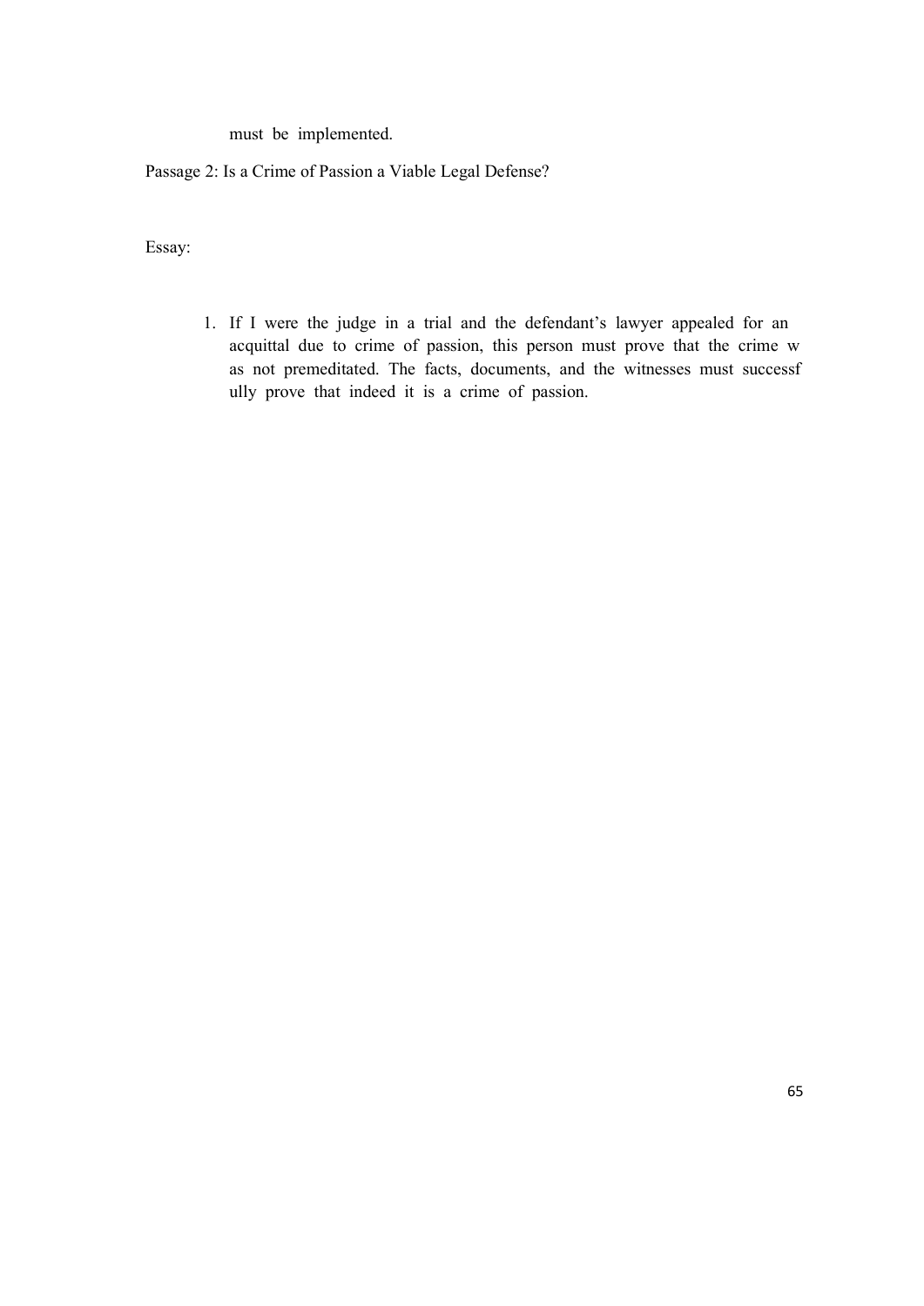must be implemented.

Passage 2: Is a Crime of Passion a Viable Legal Defense?

Essay:

1. If I were the judge in a trial and the defendant's lawyer appealed for an acquittal due to crime of passion, this person must prove that the crime was not premeditated. The facts, documents, and the witnesses must successfully prove that indeed it is a crime of passion.